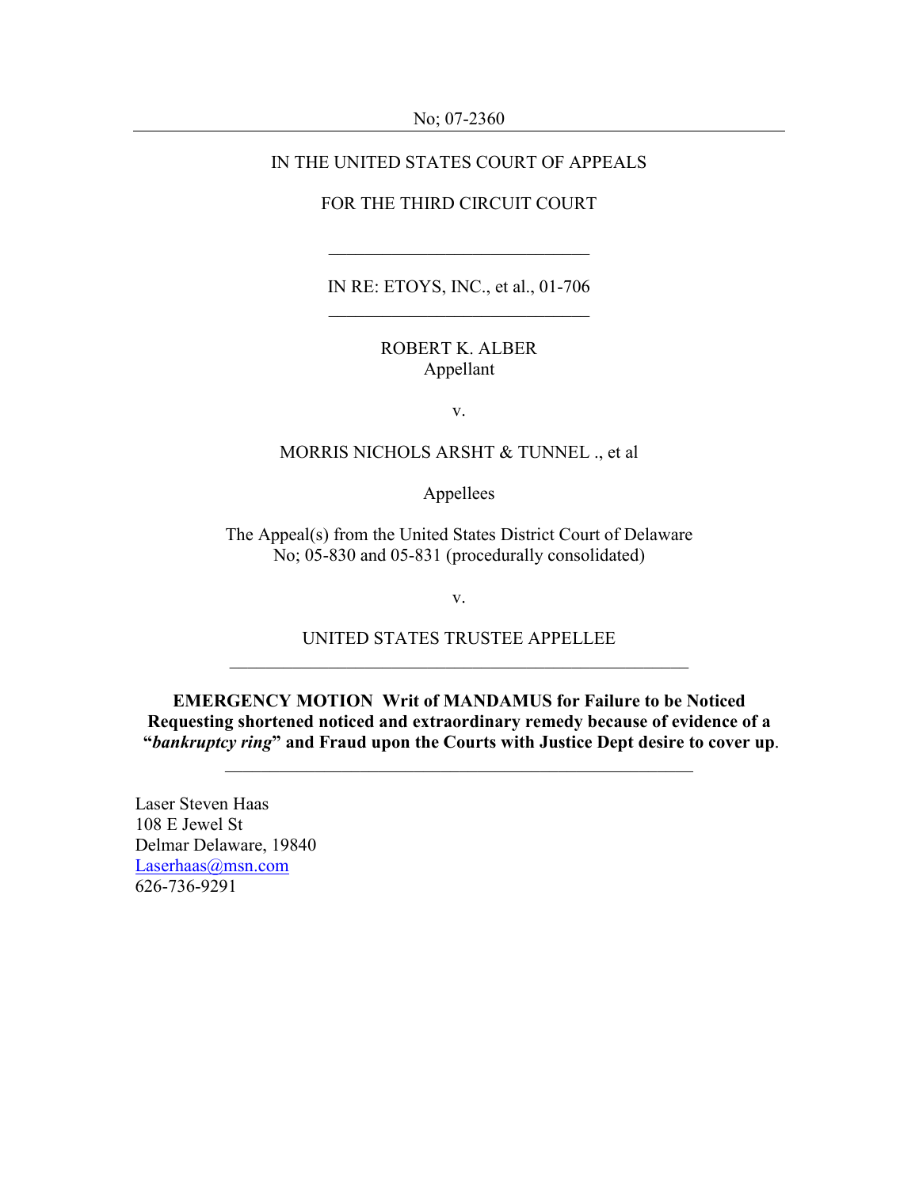No; 07-2360

---

IN THE UNITED STATES COURT OF APPEALS

FOR THE THIRD CIRCUIT COURT

---

IN RE: ETOYS, INC., et al., 01-706

---

ROBERT K. ALBER
Appellant

v.

MORRIS NICHOLS ARSHT & TUNNEL ., et al

Appellees

The Appeal(s) from the United States District Court of Delaware
No; 05-830 and 05-831 (procedurally consolidated)

v.

UNITED STATES TRUSTEE APPELLEE

---

**EMERGENCY MOTION Writ of MANDAMUS for Failure to be Noticed Requesting shortened noticed and extraordinary remedy because of evidence of a "*bankruptcy ring*" and Fraud upon the Courts with Justice Dept desire to cover up**.

---

Laser Steven Haas
108 E Jewel St
Delmar Delaware, 19840
Laserhaas@msn.com
626-736-9291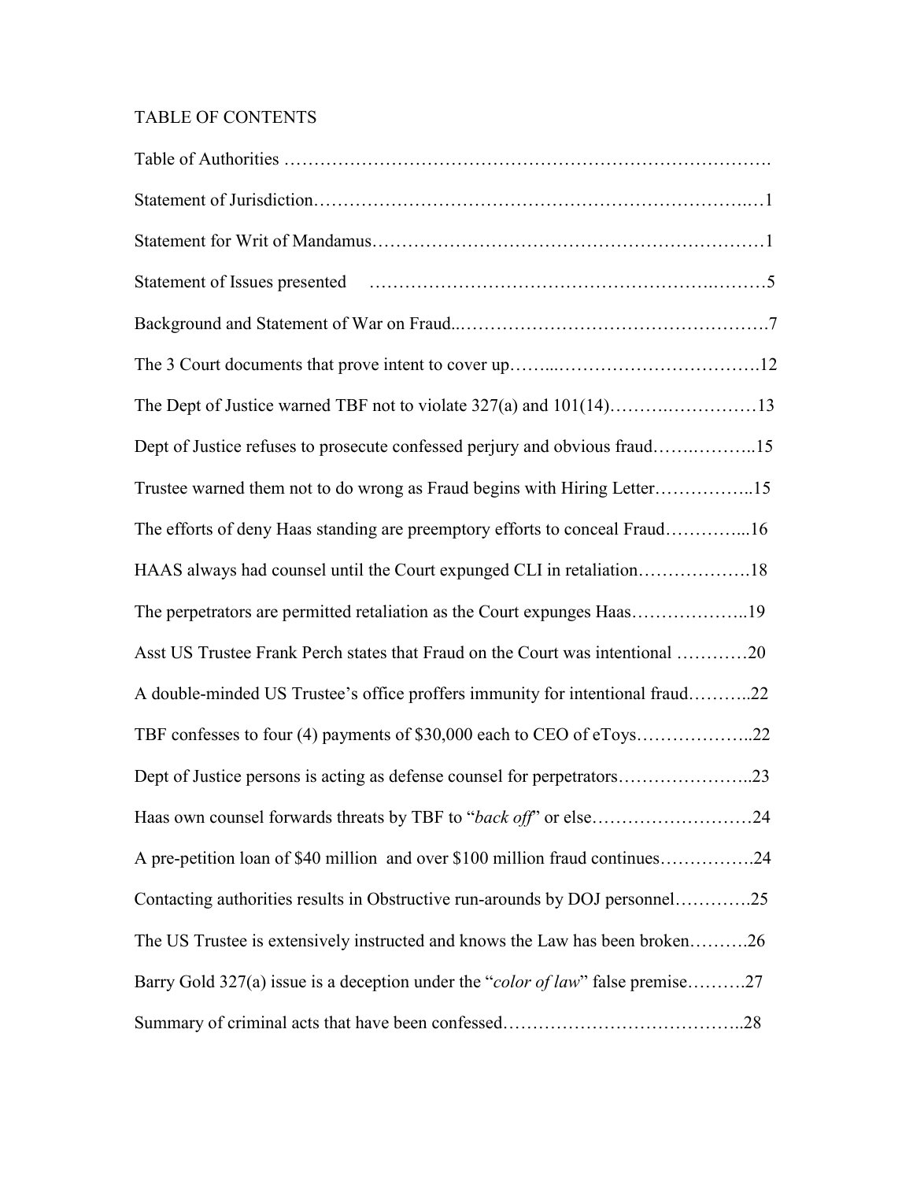## TABLE OF CONTENTS

Table of Authorities ……………………………………………………………………….

Statement of Jurisdiction………………………………………………………….…1

Statement for Writ of Mandamus…………………………………………………………1

Statement of Issues presented ……………………………………………….………5

Background and Statement of War on Fraud..…………………………………………….7

The 3 Court documents that prove intent to cover up……..…………………………….12

The Dept of Justice warned TBF not to violate 327(a) and 101(14)……….……………13

Dept of Justice refuses to prosecute confessed perjury and obvious fraud…….………..15

Trustee warned them not to do wrong as Fraud begins with Hiring Letter……………..15

The efforts of deny Haas standing are preemptory efforts to conceal Fraud…………...16

HAAS always had counsel until the Court expunged CLI in retaliation……………….18

The perpetrators are permitted retaliation as the Court expunges Haas………………..19

Asst US Trustee Frank Perch states that Fraud on the Court was intentional …………20

A double-minded US Trustee's office proffers immunity for intentional fraud………..22

TBF confesses to four (4) payments of $30,000 each to CEO of eToys………………..22

Dept of Justice persons is acting as defense counsel for perpetrators…………………..23

Haas own counsel forwards threats by TBF to "*back off*" or else………………………24

A pre-petition loan of $40 million and over $100 million fraud continues…………….24

Contacting authorities results in Obstructive run-arounds by DOJ personnel………….25

The US Trustee is extensively instructed and knows the Law has been broken……….26

Barry Gold 327(a) issue is a deception under the "*color of law*" false premise……….27

Summary of criminal acts that have been confessed…………………………………..28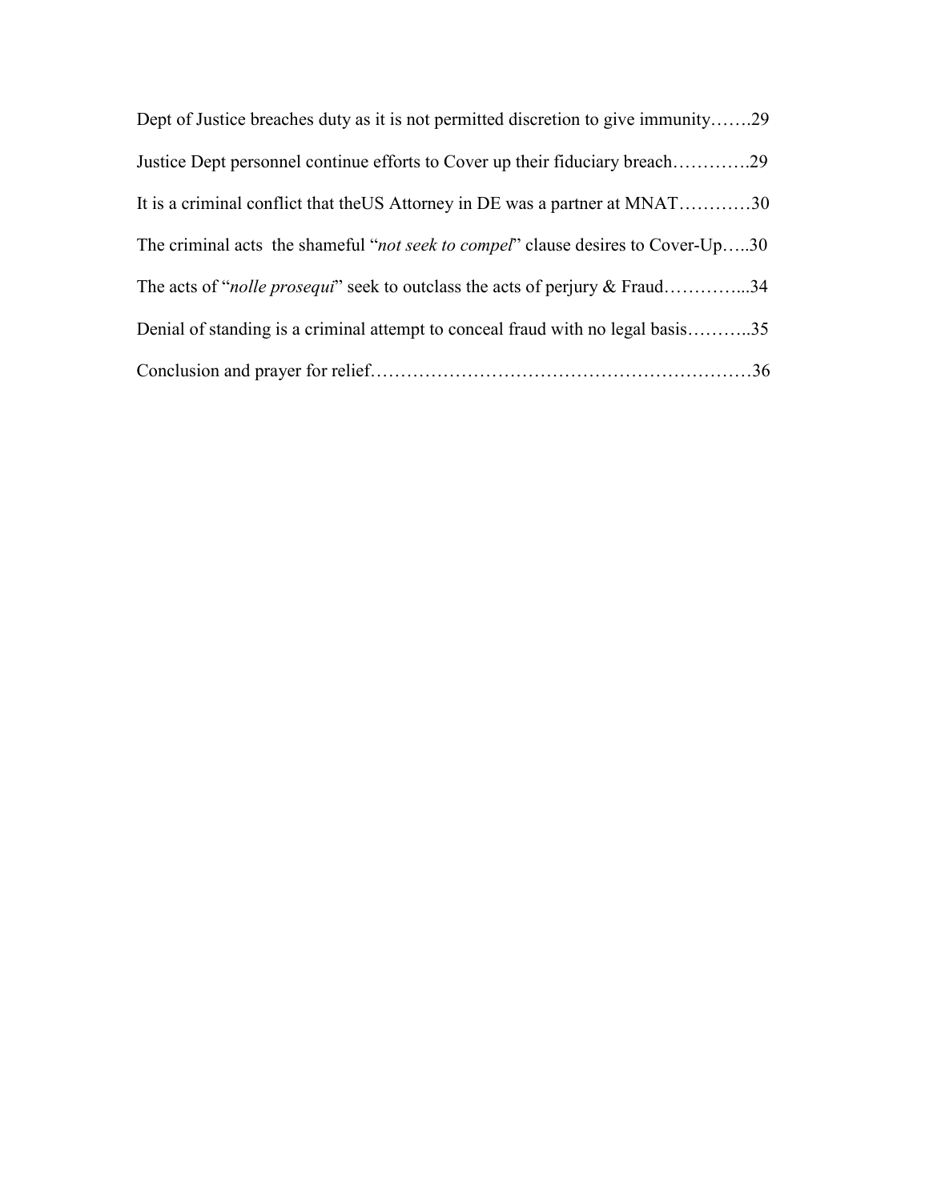Dept of Justice breaches duty as it is not permitted discretion to give immunity…….29

Justice Dept personnel continue efforts to Cover up their fiduciary breach………….29

It is a criminal conflict that theUS Attorney in DE was a partner at MNAT…………30

The criminal acts  the shameful "*not seek to compel*" clause desires to Cover-Up…..30

The acts of "*nolle prosequi*" seek to outclass the acts of perjury & Fraud…………...34

Denial of standing is a criminal attempt to conceal fraud with no legal basis………..35

Conclusion and prayer for relief………………………………………………………36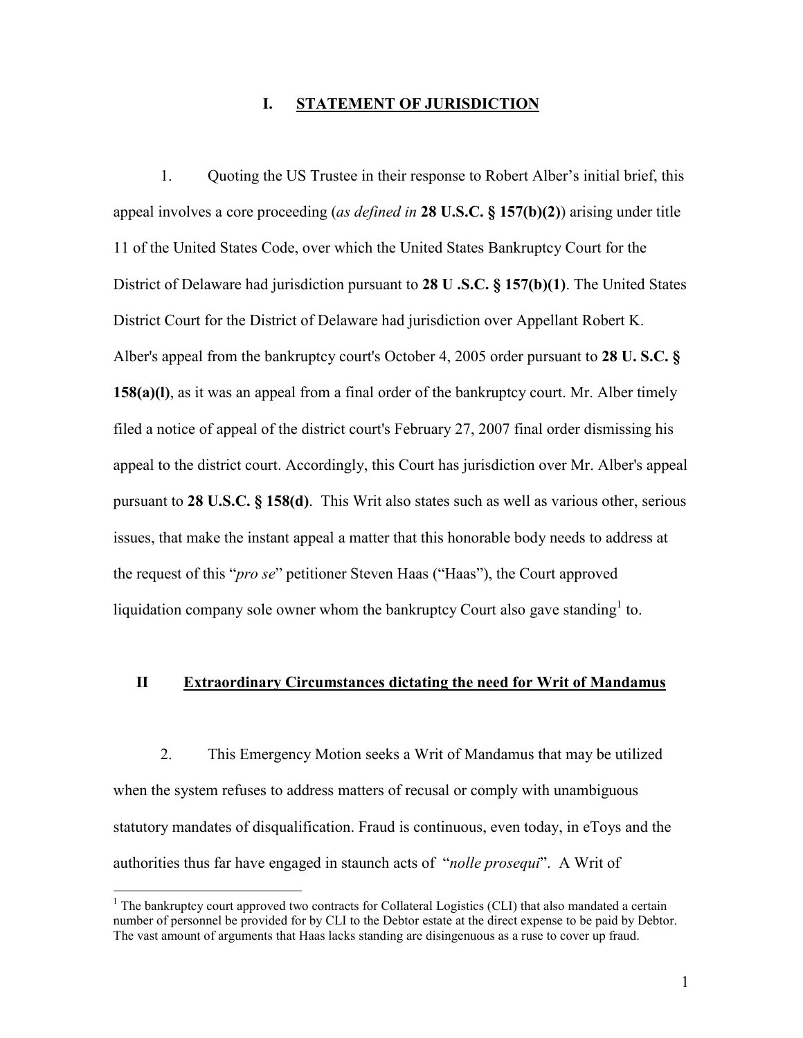## I. STATEMENT OF JURISDICTION

1. Quoting the US Trustee in their response to Robert Alber's initial brief, this appeal involves a core proceeding (*as defined in* **28 U.S.C. § 157(b)(2)**) arising under title 11 of the United States Code, over which the United States Bankruptcy Court for the District of Delaware had jurisdiction pursuant to **28 U .S.C. § 157(b)(1)**. The United States District Court for the District of Delaware had jurisdiction over Appellant Robert K. Alber's appeal from the bankruptcy court's October 4, 2005 order pursuant to **28 U. S.C. § 158(a)(l)**, as it was an appeal from a final order of the bankruptcy court. Mr. Alber timely filed a notice of appeal of the district court's February 27, 2007 final order dismissing his appeal to the district court. Accordingly, this Court has jurisdiction over Mr. Alber's appeal pursuant to **28 U.S.C. § 158(d)**. This Writ also states such as well as various other, serious issues, that make the instant appeal a matter that this honorable body needs to address at the request of this "*pro se*" petitioner Steven Haas ("Haas"), the Court approved liquidation company sole owner whom the bankruptcy Court also gave standing[1] to.

## II Extraordinary Circumstances dictating the need for Writ of Mandamus

2. This Emergency Motion seeks a Writ of Mandamus that may be utilized when the system refuses to address matters of recusal or comply with unambiguous statutory mandates of disqualification. Fraud is continuous, even today, in eToys and the authorities thus far have engaged in staunch acts of "*nolle prosequi*". A Writ of

[1] The bankruptcy court approved two contracts for Collateral Logistics (CLI) that also mandated a certain number of personnel be provided for by CLI to the Debtor estate at the direct expense to be paid by Debtor. The vast amount of arguments that Haas lacks standing are disingenuous as a ruse to cover up fraud.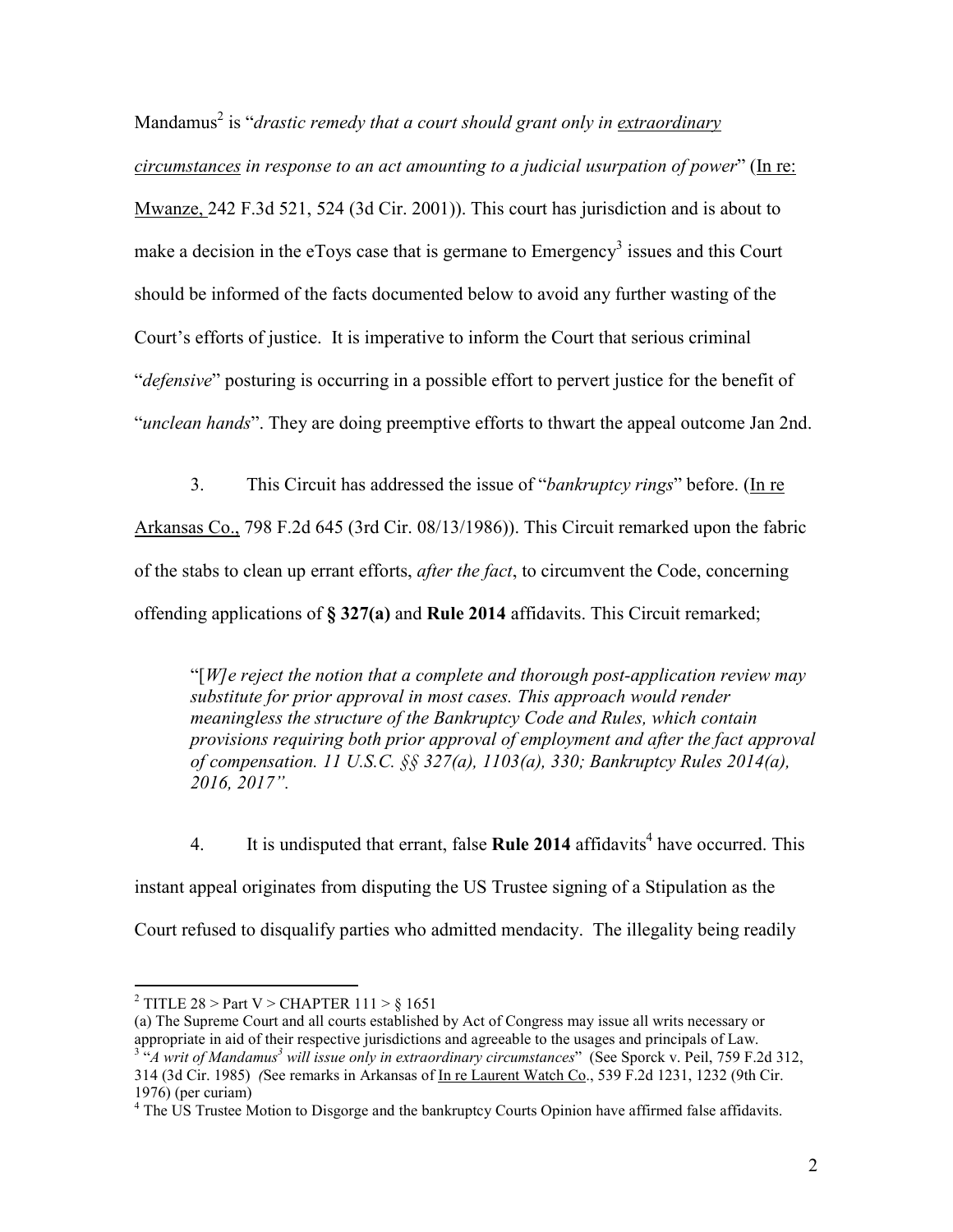Mandamus[2] is "*drastic remedy that a court should grant only in extraordinary circumstances in response to an act amounting to a judicial usurpation of power*" (In re: Mwanze, 242 F.3d 521, 524 (3d Cir. 2001)). This court has jurisdiction and is about to make a decision in the eToys case that is germane to Emergency[3] issues and this Court should be informed of the facts documented below to avoid any further wasting of the Court's efforts of justice. It is imperative to inform the Court that serious criminal "*defensive*" posturing is occurring in a possible effort to pervert justice for the benefit of "*unclean hands*". They are doing preemptive efforts to thwart the appeal outcome Jan 2nd.

3. This Circuit has addressed the issue of "*bankruptcy rings*" before. (In re Arkansas Co., 798 F.2d 645 (3rd Cir. 08/13/1986)). This Circuit remarked upon the fabric of the stabs to clean up errant efforts, *after the fact*, to circumvent the Code, concerning offending applications of **§ 327(a)** and **Rule 2014** affidavits. This Circuit remarked;

> "[*W*]*e reject the notion that a complete and thorough post-application review may substitute for prior approval in most cases. This approach would render meaningless the structure of the Bankruptcy Code and Rules, which contain provisions requiring both prior approval of employment and after the fact approval of compensation. 11 U.S.C. §§ 327(a), 1103(a), 330; Bankruptcy Rules 2014(a), 2016, 2017".*

4. It is undisputed that errant, false **Rule 2014** affidavits[4] have occurred. This instant appeal originates from disputing the US Trustee signing of a Stipulation as the Court refused to disqualify parties who admitted mendacity. The illegality being readily

---

[2] TITLE 28 > Part V > CHAPTER 111 > § 1651
(a) The Supreme Court and all courts established by Act of Congress may issue all writs necessary or appropriate in aid of their respective jurisdictions and agreeable to the usages and principals of Law.

[3] "*A writ of Mandamus[3] will issue only in extraordinary circumstances*" (See Sporck v. Peil, 759 F.2d 312, 314 (3d Cir. 1985) *(*See remarks in Arkansas of In re Laurent Watch Co., 539 F.2d 1231, 1232 (9th Cir. 1976) (per curiam)

[4] The US Trustee Motion to Disgorge and the bankruptcy Courts Opinion have affirmed false affidavits.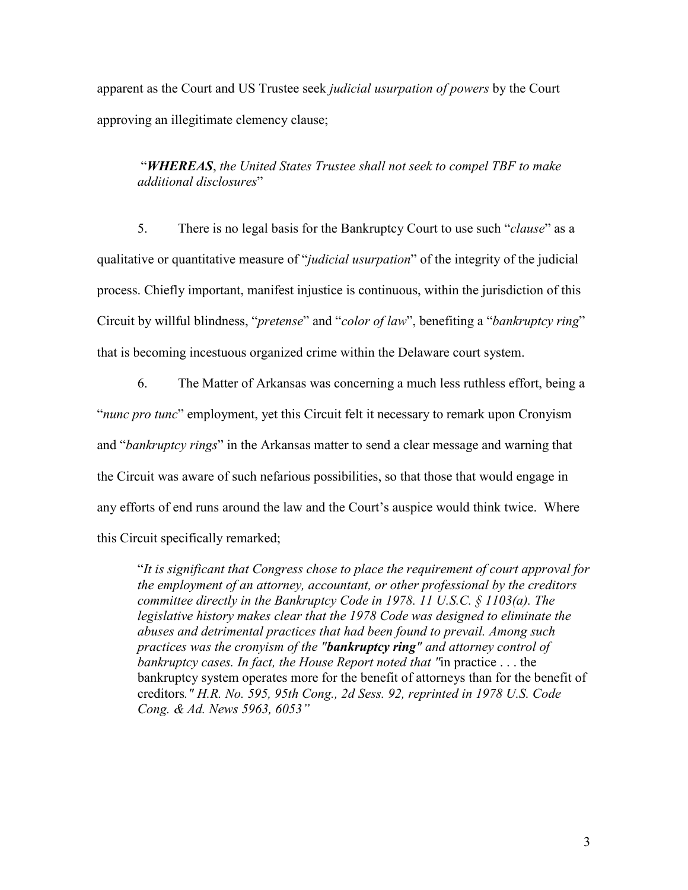apparent as the Court and US Trustee seek *judicial usurpation of powers* by the Court approving an illegitimate clemency clause;

> "***WHEREAS***, *the United States Trustee shall not seek to compel TBF to make additional disclosures*"

5. There is no legal basis for the Bankruptcy Court to use such "*clause*" as a qualitative or quantitative measure of "*judicial usurpation*" of the integrity of the judicial process. Chiefly important, manifest injustice is continuous, within the jurisdiction of this Circuit by willful blindness, "*pretense*" and "*color of law*", benefiting a "*bankruptcy ring*" that is becoming incestuous organized crime within the Delaware court system.

6. The Matter of Arkansas was concerning a much less ruthless effort, being a "*nunc pro tunc*" employment, yet this Circuit felt it necessary to remark upon Cronyism and "*bankruptcy rings*" in the Arkansas matter to send a clear message and warning that the Circuit was aware of such nefarious possibilities, so that those that would engage in any efforts of end runs around the law and the Court's auspice would think twice. Where this Circuit specifically remarked;

> "*It is significant that Congress chose to place the requirement of court approval for the employment of an attorney, accountant, or other professional by the creditors committee directly in the Bankruptcy Code in 1978. 11 U.S.C. § 1103(a). The legislative history makes clear that the 1978 Code was designed to eliminate the abuses and detrimental practices that had been found to prevail. Among such practices was the cronyism of the "**bankruptcy ring**" and attorney control of bankruptcy cases. In fact, the House Report noted that "*in practice . . . the bankruptcy system operates more for the benefit of attorneys than for the benefit of creditors*." H.R. No. 595, 95th Cong., 2d Sess. 92, reprinted in 1978 U.S. Code Cong. & Ad. News 5963, 6053"*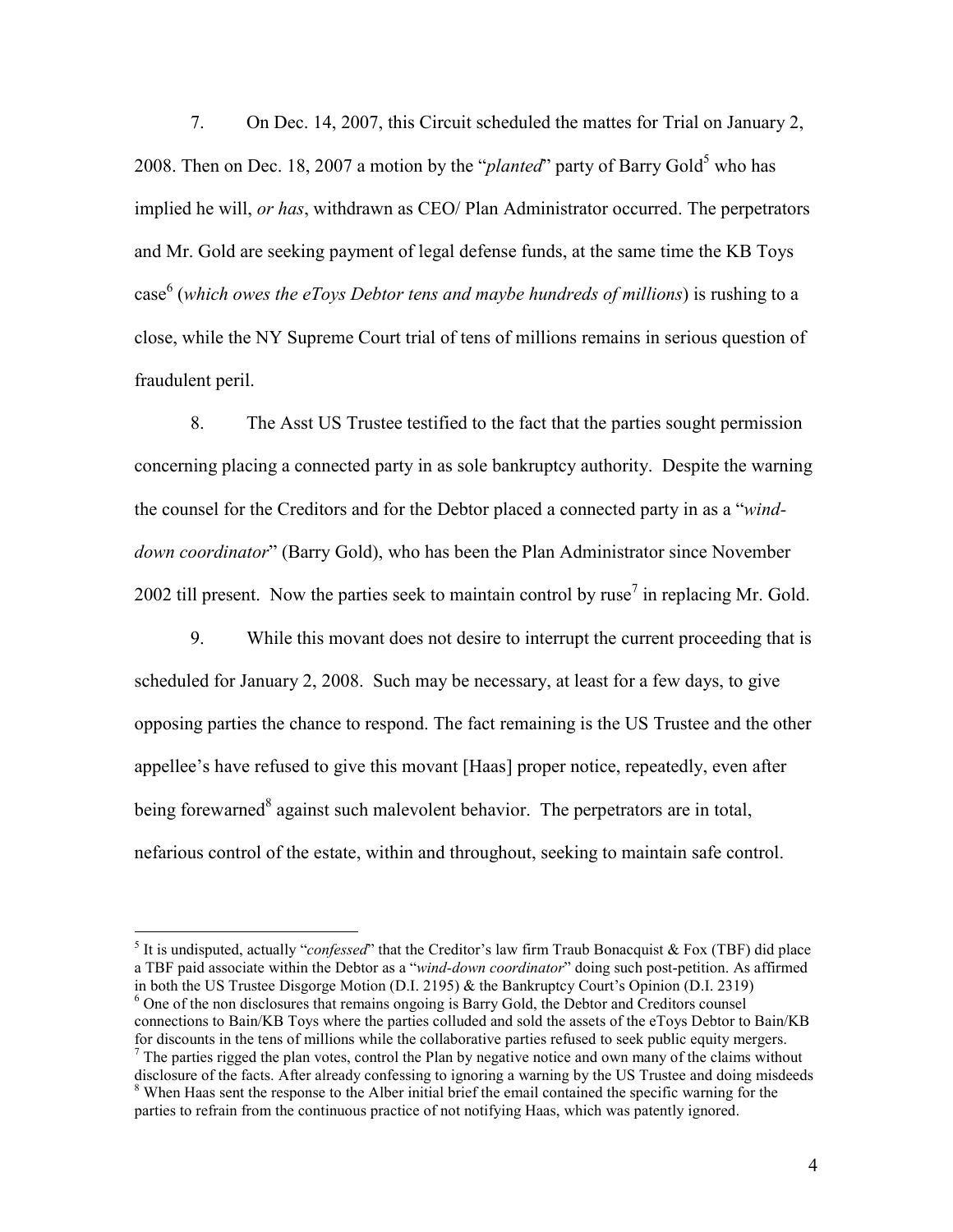7. On Dec. 14, 2007, this Circuit scheduled the mattes for Trial on January 2, 2008. Then on Dec. 18, 2007 a motion by the "*planted*" party of Barry Gold[5] who has implied he will, *or has*, withdrawn as CEO/ Plan Administrator occurred. The perpetrators and Mr. Gold are seeking payment of legal defense funds, at the same time the KB Toys case[6] (*which owes the eToys Debtor tens and maybe hundreds of millions*) is rushing to a close, while the NY Supreme Court trial of tens of millions remains in serious question of fraudulent peril.

8. The Asst US Trustee testified to the fact that the parties sought permission concerning placing a connected party in as sole bankruptcy authority. Despite the warning the counsel for the Creditors and for the Debtor placed a connected party in as a "*wind-down coordinator*" (Barry Gold), who has been the Plan Administrator since November 2002 till present. Now the parties seek to maintain control by ruse[7] in replacing Mr. Gold.

9. While this movant does not desire to interrupt the current proceeding that is scheduled for January 2, 2008. Such may be necessary, at least for a few days, to give opposing parties the chance to respond. The fact remaining is the US Trustee and the other appellee's have refused to give this movant [Haas] proper notice, repeatedly, even after being forewarned[8] against such malevolent behavior. The perpetrators are in total, nefarious control of the estate, within and throughout, seeking to maintain safe control.

---

[5] It is undisputed, actually "*confessed*" that the Creditor's law firm Traub Bonacquist & Fox (TBF) did place a TBF paid associate within the Debtor as a "*wind-down coordinator*" doing such post-petition. As affirmed in both the US Trustee Disgorge Motion (D.I. 2195) & the Bankruptcy Court's Opinion (D.I. 2319)

[6] One of the non disclosures that remains ongoing is Barry Gold, the Debtor and Creditors counsel connections to Bain/KB Toys where the parties colluded and sold the assets of the eToys Debtor to Bain/KB for discounts in the tens of millions while the collaborative parties refused to seek public equity mergers.

[7] The parties rigged the plan votes, control the Plan by negative notice and own many of the claims without disclosure of the facts. After already confessing to ignoring a warning by the US Trustee and doing misdeeds

[8] When Haas sent the response to the Alber initial brief the email contained the specific warning for the parties to refrain from the continuous practice of not notifying Haas, which was patently ignored.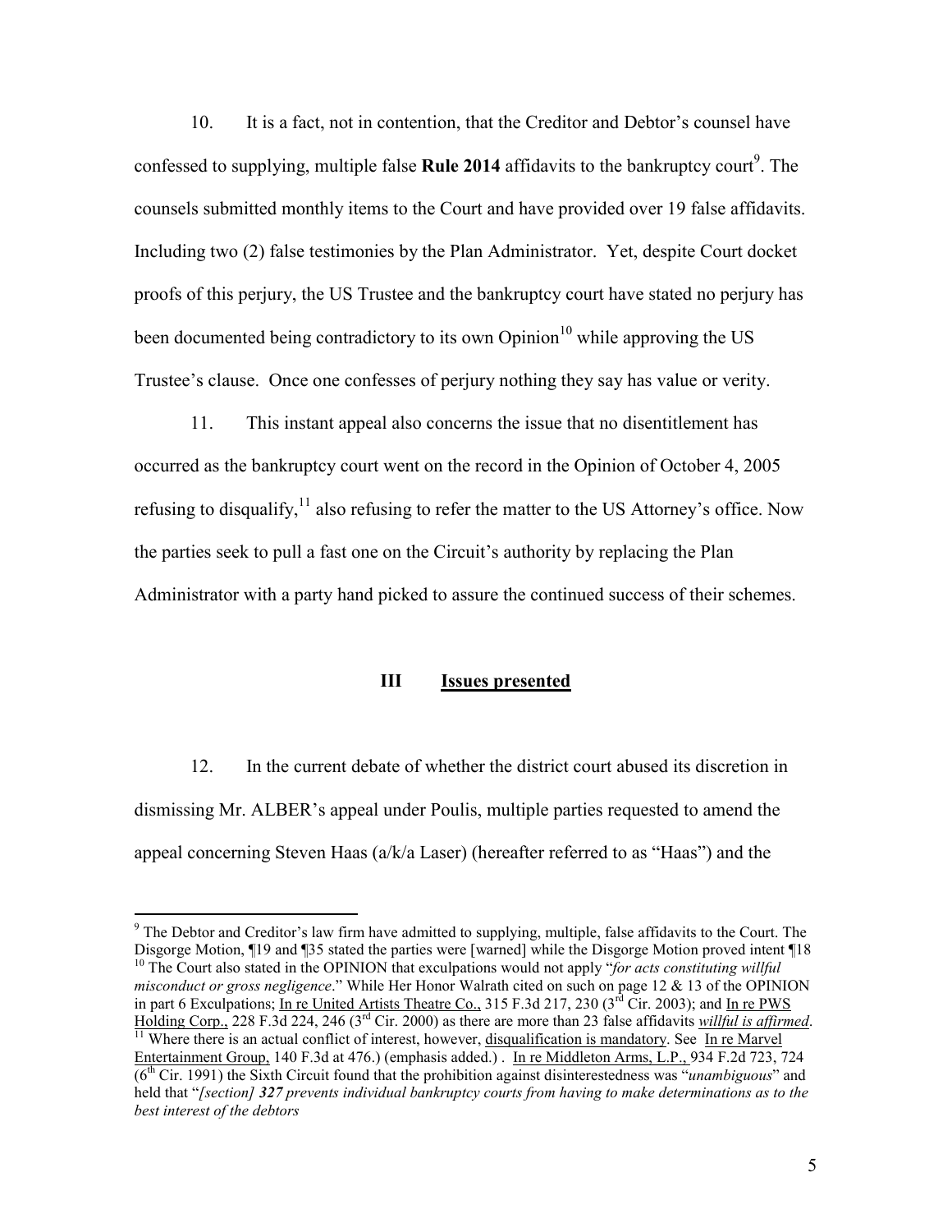10. It is a fact, not in contention, that the Creditor and Debtor's counsel have confessed to supplying, multiple false **Rule 2014** affidavits to the bankruptcy court[9]. The counsels submitted monthly items to the Court and have provided over 19 false affidavits. Including two (2) false testimonies by the Plan Administrator. Yet, despite Court docket proofs of this perjury, the US Trustee and the bankruptcy court have stated no perjury has been documented being contradictory to its own Opinion[10] while approving the US Trustee's clause. Once one confesses of perjury nothing they say has value or verity.

11. This instant appeal also concerns the issue that no disentitlement has occurred as the bankruptcy court went on the record in the Opinion of October 4, 2005 refusing to disqualify,[11] also refusing to refer the matter to the US Attorney's office. Now the parties seek to pull a fast one on the Circuit's authority by replacing the Plan Administrator with a party hand picked to assure the continued success of their schemes.

## III Issues presented

12. In the current debate of whether the district court abused its discretion in dismissing Mr. ALBER's appeal under Poulis, multiple parties requested to amend the appeal concerning Steven Haas (a/k/a Laser) (hereafter referred to as "Haas") and the

---

[9] The Debtor and Creditor's law firm have admitted to supplying, multiple, false affidavits to the Court. The Disgorge Motion, ¶19 and ¶35 stated the parties were [warned] while the Disgorge Motion proved intent ¶18

[10] The Court also stated in the OPINION that exculpations would not apply "*for acts constituting willful misconduct or gross negligence*." While Her Honor Walrath cited on such on page 12 & 13 of the OPINION in part 6 Exculpations; In re United Artists Theatre Co., 315 F.3d 217, 230 (3rd Cir. 2003); and In re PWS Holding Corp., 228 F.3d 224, 246 (3rd Cir. 2000) as there are more than 23 false affidavits ***willful is affirmed***.

[11] Where there is an actual conflict of interest, however, disqualification is mandatory. See In re Marvel Entertainment Group, 140 F.3d at 476.) (emphasis added.) . In re Middleton Arms, L.P., 934 F.2d 723, 724 (6th Cir. 1991) the Sixth Circuit found that the prohibition against disinterestedness was "*unambiguous*" and held that "*[section]* ***327*** *prevents individual bankruptcy courts from having to make determinations as to the best interest of the debtors*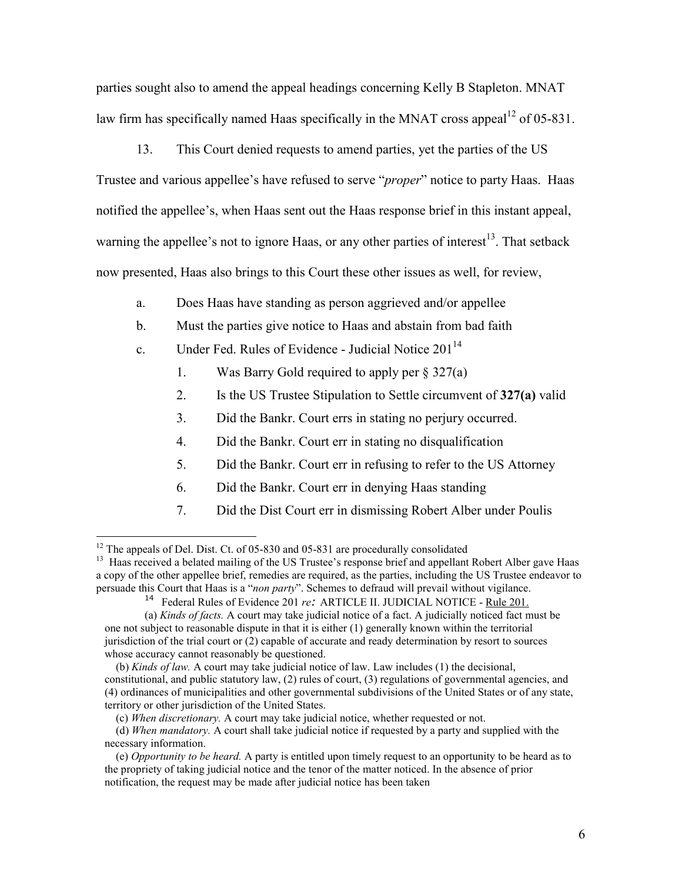parties sought also to amend the appeal headings concerning Kelly B Stapleton. MNAT law firm has specifically named Haas specifically in the MNAT cross appeal[12] of 05-831.

13. This Court denied requests to amend parties, yet the parties of the US Trustee and various appellee's have refused to serve "*proper*" notice to party Haas. Haas notified the appellee's, when Haas sent out the Haas response brief in this instant appeal, warning the appellee's not to ignore Haas, or any other parties of interest[13]. That setback now presented, Haas also brings to this Court these other issues as well, for review,

a. Does Haas have standing as person aggrieved and/or appellee

b. Must the parties give notice to Haas and abstain from bad faith

c. Under Fed. Rules of Evidence - Judicial Notice 201[14]

1. Was Barry Gold required to apply per § 327(a)
2. Is the US Trustee Stipulation to Settle circumvent of **327(a)** valid
3. Did the Bankr. Court errs in stating no perjury occurred.
4. Did the Bankr. Court err in stating no disqualification
5. Did the Bankr. Court err in refusing to refer to the US Attorney
6. Did the Bankr. Court err in denying Haas standing
7. Did the Dist Court err in dismissing Robert Alber under Poulis

---

[12] The appeals of Del. Dist. Ct. of 05-830 and 05-831 are procedurally consolidated

[13] Haas received a belated mailing of the US Trustee's response brief and appellant Robert Alber gave Haas a copy of the other appellee brief, remedies are required, as the parties, including the US Trustee endeavor to persuade this Court that Haas is a "*non party*". Schemes to defraud will prevail without vigilance.

[14] Federal Rules of Evidence 201 *re:* ARTICLE II. JUDICIAL NOTICE - Rule 201.

(a) *Kinds of facts.* A court may take judicial notice of a fact. A judicially noticed fact must be one not subject to reasonable dispute in that it is either (1) generally known within the territorial jurisdiction of the trial court or (2) capable of accurate and ready determination by resort to sources whose accuracy cannot reasonably be questioned.

(b) *Kinds of law.* A court may take judicial notice of law. Law includes (1) the decisional, constitutional, and public statutory law, (2) rules of court, (3) regulations of governmental agencies, and (4) ordinances of municipalities and other governmental subdivisions of the United States or of any state, territory or other jurisdiction of the United States.

(c) *When discretionary.* A court may take judicial notice, whether requested or not.

(d) *When mandatory.* A court shall take judicial notice if requested by a party and supplied with the necessary information.

(e) *Opportunity to be heard.* A party is entitled upon timely request to an opportunity to be heard as to the propriety of taking judicial notice and the tenor of the matter noticed. In the absence of prior notification, the request may be made after judicial notice has been taken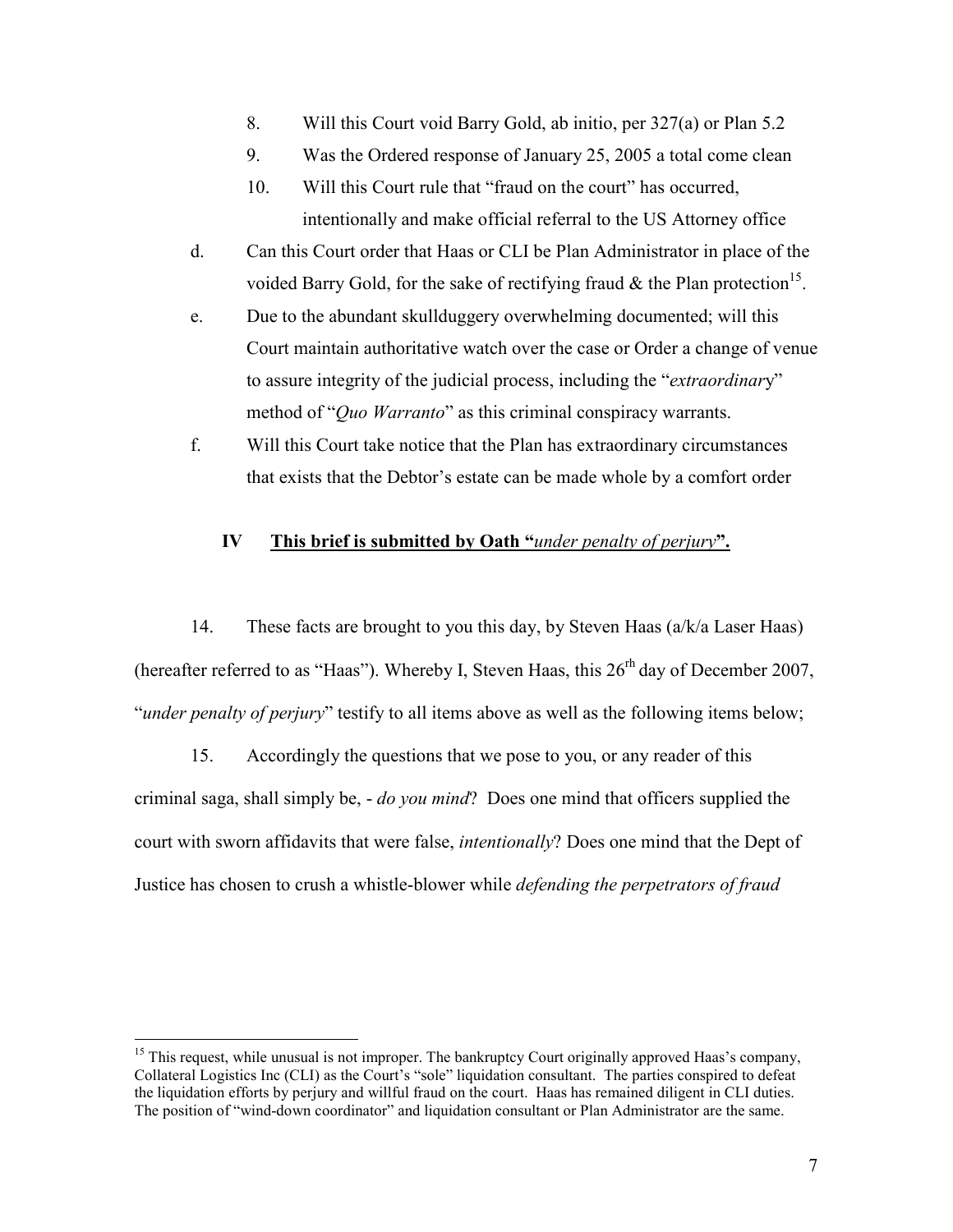8. Will this Court void Barry Gold, ab initio, per 327(a) or Plan 5.2
9. Was the Ordered response of January 25, 2005 a total come clean
10. Will this Court rule that "fraud on the court" has occurred, intentionally and make official referral to the US Attorney office

d. Can this Court order that Haas or CLI be Plan Administrator in place of the voided Barry Gold, for the sake of rectifying fraud & the Plan protection[15].

e. Due to the abundant skullduggery overwhelming documented; will this Court maintain authoritative watch over the case or Order a change of venue to assure integrity of the judicial process, including the "*extraordinary*" method of "*Quo Warranto*" as this criminal conspiracy warrants.

f. Will this Court take notice that the Plan has extraordinary circumstances that exists that the Debtor's estate can be made whole by a comfort order

## IV **This brief is submitted by Oath "*under penalty of perjury*".**

14. These facts are brought to you this day, by Steven Haas (a/k/a Laser Haas) (hereafter referred to as "Haas"). Whereby I, Steven Haas, this 26[rh] day of December 2007, "*under penalty of perjury*" testify to all items above as well as the following items below;

15. Accordingly the questions that we pose to you, or any reader of this criminal saga, shall simply be, - *do you mind*? Does one mind that officers supplied the court with sworn affidavits that were false, *intentionally*? Does one mind that the Dept of Justice has chosen to crush a whistle-blower while *defending the perpetrators of fraud*

---

[15] This request, while unusual is not improper. The bankruptcy Court originally approved Haas's company, Collateral Logistics Inc (CLI) as the Court's "sole" liquidation consultant. The parties conspired to defeat the liquidation efforts by perjury and willful fraud on the court. Haas has remained diligent in CLI duties. The position of "wind-down coordinator" and liquidation consultant or Plan Administrator are the same.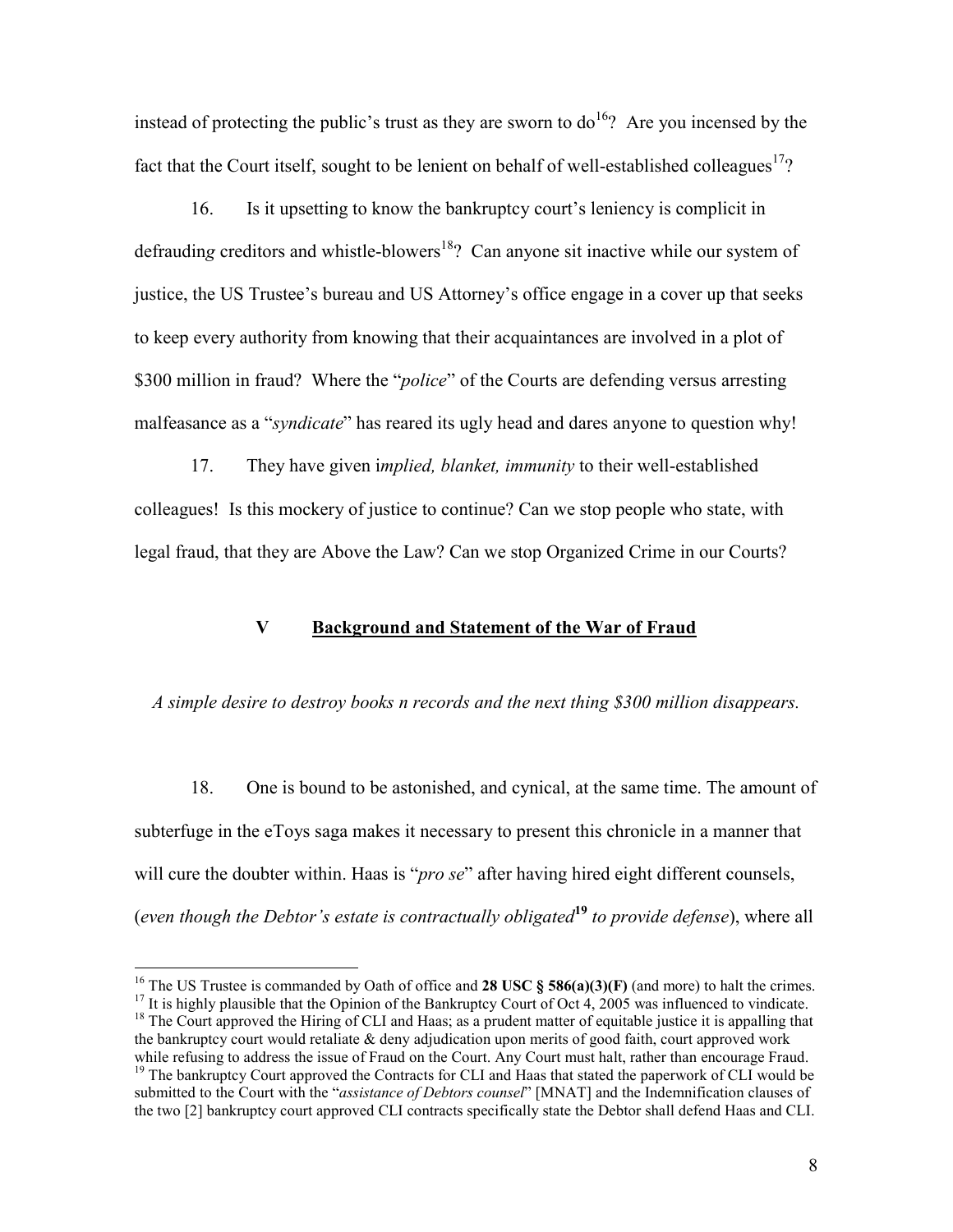instead of protecting the public's trust as they are sworn to do[16]? Are you incensed by the fact that the Court itself, sought to be lenient on behalf of well-established colleagues[17]?

16. Is it upsetting to know the bankruptcy court's leniency is complicit in defrauding creditors and whistle-blowers[18]? Can anyone sit inactive while our system of justice, the US Trustee's bureau and US Attorney's office engage in a cover up that seeks to keep every authority from knowing that their acquaintances are involved in a plot of $300 million in fraud? Where the "*police*" of the Courts are defending versus arresting malfeasance as a "*syndicate*" has reared its ugly head and dares anyone to question why!

17. They have given i*mplied, blanket, immunity* to their well-established colleagues! Is this mockery of justice to continue? Can we stop people who state, with legal fraud, that they are Above the Law? Can we stop Organized Crime in our Courts?

## V Background and Statement of the War of Fraud

*A simple desire to destroy books n records and the next thing $300 million disappears.*

18. One is bound to be astonished, and cynical, at the same time. The amount of subterfuge in the eToys saga makes it necessary to present this chronicle in a manner that will cure the doubter within. Haas is "*pro se*" after having hired eight different counsels, (*even though the Debtor's estate is contractually obligated*[19] *to provide defense*), where all

---

[16] The US Trustee is commanded by Oath of office and **28 USC § 586(a)(3)(F)** (and more) to halt the crimes.

[17] It is highly plausible that the Opinion of the Bankruptcy Court of Oct 4, 2005 was influenced to vindicate.

[18] The Court approved the Hiring of CLI and Haas; as a prudent matter of equitable justice it is appalling that the bankruptcy court would retaliate & deny adjudication upon merits of good faith, court approved work while refusing to address the issue of Fraud on the Court. Any Court must halt, rather than encourage Fraud.

[19] The bankruptcy Court approved the Contracts for CLI and Haas that stated the paperwork of CLI would be submitted to the Court with the "*assistance of Debtors counsel*" [MNAT] and the Indemnification clauses of the two [2] bankruptcy court approved CLI contracts specifically state the Debtor shall defend Haas and CLI.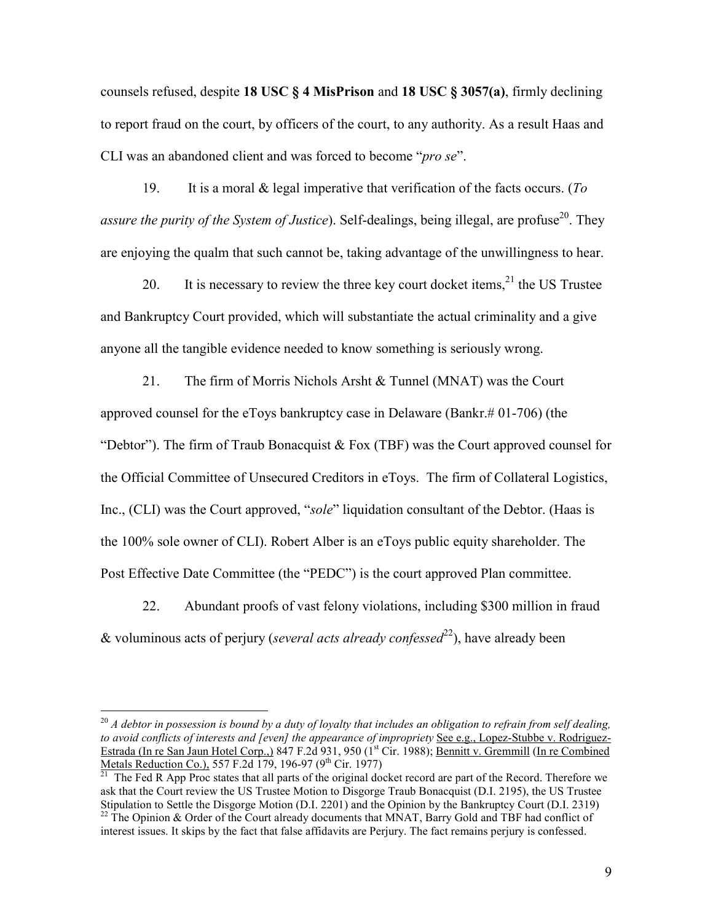counsels refused, despite **18 USC § 4 MisPrison** and **18 USC § 3057(a)**, firmly declining to report fraud on the court, by officers of the court, to any authority. As a result Haas and CLI was an abandoned client and was forced to become "*pro se*".

19. It is a moral & legal imperative that verification of the facts occurs. (*To assure the purity of the System of Justice*). Self-dealings, being illegal, are profuse[20]. They are enjoying the qualm that such cannot be, taking advantage of the unwillingness to hear.

20. It is necessary to review the three key court docket items,[21] the US Trustee and Bankruptcy Court provided, which will substantiate the actual criminality and a give anyone all the tangible evidence needed to know something is seriously wrong.

21. The firm of Morris Nichols Arsht & Tunnel (MNAT) was the Court approved counsel for the eToys bankruptcy case in Delaware (Bankr.# 01-706) (the "Debtor"). The firm of Traub Bonacquist & Fox (TBF) was the Court approved counsel for the Official Committee of Unsecured Creditors in eToys. The firm of Collateral Logistics, Inc., (CLI) was the Court approved, "*sole*" liquidation consultant of the Debtor. (Haas is the 100% sole owner of CLI). Robert Alber is an eToys public equity shareholder. The Post Effective Date Committee (the "PEDC") is the court approved Plan committee.

22. Abundant proofs of vast felony violations, including $300 million in fraud & voluminous acts of perjury (*several acts already confessed*[22]), have already been

---

[20] *A debtor in possession is bound by a duty of loyalty that includes an obligation to refrain from self dealing, to avoid conflicts of interests and [even] the appearance of impropriety* See e.g., Lopez-Stubbe v. Rodriguez-Estrada (In re San Jaun Hotel Corp.,) 847 F.2d 931, 950 (1st Cir. 1988); Bennitt v. Gremmill (In re Combined Metals Reduction Co.), 557 F.2d 179, 196-97 (9th Cir. 1977)

[21] The Fed R App Proc states that all parts of the original docket record are part of the Record. Therefore we ask that the Court review the US Trustee Motion to Disgorge Traub Bonacquist (D.I. 2195), the US Trustee Stipulation to Settle the Disgorge Motion (D.I. 2201) and the Opinion by the Bankruptcy Court (D.I. 2319)

[22] The Opinion & Order of the Court already documents that MNAT, Barry Gold and TBF had conflict of interest issues. It skips by the fact that false affidavits are Perjury. The fact remains perjury is confessed.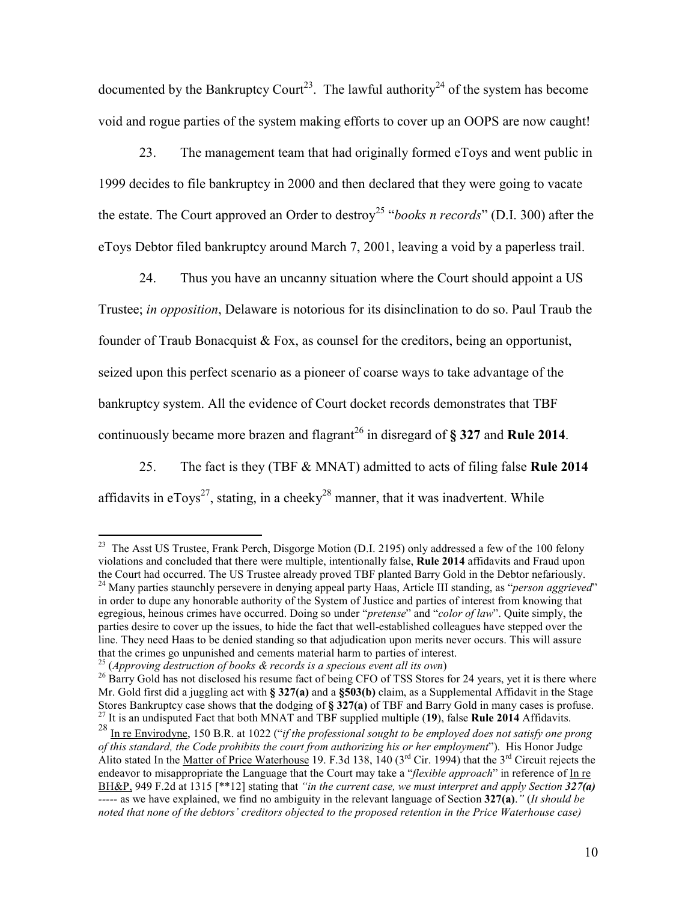documented by the Bankruptcy Court[23]. The lawful authority[24] of the system has become void and rogue parties of the system making efforts to cover up an OOPS are now caught!

23. The management team that had originally formed eToys and went public in 1999 decides to file bankruptcy in 2000 and then declared that they were going to vacate the estate. The Court approved an Order to destroy[25] "*books n records*" (D.I. 300) after the eToys Debtor filed bankruptcy around March 7, 2001, leaving a void by a paperless trail.

24. Thus you have an uncanny situation where the Court should appoint a US Trustee; *in opposition*, Delaware is notorious for its disinclination to do so. Paul Traub the founder of Traub Bonacquist & Fox, as counsel for the creditors, being an opportunist, seized upon this perfect scenario as a pioneer of coarse ways to take advantage of the bankruptcy system. All the evidence of Court docket records demonstrates that TBF continuously became more brazen and flagrant[26] in disregard of **§ 327** and **Rule 2014**.

25. The fact is they (TBF & MNAT) admitted to acts of filing false **Rule 2014** affidavits in eToys[27], stating, in a cheeky[28] manner, that it was inadvertent. While

---

[23] The Asst US Trustee, Frank Perch, Disgorge Motion (D.I. 2195) only addressed a few of the 100 felony violations and concluded that there were multiple, intentionally false, **Rule 2014** affidavits and Fraud upon the Court had occurred. The US Trustee already proved TBF planted Barry Gold in the Debtor nefariously.

[24] Many parties staunchly persevere in denying appeal party Haas, Article III standing, as "*person aggrieved*" in order to dupe any honorable authority of the System of Justice and parties of interest from knowing that egregious, heinous crimes have occurred. Doing so under "*pretense*" and "*color of law*". Quite simply, the parties desire to cover up the issues, to hide the fact that well-established colleagues have stepped over the line. They need Haas to be denied standing so that adjudication upon merits never occurs. This will assure that the crimes go unpunished and cements material harm to parties of interest.

[25] (*Approving destruction of books & records is a specious event all its own*)

[26] Barry Gold has not disclosed his resume fact of being CFO of TSS Stores for 24 years, yet it is there where Mr. Gold first did a juggling act with **§ 327(a)** and a **§503(b)** claim, as a Supplemental Affidavit in the Stage Stores Bankruptcy case shows that the dodging of **§ 327(a)** of TBF and Barry Gold in many cases is profuse.

[27] It is an undisputed Fact that both MNAT and TBF supplied multiple (**19**), false **Rule 2014** Affidavits.

[28] In re Envirodyne, 150 B.R. at 1022 ("*if the professional sought to be employed does not satisfy one prong of this standard, the Code prohibits the court from authorizing his or her employment*"). His Honor Judge Alito stated In the Matter of Price Waterhouse 19. F.3d 138, 140 (3rd Cir. 1994) that the 3rd Circuit rejects the endeavor to misappropriate the Language that the Court may take a "*flexible approach*" in reference of In re BH&P, 949 F.2d at 1315 [**12] stating that *"in the current case, we must interpret and apply Section **327(a)** ----- as we have explained, we find no ambiguity in the relevant language of Section **327(a)**."* (*It should be noted that none of the debtors' creditors objected to the proposed retention in the Price Waterhouse case)*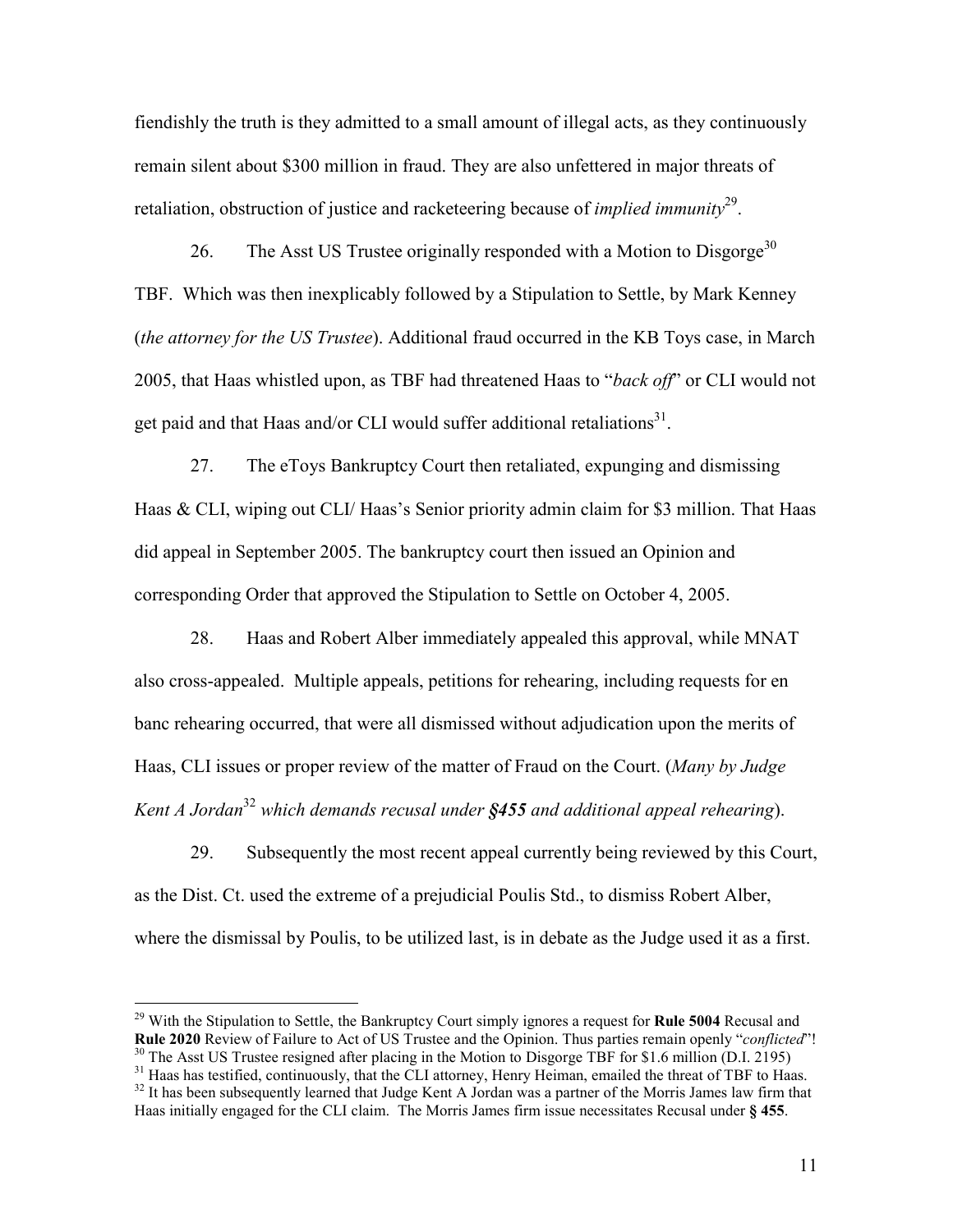fiendishly the truth is they admitted to a small amount of illegal acts, as they continuously remain silent about $300 million in fraud. They are also unfettered in major threats of retaliation, obstruction of justice and racketeering because of *implied immunity*[29].

26. The Asst US Trustee originally responded with a Motion to Disgorge[30] TBF. Which was then inexplicably followed by a Stipulation to Settle, by Mark Kenney (*the attorney for the US Trustee*). Additional fraud occurred in the KB Toys case, in March 2005, that Haas whistled upon, as TBF had threatened Haas to "*back off*" or CLI would not get paid and that Haas and/or CLI would suffer additional retaliations[31].

27. The eToys Bankruptcy Court then retaliated, expunging and dismissing Haas & CLI, wiping out CLI/ Haas's Senior priority admin claim for $3 million. That Haas did appeal in September 2005. The bankruptcy court then issued an Opinion and corresponding Order that approved the Stipulation to Settle on October 4, 2005.

28. Haas and Robert Alber immediately appealed this approval, while MNAT also cross-appealed. Multiple appeals, petitions for rehearing, including requests for en banc rehearing occurred, that were all dismissed without adjudication upon the merits of Haas, CLI issues or proper review of the matter of Fraud on the Court. (*Many by Judge Kent A Jordan*[32] *which demands recusal under **§455** and additional appeal rehearing*).

29. Subsequently the most recent appeal currently being reviewed by this Court, as the Dist. Ct. used the extreme of a prejudicial Poulis Std., to dismiss Robert Alber, where the dismissal by Poulis, to be utilized last, is in debate as the Judge used it as a first.

---

[29] With the Stipulation to Settle, the Bankruptcy Court simply ignores a request for **Rule 5004** Recusal and **Rule 2020** Review of Failure to Act of US Trustee and the Opinion. Thus parties remain openly "*conflicted*"!

[30] The Asst US Trustee resigned after placing in the Motion to Disgorge TBF for $1.6 million (D.I. 2195)

[31] Haas has testified, continuously, that the CLI attorney, Henry Heiman, emailed the threat of TBF to Haas.

[32] It has been subsequently learned that Judge Kent A Jordan was a partner of the Morris James law firm that Haas initially engaged for the CLI claim. The Morris James firm issue necessitates Recusal under **§ 455**.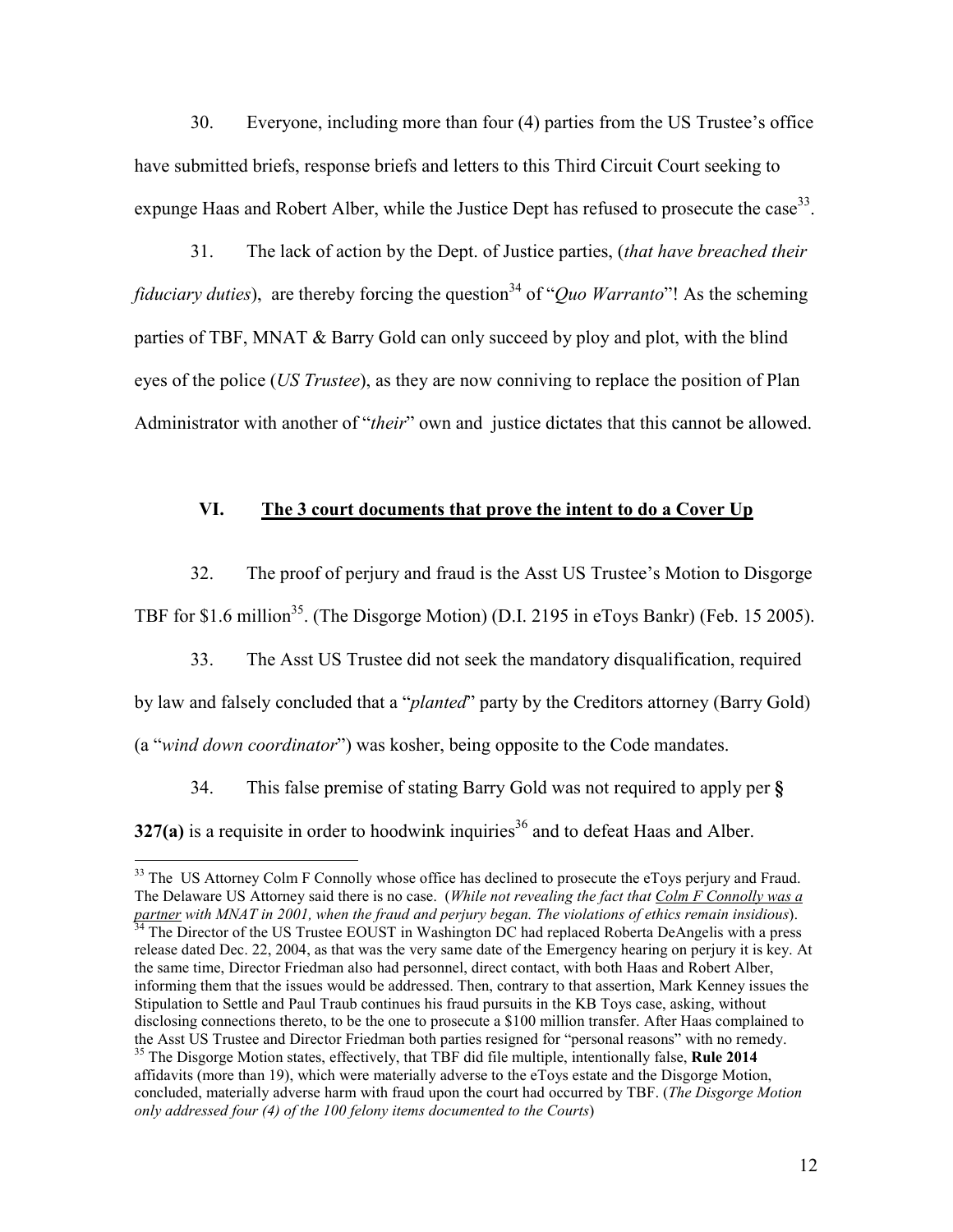30. Everyone, including more than four (4) parties from the US Trustee's office have submitted briefs, response briefs and letters to this Third Circuit Court seeking to expunge Haas and Robert Alber, while the Justice Dept has refused to prosecute the case[33].

31. The lack of action by the Dept. of Justice parties, (*that have breached their fiduciary duties*), are thereby forcing the question[34] of "*Quo Warranto*"! As the scheming parties of TBF, MNAT & Barry Gold can only succeed by ploy and plot, with the blind eyes of the police (*US Trustee*), as they are now conniving to replace the position of Plan Administrator with another of "*their*" own and justice dictates that this cannot be allowed.

## VI. The 3 court documents that prove the intent to do a Cover Up

32. The proof of perjury and fraud is the Asst US Trustee's Motion to Disgorge TBF for $1.6 million[35]. (The Disgorge Motion) (D.I. 2195 in eToys Bankr) (Feb. 15 2005).

33. The Asst US Trustee did not seek the mandatory disqualification, required by law and falsely concluded that a "*planted*" party by the Creditors attorney (Barry Gold) (a "*wind down coordinator*") was kosher, being opposite to the Code mandates.

34. This false premise of stating Barry Gold was not required to apply per **§ 327(a)** is a requisite in order to hoodwink inquiries[36] and to defeat Haas and Alber.

---

[33] The US Attorney Colm F Connolly whose office has declined to prosecute the eToys perjury and Fraud. The Delaware US Attorney said there is no case. (*While not revealing the fact that __Colm F Connolly was a partner__ with MNAT in 2001, when the fraud and perjury began. The violations of ethics remain insidious*).

[34] The Director of the US Trustee EOUST in Washington DC had replaced Roberta DeAngelis with a press release dated Dec. 22, 2004, as that was the very same date of the Emergency hearing on perjury it is key. At the same time, Director Friedman also had personnel, direct contact, with both Haas and Robert Alber, informing them that the issues would be addressed. Then, contrary to that assertion, Mark Kenney issues the Stipulation to Settle and Paul Traub continues his fraud pursuits in the KB Toys case, asking, without disclosing connections thereto, to be the one to prosecute a $100 million transfer. After Haas complained to the Asst US Trustee and Director Friedman both parties resigned for "personal reasons" with no remedy.

[35] The Disgorge Motion states, effectively, that TBF did file multiple, intentionally false, **Rule 2014** affidavits (more than 19), which were materially adverse to the eToys estate and the Disgorge Motion, concluded, materially adverse harm with fraud upon the court had occurred by TBF. (*The Disgorge Motion only addressed four (4) of the 100 felony items documented to the Courts*)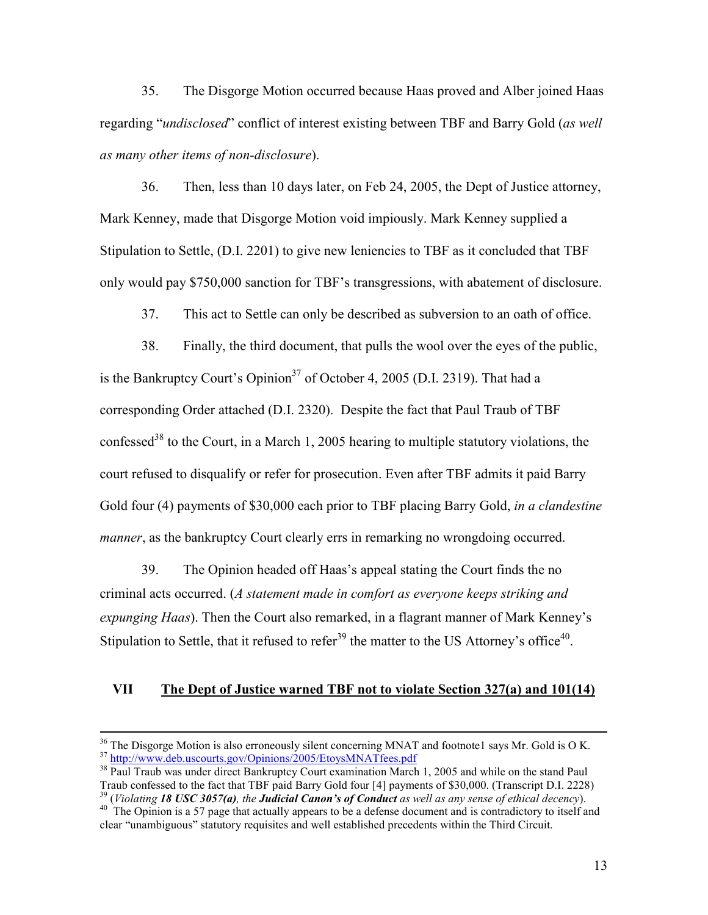35. The Disgorge Motion occurred because Haas proved and Alber joined Haas regarding "*undisclosed*" conflict of interest existing between TBF and Barry Gold (*as well as many other items of non-disclosure*).

36. Then, less than 10 days later, on Feb 24, 2005, the Dept of Justice attorney, Mark Kenney, made that Disgorge Motion void impiously. Mark Kenney supplied a Stipulation to Settle, (D.I. 2201) to give new leniencies to TBF as it concluded that TBF only would pay $750,000 sanction for TBF's transgressions, with abatement of disclosure.

37. This act to Settle can only be described as subversion to an oath of office.

38. Finally, the third document, that pulls the wool over the eyes of the public, is the Bankruptcy Court's Opinion[37] of October 4, 2005 (D.I. 2319). That had a corresponding Order attached (D.I. 2320). Despite the fact that Paul Traub of TBF confessed[38] to the Court, in a March 1, 2005 hearing to multiple statutory violations, the court refused to disqualify or refer for prosecution. Even after TBF admits it paid Barry Gold four (4) payments of $30,000 each prior to TBF placing Barry Gold, *in a clandestine manner*, as the bankruptcy Court clearly errs in remarking no wrongdoing occurred.

39. The Opinion headed off Haas's appeal stating the Court finds the no criminal acts occurred. (*A statement made in comfort as everyone keeps striking and expunging Haas*). Then the Court also remarked, in a flagrant manner of Mark Kenney's Stipulation to Settle, that it refused to refer[39] the matter to the US Attorney's office[40].

## VII The Dept of Justice warned TBF not to violate Section 327(a) and 101(14)

---

[36] The Disgorge Motion is also erroneously silent concerning MNAT and footnote1 says Mr. Gold is O K.

[37] http://www.deb.uscourts.gov/Opinions/2005/EtoysMNATfees.pdf

[38] Paul Traub was under direct Bankruptcy Court examination March 1, 2005 and while on the stand Paul Traub confessed to the fact that TBF paid Barry Gold four [4] payments of $30,000. (Transcript D.I. 2228)

[39] (*Violating **18 USC 3057(a)**, the **Judicial Canon's of Conduct** as well as any sense of ethical decency*).

[40] The Opinion is a 57 page that actually appears to be a defense document and is contradictory to itself and clear "unambiguous" statutory requisites and well established precedents within the Third Circuit.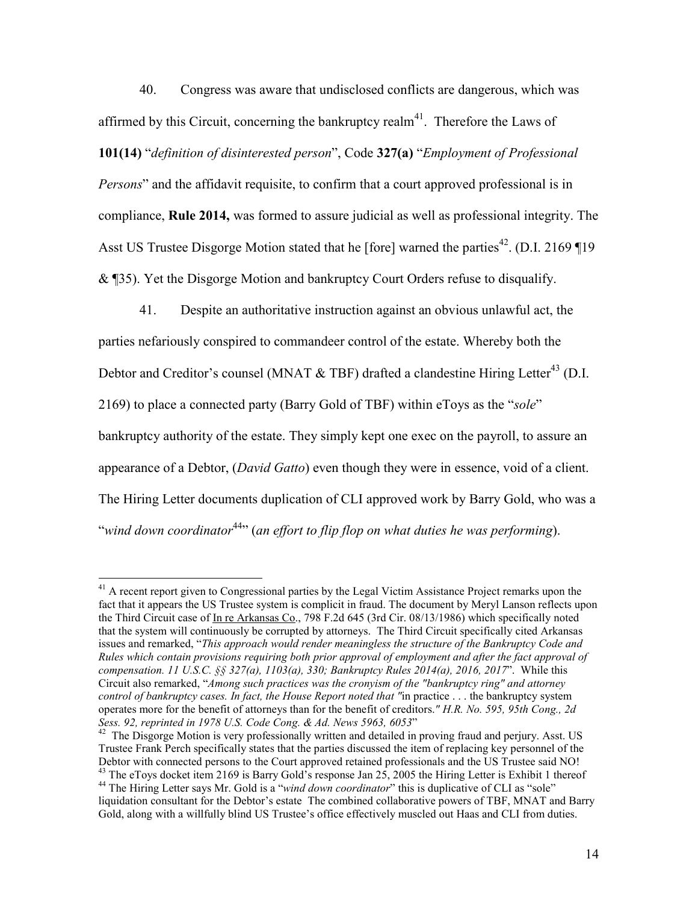40. Congress was aware that undisclosed conflicts are dangerous, which was affirmed by this Circuit, concerning the bankruptcy realm[41]. Therefore the Laws of **101(14)** "*definition of disinterested person*", Code **327(a)** "*Employment of Professional Persons*" and the affidavit requisite, to confirm that a court approved professional is in compliance, **Rule 2014,** was formed to assure judicial as well as professional integrity. The Asst US Trustee Disgorge Motion stated that he [fore] warned the parties[42]. (D.I. 2169 ¶19 & ¶35). Yet the Disgorge Motion and bankruptcy Court Orders refuse to disqualify.

41. Despite an authoritative instruction against an obvious unlawful act, the parties nefariously conspired to commandeer control of the estate. Whereby both the Debtor and Creditor's counsel (MNAT & TBF) drafted a clandestine Hiring Letter[43] (D.I. 2169) to place a connected party (Barry Gold of TBF) within eToys as the "*sole*" bankruptcy authority of the estate. They simply kept one exec on the payroll, to assure an appearance of a Debtor, (*David Gatto*) even though they were in essence, void of a client. The Hiring Letter documents duplication of CLI approved work by Barry Gold, who was a "*wind down coordinator*[44]" (*an effort to flip flop on what duties he was performing*).

---

[41] A recent report given to Congressional parties by the Legal Victim Assistance Project remarks upon the fact that it appears the US Trustee system is complicit in fraud. The document by Meryl Lanson reflects upon the Third Circuit case of <u>In re Arkansas Co</u>., 798 F.2d 645 (3rd Cir. 08/13/1986) which specifically noted that the system will continuously be corrupted by attorneys. The Third Circuit specifically cited Arkansas issues and remarked, "*This approach would render meaningless the structure of the Bankruptcy Code and Rules which contain provisions requiring both prior approval of employment and after the fact approval of compensation. 11 U.S.C. §§ 327(a), 1103(a), 330; Bankruptcy Rules 2014(a), 2016, 2017*". While this Circuit also remarked, "*Among such practices was the cronyism of the "bankruptcy ring" and attorney control of bankruptcy cases. In fact, the House Report noted that "*in practice . . . the bankruptcy system operates more for the benefit of attorneys than for the benefit of creditors.*" H.R. No. 595, 95th Cong., 2d Sess. 92, reprinted in 1978 U.S. Code Cong. & Ad. News 5963, 6053*"

[42] The Disgorge Motion is very professionally written and detailed in proving fraud and perjury. Asst. US Trustee Frank Perch specifically states that the parties discussed the item of replacing key personnel of the Debtor with connected persons to the Court approved retained professionals and the US Trustee said NO!

[43] The eToys docket item 2169 is Barry Gold's response Jan 25, 2005 the Hiring Letter is Exhibit 1 thereof

[44] The Hiring Letter says Mr. Gold is a "*wind down coordinator*" this is duplicative of CLI as "sole" liquidation consultant for the Debtor's estate The combined collaborative powers of TBF, MNAT and Barry Gold, along with a willfully blind US Trustee's office effectively muscled out Haas and CLI from duties.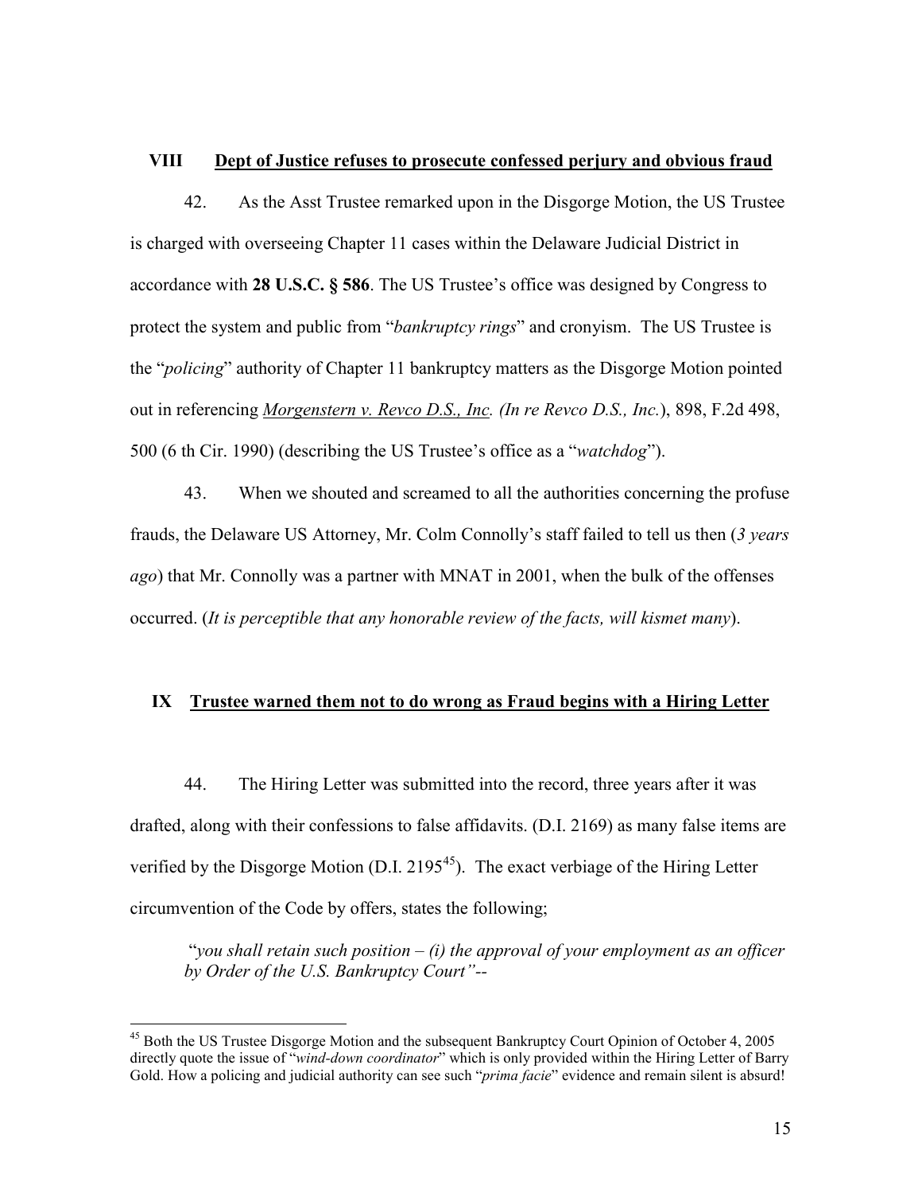## VIII Dept of Justice refuses to prosecute confessed perjury and obvious fraud

42. As the Asst Trustee remarked upon in the Disgorge Motion, the US Trustee is charged with overseeing Chapter 11 cases within the Delaware Judicial District in accordance with **28 U.S.C. § 586**. The US Trustee's office was designed by Congress to protect the system and public from "*bankruptcy rings*" and cronyism. The US Trustee is the "*policing*" authority of Chapter 11 bankruptcy matters as the Disgorge Motion pointed out in referencing *Morgenstern v. Revco D.S., Inc. (In re Revco D.S., Inc.*), 898, F.2d 498, 500 (6 th Cir. 1990) (describing the US Trustee's office as a "*watchdog*").

43. When we shouted and screamed to all the authorities concerning the profuse frauds, the Delaware US Attorney, Mr. Colm Connolly's staff failed to tell us then (*3 years ago*) that Mr. Connolly was a partner with MNAT in 2001, when the bulk of the offenses occurred. (*It is perceptible that any honorable review of the facts, will kismet many*).

## IX Trustee warned them not to do wrong as Fraud begins with a Hiring Letter

44. The Hiring Letter was submitted into the record, three years after it was drafted, along with their confessions to false affidavits. (D.I. 2169) as many false items are verified by the Disgorge Motion (D.I. 2195[45]). The exact verbiage of the Hiring Letter circumvention of the Code by offers, states the following;

> "*you shall retain such position – (i) the approval of your employment as an officer by Order of the U.S. Bankruptcy Court"*--

[45] Both the US Trustee Disgorge Motion and the subsequent Bankruptcy Court Opinion of October 4, 2005 directly quote the issue of "*wind-down coordinator*" which is only provided within the Hiring Letter of Barry Gold. How a policing and judicial authority can see such "*prima facie*" evidence and remain silent is absurd!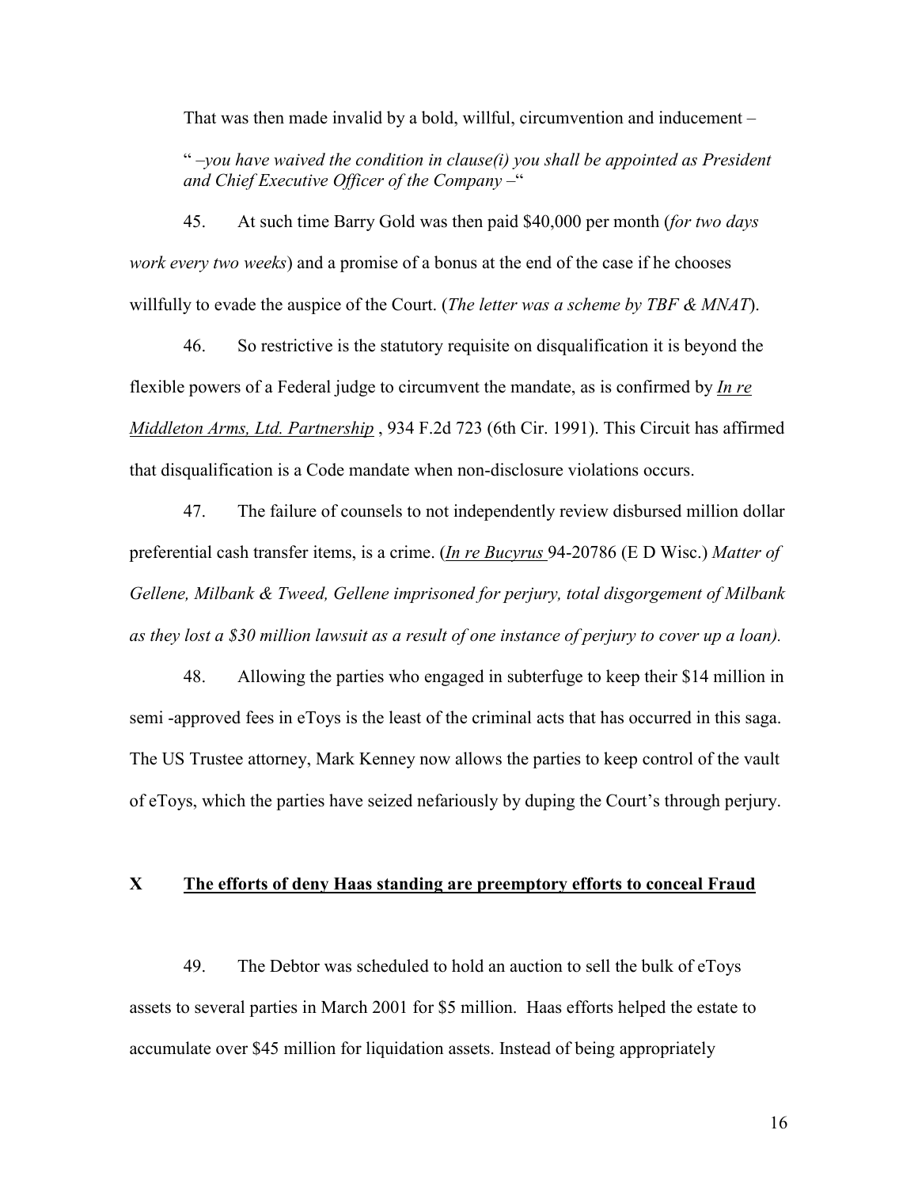That was then made invalid by a bold, willful, circumvention and inducement –

" *–you have waived the condition in clause(i) you shall be appointed as President and Chief Executive Officer of the Company* –"

45. At such time Barry Gold was then paid $40,000 per month (*for two days work every two weeks*) and a promise of a bonus at the end of the case if he chooses willfully to evade the auspice of the Court. (*The letter was a scheme by TBF & MNAT*).

46. So restrictive is the statutory requisite on disqualification it is beyond the flexible powers of a Federal judge to circumvent the mandate, as is confirmed by *In re Middleton Arms, Ltd. Partnership* , 934 F.2d 723 (6th Cir. 1991). This Circuit has affirmed that disqualification is a Code mandate when non-disclosure violations occurs.

47. The failure of counsels to not independently review disbursed million dollar preferential cash transfer items, is a crime. (*In re Bucyrus* 94-20786 (E D Wisc.) *Matter of Gellene, Milbank & Tweed, Gellene imprisoned for perjury, total disgorgement of Milbank as they lost a $30 million lawsuit as a result of one instance of perjury to cover up a loan).*

48. Allowing the parties who engaged in subterfuge to keep their $14 million in semi -approved fees in eToys is the least of the criminal acts that has occurred in this saga. The US Trustee attorney, Mark Kenney now allows the parties to keep control of the vault of eToys, which the parties have seized nefariously by duping the Court's through perjury.

## X The efforts of deny Haas standing are preemptory efforts to conceal Fraud

49. The Debtor was scheduled to hold an auction to sell the bulk of eToys assets to several parties in March 2001 for $5 million. Haas efforts helped the estate to accumulate over $45 million for liquidation assets. Instead of being appropriately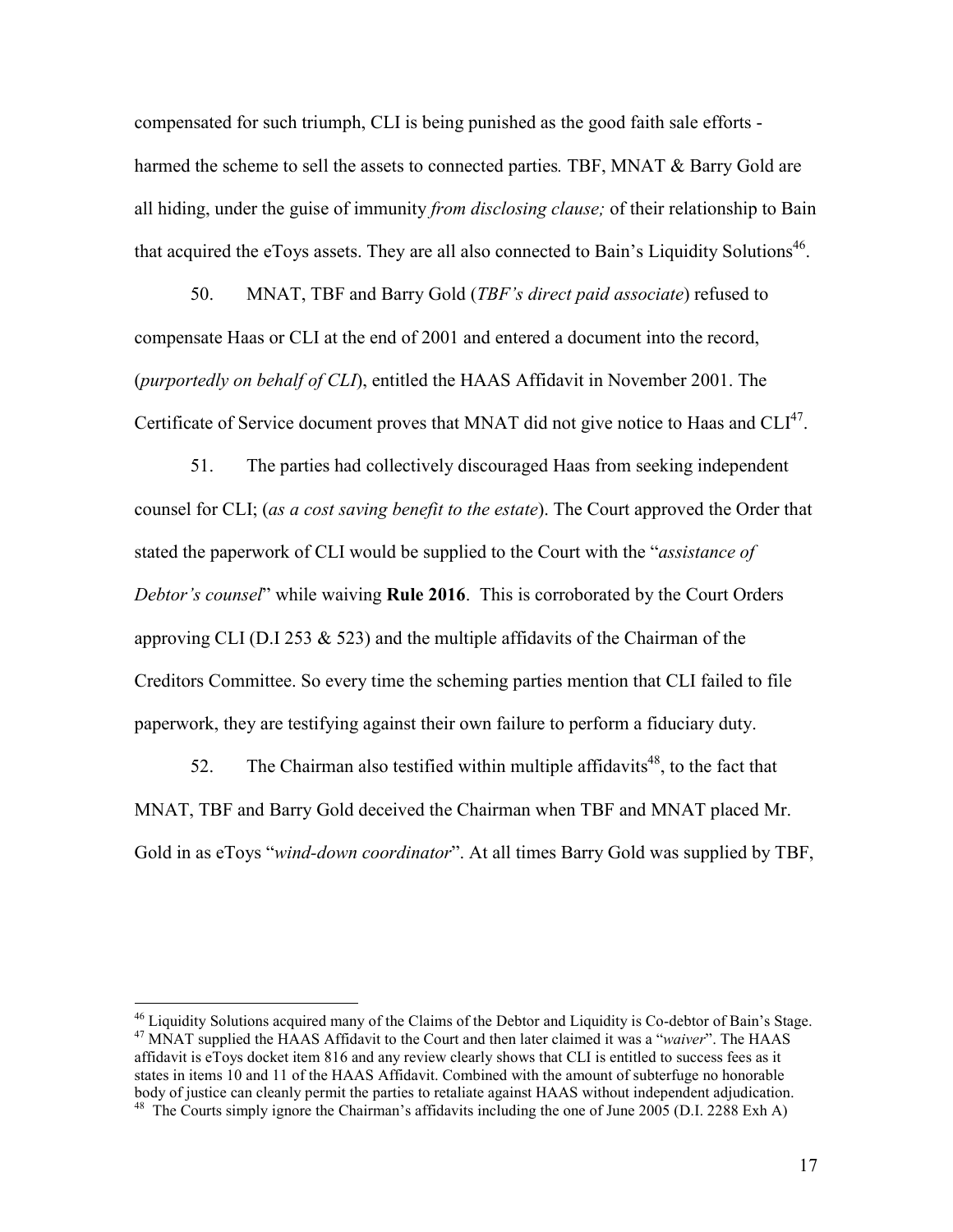compensated for such triumph, CLI is being punished as the good faith sale efforts - harmed the scheme to sell the assets to connected parties*.* TBF, MNAT & Barry Gold are all hiding, under the guise of immunity *from disclosing clause;* of their relationship to Bain that acquired the eToys assets. They are all also connected to Bain's Liquidity Solutions[46].

50. MNAT, TBF and Barry Gold (*TBF's direct paid associate*) refused to compensate Haas or CLI at the end of 2001 and entered a document into the record, (*purportedly on behalf of CLI*), entitled the HAAS Affidavit in November 2001. The Certificate of Service document proves that MNAT did not give notice to Haas and CLI[47].

51. The parties had collectively discouraged Haas from seeking independent counsel for CLI; (*as a cost saving benefit to the estate*). The Court approved the Order that stated the paperwork of CLI would be supplied to the Court with the "*assistance of Debtor's counsel*" while waiving **Rule 2016**. This is corroborated by the Court Orders approving CLI (D.I 253 & 523) and the multiple affidavits of the Chairman of the Creditors Committee. So every time the scheming parties mention that CLI failed to file paperwork, they are testifying against their own failure to perform a fiduciary duty.

52. The Chairman also testified within multiple affidavits[48], to the fact that MNAT, TBF and Barry Gold deceived the Chairman when TBF and MNAT placed Mr. Gold in as eToys "*wind-down coordinator*". At all times Barry Gold was supplied by TBF,

---

[46] Liquidity Solutions acquired many of the Claims of the Debtor and Liquidity is Co-debtor of Bain's Stage.

[47] MNAT supplied the HAAS Affidavit to the Court and then later claimed it was a "*waiver*". The HAAS affidavit is eToys docket item 816 and any review clearly shows that CLI is entitled to success fees as it states in items 10 and 11 of the HAAS Affidavit. Combined with the amount of subterfuge no honorable body of justice can cleanly permit the parties to retaliate against HAAS without independent adjudication.

[48] The Courts simply ignore the Chairman's affidavits including the one of June 2005 (D.I. 2288 Exh A)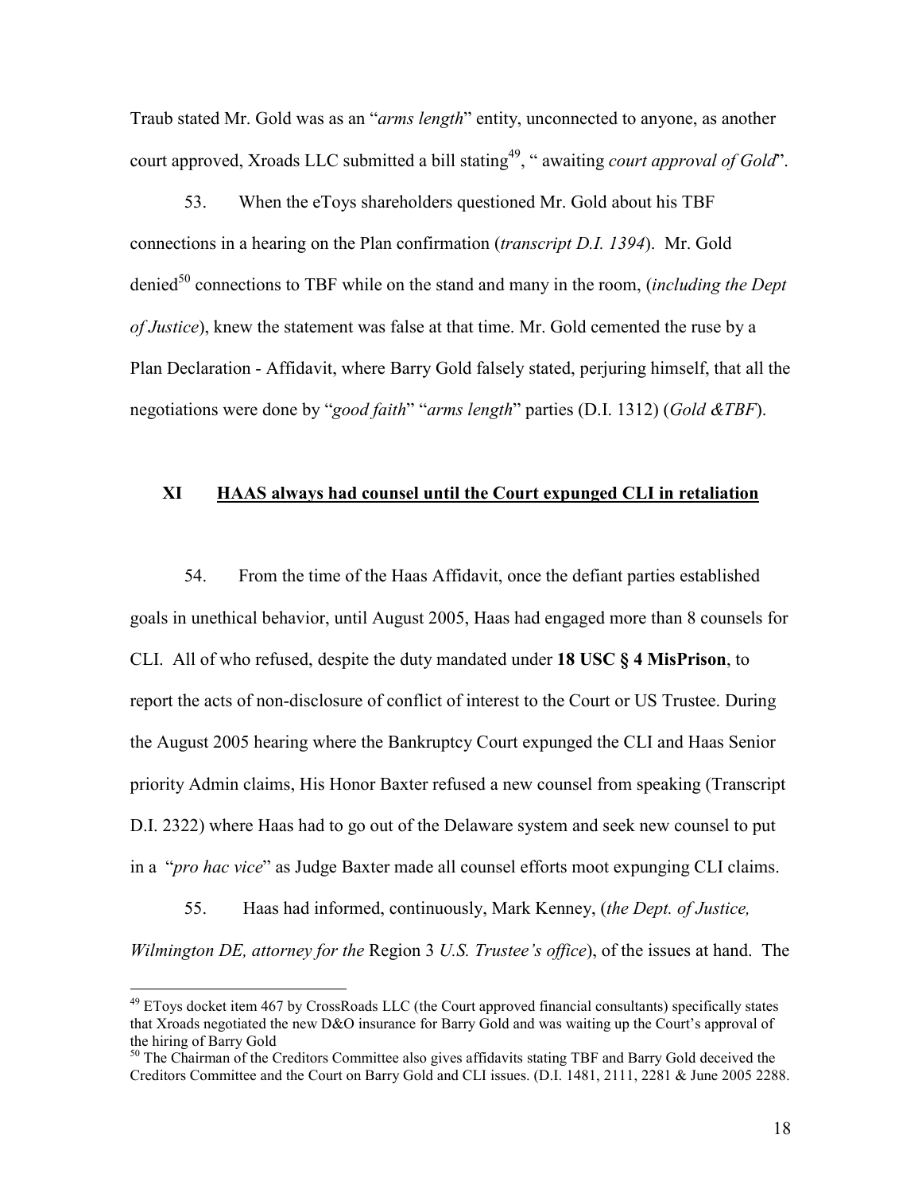Traub stated Mr. Gold was as an "*arms length*" entity, unconnected to anyone, as another court approved, Xroads LLC submitted a bill stating[49], " awaiting *court approval of Gold*".

53. When the eToys shareholders questioned Mr. Gold about his TBF connections in a hearing on the Plan confirmation (*transcript D.I. 1394*). Mr. Gold denied[50] connections to TBF while on the stand and many in the room, (*including the Dept of Justice*), knew the statement was false at that time. Mr. Gold cemented the ruse by a Plan Declaration - Affidavit, where Barry Gold falsely stated, perjuring himself, that all the negotiations were done by "*good faith*" "*arms length*" parties (D.I. 1312) (*Gold &TBF*).

## XI <u>HAAS always had counsel until the Court expunged CLI in retaliation</u>

54. From the time of the Haas Affidavit, once the defiant parties established goals in unethical behavior, until August 2005, Haas had engaged more than 8 counsels for CLI. All of who refused, despite the duty mandated under **18 USC § 4 MisPrison**, to report the acts of non-disclosure of conflict of interest to the Court or US Trustee. During the August 2005 hearing where the Bankruptcy Court expunged the CLI and Haas Senior priority Admin claims, His Honor Baxter refused a new counsel from speaking (Transcript D.I. 2322) where Haas had to go out of the Delaware system and seek new counsel to put in a "*pro hac vice*" as Judge Baxter made all counsel efforts moot expunging CLI claims.

55. Haas had informed, continuously, Mark Kenney, (*the Dept. of Justice, Wilmington DE, attorney for the* Region 3 *U.S. Trustee's office*), of the issues at hand. The

---

[49] EToys docket item 467 by CrossRoads LLC (the Court approved financial consultants) specifically states that Xroads negotiated the new D&O insurance for Barry Gold and was waiting up the Court's approval of the hiring of Barry Gold

[50] The Chairman of the Creditors Committee also gives affidavits stating TBF and Barry Gold deceived the Creditors Committee and the Court on Barry Gold and CLI issues. (D.I. 1481, 2111, 2281 & June 2005 2288.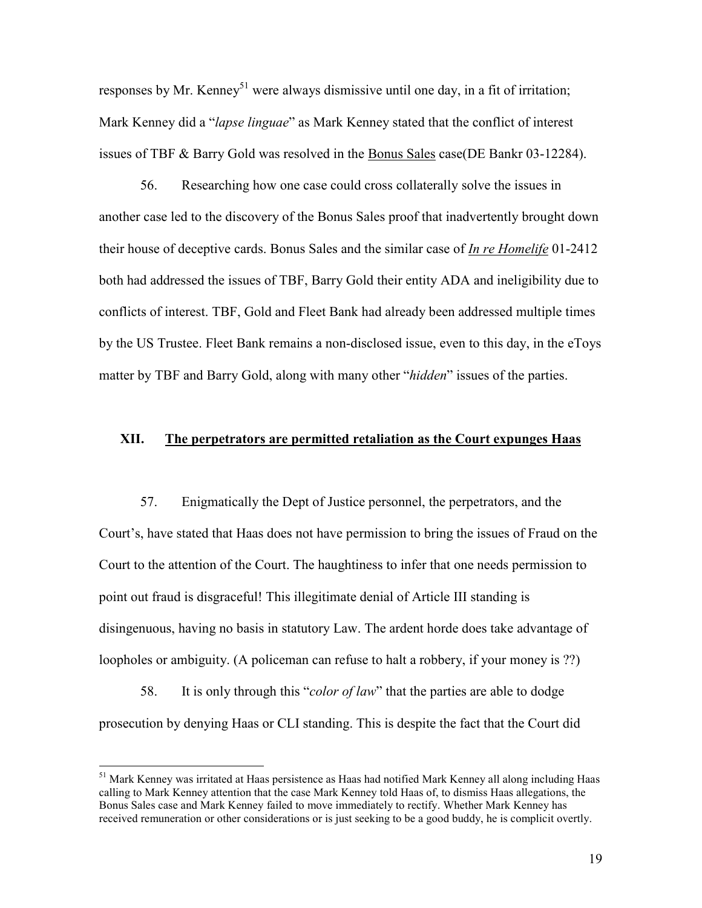responses by Mr. Kenney[51] were always dismissive until one day, in a fit of irritation; Mark Kenney did a "*lapse linguae*" as Mark Kenney stated that the conflict of interest issues of TBF & Barry Gold was resolved in the Bonus Sales case(DE Bankr 03-12284).

56. Researching how one case could cross collaterally solve the issues in another case led to the discovery of the Bonus Sales proof that inadvertently brought down their house of deceptive cards. Bonus Sales and the similar case of ***In re Homelife*** 01-2412 both had addressed the issues of TBF, Barry Gold their entity ADA and ineligibility due to conflicts of interest. TBF, Gold and Fleet Bank had already been addressed multiple times by the US Trustee. Fleet Bank remains a non-disclosed issue, even to this day, in the eToys matter by TBF and Barry Gold, along with many other "*hidden*" issues of the parties.

## XII. The perpetrators are permitted retaliation as the Court expunges Haas

57. Enigmatically the Dept of Justice personnel, the perpetrators, and the Court's, have stated that Haas does not have permission to bring the issues of Fraud on the Court to the attention of the Court. The haughtiness to infer that one needs permission to point out fraud is disgraceful! This illegitimate denial of Article III standing is disingenuous, having no basis in statutory Law. The ardent horde does take advantage of loopholes or ambiguity. (A policeman can refuse to halt a robbery, if your money is ??)

58. It is only through this "*color of law*" that the parties are able to dodge prosecution by denying Haas or CLI standing. This is despite the fact that the Court did

---

[51] Mark Kenney was irritated at Haas persistence as Haas had notified Mark Kenney all along including Haas calling to Mark Kenney attention that the case Mark Kenney told Haas of, to dismiss Haas allegations, the Bonus Sales case and Mark Kenney failed to move immediately to rectify. Whether Mark Kenney has received remuneration or other considerations or is just seeking to be a good buddy, he is complicit overtly.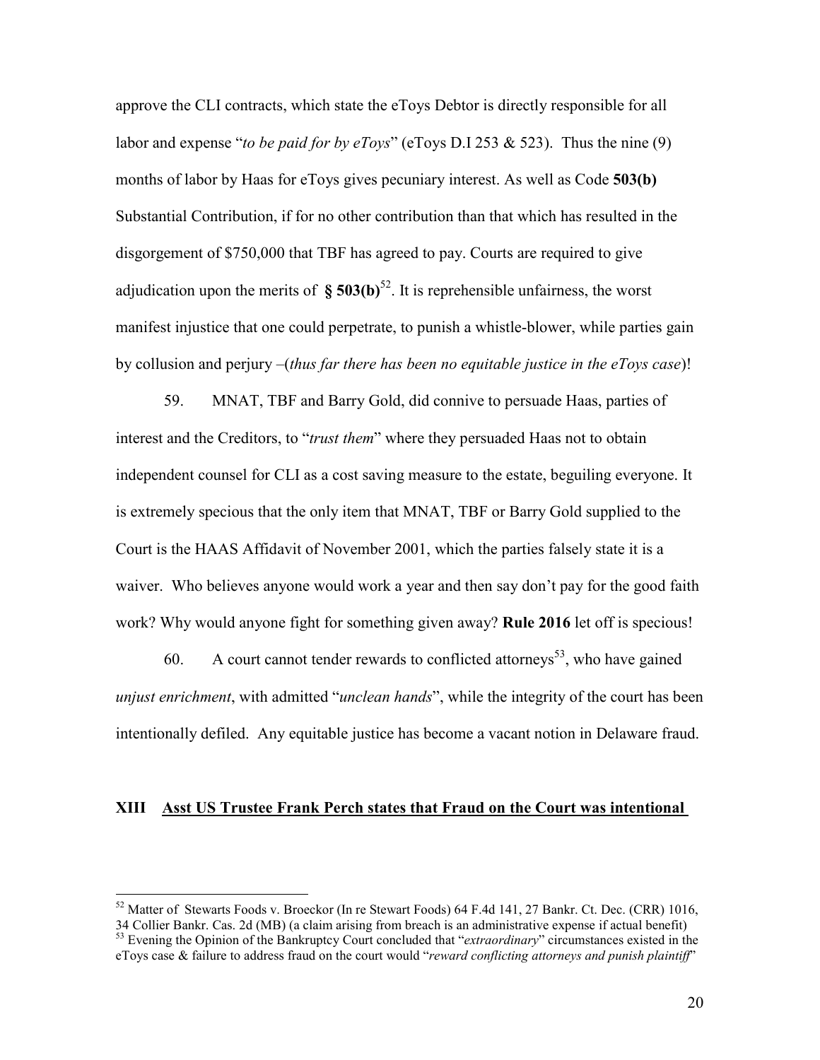approve the CLI contracts, which state the eToys Debtor is directly responsible for all labor and expense "*to be paid for by eToys*" (eToys D.I 253 & 523). Thus the nine (9) months of labor by Haas for eToys gives pecuniary interest. As well as Code **503(b)** Substantial Contribution, if for no other contribution than that which has resulted in the disgorgement of $750,000 that TBF has agreed to pay. Courts are required to give adjudication upon the merits of **§ 503(b)**[52]. It is reprehensible unfairness, the worst manifest injustice that one could perpetrate, to punish a whistle-blower, while parties gain by collusion and perjury –(*thus far there has been no equitable justice in the eToys case*)!

59. MNAT, TBF and Barry Gold, did connive to persuade Haas, parties of interest and the Creditors, to "*trust them*" where they persuaded Haas not to obtain independent counsel for CLI as a cost saving measure to the estate, beguiling everyone. It is extremely specious that the only item that MNAT, TBF or Barry Gold supplied to the Court is the HAAS Affidavit of November 2001, which the parties falsely state it is a waiver. Who believes anyone would work a year and then say don't pay for the good faith work? Why would anyone fight for something given away? **Rule 2016** let off is specious!

60. A court cannot tender rewards to conflicted attorneys[53], who have gained *unjust enrichment*, with admitted "*unclean hands*", while the integrity of the court has been intentionally defiled. Any equitable justice has become a vacant notion in Delaware fraud.

## XIII Asst US Trustee Frank Perch states that Fraud on the Court was intentional

---

[52] Matter of Stewarts Foods v. Broeckor (In re Stewart Foods) 64 F.4d 141, 27 Bankr. Ct. Dec. (CRR) 1016, 34 Collier Bankr. Cas. 2d (MB) (a claim arising from breach is an administrative expense if actual benefit)

[53] Evening the Opinion of the Bankruptcy Court concluded that "*extraordinary*" circumstances existed in the eToys case & failure to address fraud on the court would "*reward conflicting attorneys and punish plaintiff*"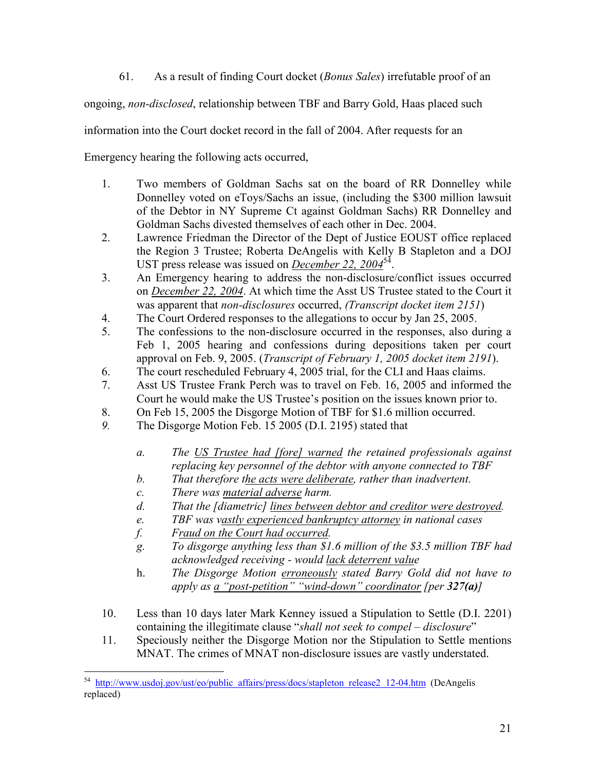61. As a result of finding Court docket (*Bonus Sales*) irrefutable proof of an ongoing, *non-disclosed*, relationship between TBF and Barry Gold, Haas placed such information into the Court docket record in the fall of 2004. After requests for an Emergency hearing the following acts occurred,

1. Two members of Goldman Sachs sat on the board of RR Donnelley while Donnelley voted on eToys/Sachs an issue, (including the $300 million lawsuit of the Debtor in NY Supreme Ct against Goldman Sachs) RR Donnelley and Goldman Sachs divested themselves of each other in Dec. 2004.
2. Lawrence Friedman the Director of the Dept of Justice EOUST office replaced the Region 3 Trustee; Roberta DeAngelis with Kelly B Stapleton and a DOJ UST press release was issued on <u>*December 22, 2004*</u>[54].
3. An Emergency hearing to address the non-disclosure/conflict issues occurred on <u>*December 22, 2004*</u>. At which time the Asst US Trustee stated to the Court it was apparent that *non-disclosures* occurred, *(Transcript docket item 2151*)
4. The Court Ordered responses to the allegations to occur by Jan 25, 2005.
5. The confessions to the non-disclosure occurred in the responses, also during a Feb 1, 2005 hearing and confessions during depositions taken per court approval on Feb. 9, 2005. (*Transcript of February 1, 2005 docket item 2191*).
6. The court rescheduled February 4, 2005 trial, for the CLI and Haas claims.
7. Asst US Trustee Frank Perch was to travel on Feb. 16, 2005 and informed the Court he would make the US Trustee's position on the issues known prior to.
8. On Feb 15, 2005 the Disgorge Motion of TBF for $1.6 million occurred.
9. The Disgorge Motion Feb. 15 2005 (D.I. 2195) stated that
   - a. *The <u>US Trustee had [fore] warned</u> the retained professionals against replacing key personnel of the debtor with anyone connected to TBF*
   - b. *That therefore t<u>he acts were deliberate</u>, rather than inadvertent.*
   - c. *There was <u>material adverse</u> harm.*
   - d. *That the [diametric] <u>lines between debtor and creditor were destroyed</u>.*
   - e. *TBF was v<u>astly experienced bankruptcy attorney</u> in national cases*
   - f. *F<u>raud on the Court had occurred</u>.*
   - g. *To disgorge anything less than $1.6 million of the $3.5 million TBF had acknowledged receiving - would <u>lack deterrent valu</u>e*
   - h. *The Disgorge Motion <u>erroneously</u> stated Barry Gold did not have to apply as <u>a "post-petition" "wind-down" coordinator</u> [per **327(a)**]*
10. Less than 10 days later Mark Kenney issued a Stipulation to Settle (D.I. 2201) containing the illegitimate clause "*shall not seek to compel – disclosure*"
11. Speciously neither the Disgorge Motion nor the Stipulation to Settle mentions MNAT. The crimes of MNAT non-disclosure issues are vastly understated.

---

[54] http://www.usdoj.gov/ust/eo/public_affairs/press/docs/stapleton_release2_12-04.htm (DeAngelis replaced)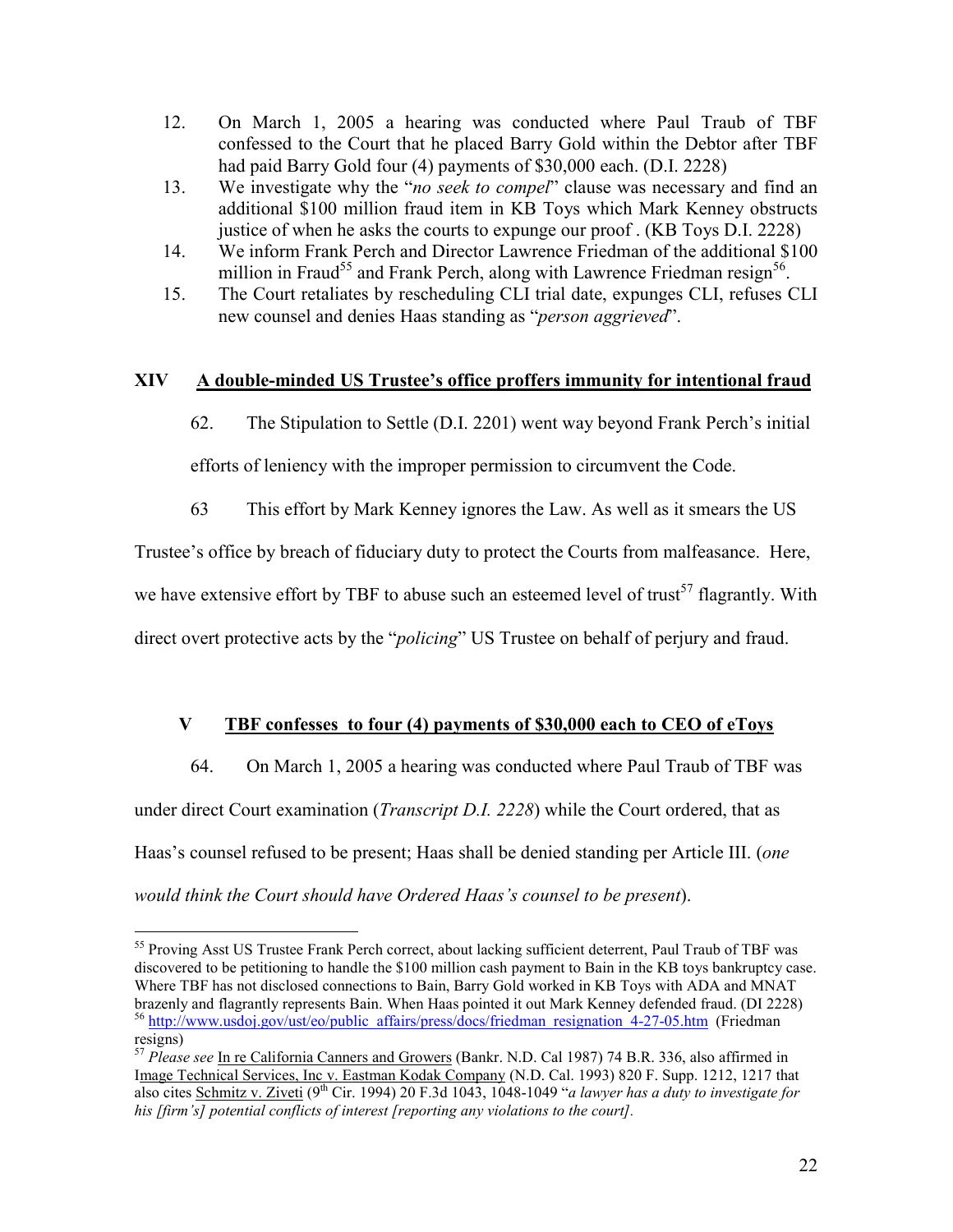12. On March 1, 2005 a hearing was conducted where Paul Traub of TBF confessed to the Court that he placed Barry Gold within the Debtor after TBF had paid Barry Gold four (4) payments of $30,000 each. (D.I. 2228)
13. We investigate why the "*no seek to compel*" clause was necessary and find an additional $100 million fraud item in KB Toys which Mark Kenney obstructs justice of when he asks the courts to expunge our proof . (KB Toys D.I. 2228)
14. We inform Frank Perch and Director Lawrence Friedman of the additional $100 million in Fraud[55] and Frank Perch, along with Lawrence Friedman resign[56].
15. The Court retaliates by rescheduling CLI trial date, expunges CLI, refuses CLI new counsel and denies Haas standing as "*person aggrieved*".

## XIV A double-minded US Trustee's office proffers immunity for intentional fraud

62. The Stipulation to Settle (D.I. 2201) went way beyond Frank Perch's initial efforts of leniency with the improper permission to circumvent the Code.

63 This effort by Mark Kenney ignores the Law. As well as it smears the US Trustee's office by breach of fiduciary duty to protect the Courts from malfeasance. Here, we have extensive effort by TBF to abuse such an esteemed level of trust[57] flagrantly. With direct overt protective acts by the "*policing*" US Trustee on behalf of perjury and fraud.

## V TBF confesses to four (4) payments of $30,000 each to CEO of eToys

64. On March 1, 2005 a hearing was conducted where Paul Traub of TBF was under direct Court examination (*Transcript D.I. 2228*) while the Court ordered, that as Haas's counsel refused to be present; Haas shall be denied standing per Article III. (*one would think the Court should have Ordered Haas's counsel to be present*).

---

[55] Proving Asst US Trustee Frank Perch correct, about lacking sufficient deterrent, Paul Traub of TBF was discovered to be petitioning to handle the $100 million cash payment to Bain in the KB toys bankruptcy case. Where TBF has not disclosed connections to Bain, Barry Gold worked in KB Toys with ADA and MNAT brazenly and flagrantly represents Bain. When Haas pointed it out Mark Kenney defended fraud. (DI 2228)

[56] http://www.usdoj.gov/ust/eo/public_affairs/press/docs/friedman_resignation_4-27-05.htm (Friedman resigns)

[57] *Please see* In re California Canners and Growers (Bankr. N.D. Cal 1987) 74 B.R. 336, also affirmed in Image Technical Services, Inc v. Eastman Kodak Company (N.D. Cal. 1993) 820 F. Supp. 1212, 1217 that also cites Schmitz v. Ziveti (9th Cir. 1994) 20 F.3d 1043, 1048-1049 "*a lawyer has a duty to investigate for his [firm's] potential conflicts of interest [reporting any violations to the court].*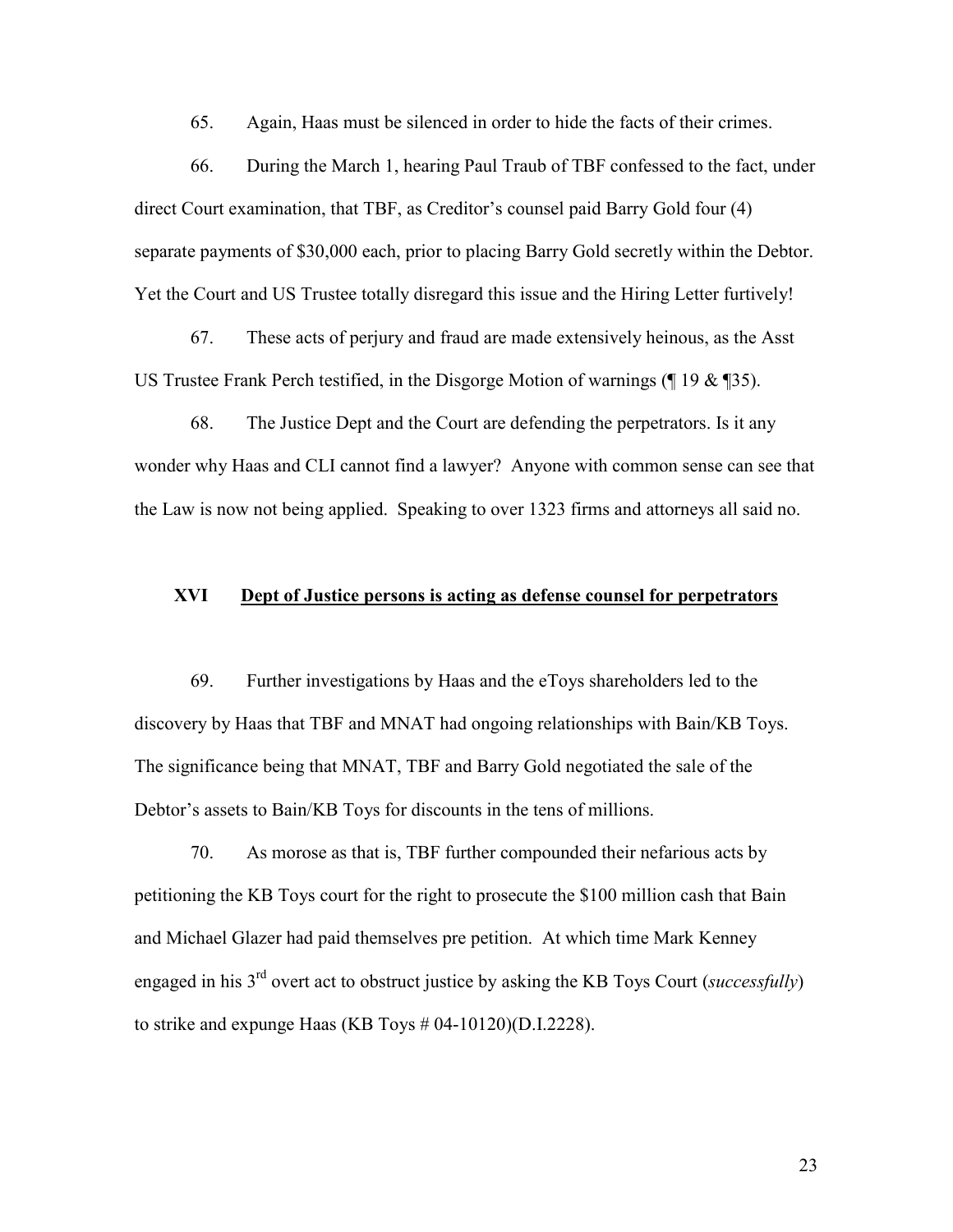65. Again, Haas must be silenced in order to hide the facts of their crimes.

66. During the March 1, hearing Paul Traub of TBF confessed to the fact, under direct Court examination, that TBF, as Creditor's counsel paid Barry Gold four (4) separate payments of $30,000 each, prior to placing Barry Gold secretly within the Debtor. Yet the Court and US Trustee totally disregard this issue and the Hiring Letter furtively!

67. These acts of perjury and fraud are made extensively heinous, as the Asst US Trustee Frank Perch testified, in the Disgorge Motion of warnings (¶ 19 & ¶35).

68. The Justice Dept and the Court are defending the perpetrators. Is it any wonder why Haas and CLI cannot find a lawyer? Anyone with common sense can see that the Law is now not being applied. Speaking to over 1323 firms and attorneys all said no.

## **XVI <u>Dept of Justice persons is acting as defense counsel for perpetrators</u>**

69. Further investigations by Haas and the eToys shareholders led to the discovery by Haas that TBF and MNAT had ongoing relationships with Bain/KB Toys. The significance being that MNAT, TBF and Barry Gold negotiated the sale of the Debtor's assets to Bain/KB Toys for discounts in the tens of millions.

70. As morose as that is, TBF further compounded their nefarious acts by petitioning the KB Toys court for the right to prosecute the $100 million cash that Bain and Michael Glazer had paid themselves pre petition. At which time Mark Kenney engaged in his 3rd overt act to obstruct justice by asking the KB Toys Court (*successfully*) to strike and expunge Haas (KB Toys # 04-10120)(D.I.2228).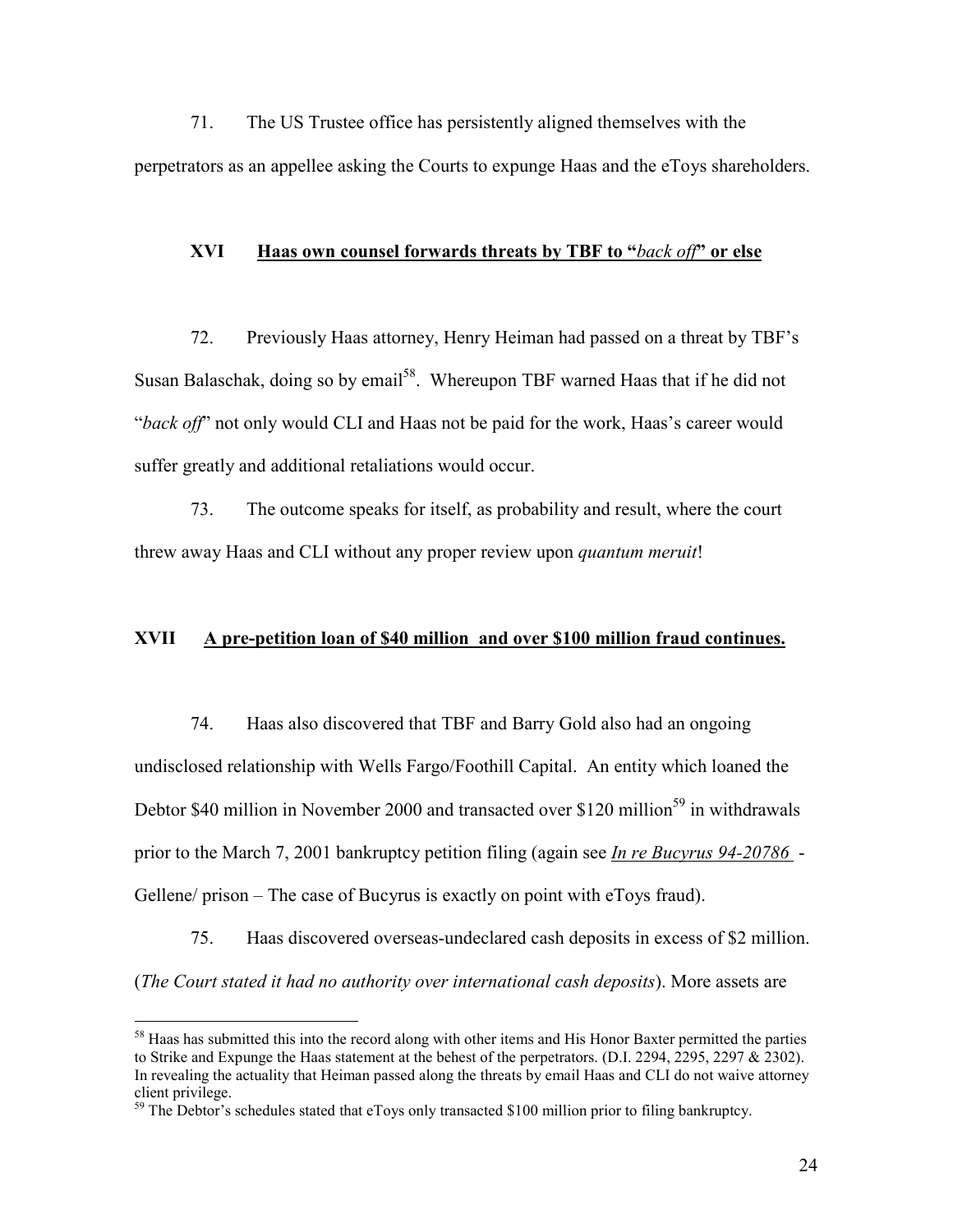71. The US Trustee office has persistently aligned themselves with the perpetrators as an appellee asking the Courts to expunge Haas and the eToys shareholders.

## XVI **Haas own counsel forwards threats by TBF to "*back off*" or else**

72. Previously Haas attorney, Henry Heiman had passed on a threat by TBF's Susan Balaschak, doing so by email[58]. Whereupon TBF warned Haas that if he did not "*back off*" not only would CLI and Haas not be paid for the work, Haas's career would suffer greatly and additional retaliations would occur.

73. The outcome speaks for itself, as probability and result, where the court threw away Haas and CLI without any proper review upon *quantum meruit*!

## XVII **A pre-petition loan of $40 million and over $100 million fraud continues.**

74. Haas also discovered that TBF and Barry Gold also had an ongoing undisclosed relationship with Wells Fargo/Foothill Capital. An entity which loaned the Debtor $40 million in November 2000 and transacted over $120 million[59] in withdrawals prior to the March 7, 2001 bankruptcy petition filing (again see *In re Bucyrus 94-20786* - Gellene/ prison – The case of Bucyrus is exactly on point with eToys fraud).

75. Haas discovered overseas-undeclared cash deposits in excess of $2 million. (*The Court stated it had no authority over international cash deposits*). More assets are

---

[58] Haas has submitted this into the record along with other items and His Honor Baxter permitted the parties to Strike and Expunge the Haas statement at the behest of the perpetrators. (D.I. 2294, 2295, 2297 & 2302). In revealing the actuality that Heiman passed along the threats by email Haas and CLI do not waive attorney client privilege.

[59] The Debtor's schedules stated that eToys only transacted $100 million prior to filing bankruptcy.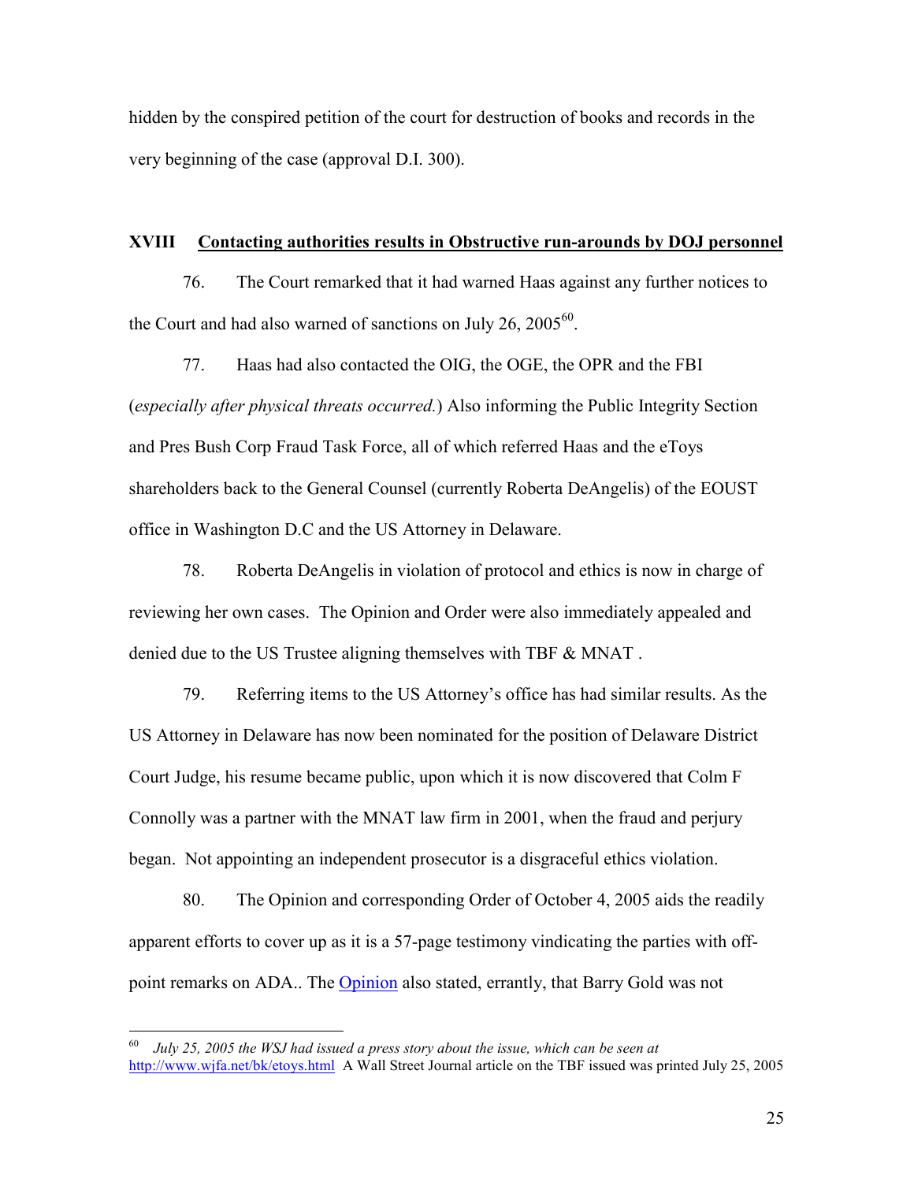hidden by the conspired petition of the court for destruction of books and records in the very beginning of the case (approval D.I. 300).

## XVIII Contacting authorities results in Obstructive run-arounds by DOJ personnel

76. The Court remarked that it had warned Haas against any further notices to the Court and had also warned of sanctions on July 26, 2005[60].

77. Haas had also contacted the OIG, the OGE, the OPR and the FBI (*especially after physical threats occurred.*) Also informing the Public Integrity Section and Pres Bush Corp Fraud Task Force, all of which referred Haas and the eToys shareholders back to the General Counsel (currently Roberta DeAngelis) of the EOUST office in Washington D.C and the US Attorney in Delaware.

78. Roberta DeAngelis in violation of protocol and ethics is now in charge of reviewing her own cases. The Opinion and Order were also immediately appealed and denied due to the US Trustee aligning themselves with TBF & MNAT .

79. Referring items to the US Attorney's office has had similar results. As the US Attorney in Delaware has now been nominated for the position of Delaware District Court Judge, his resume became public, upon which it is now discovered that Colm F Connolly was a partner with the MNAT law firm in 2001, when the fraud and perjury began. Not appointing an independent prosecutor is a disgraceful ethics violation.

80. The Opinion and corresponding Order of October 4, 2005 aids the readily apparent efforts to cover up as it is a 57-page testimony vindicating the parties with off-point remarks on ADA.. The Opinion also stated, errantly, that Barry Gold was not

---

[60] *July 25, 2005 the WSJ had issued a press story about the issue, which can be seen at* http://www.wjfa.net/bk/etoys.html A Wall Street Journal article on the TBF issued was printed July 25, 2005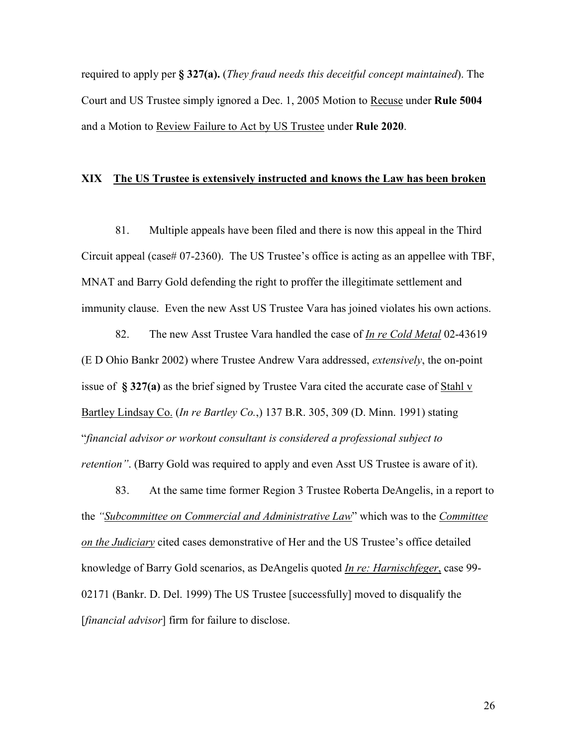required to apply per **§ 327(a).** (*They fraud needs this deceitful concept maintained*). The Court and US Trustee simply ignored a Dec. 1, 2005 Motion to Recuse under **Rule 5004** and a Motion to Review Failure to Act by US Trustee under **Rule 2020**.

## XIX The US Trustee is extensively instructed and knows the Law has been broken

81. Multiple appeals have been filed and there is now this appeal in the Third Circuit appeal (case# 07-2360). The US Trustee's office is acting as an appellee with TBF, MNAT and Barry Gold defending the right to proffer the illegitimate settlement and immunity clause. Even the new Asst US Trustee Vara has joined violates his own actions.

82. The new Asst Trustee Vara handled the case of ***In re Cold Metal*** 02-43619 (E D Ohio Bankr 2002) where Trustee Andrew Vara addressed, *extensively*, the on-point issue of **§ 327(a)** as the brief signed by Trustee Vara cited the accurate case of Stahl v Bartley Lindsay Co. (*In re Bartley Co.*,) 137 B.R. 305, 309 (D. Minn. 1991) stating "*financial advisor or workout consultant is considered a professional subject to retention"*. (Barry Gold was required to apply and even Asst US Trustee is aware of it).

83. At the same time former Region 3 Trustee Roberta DeAngelis, in a report to the *"Subcommittee on Commercial and Administrative Law*" which was to the *Committee on the Judiciary* cited cases demonstrative of Her and the US Trustee's office detailed knowledge of Barry Gold scenarios, as DeAngelis quoted ***In re: Harnischfeger***, case 99-02171 (Bankr. D. Del. 1999) The US Trustee [successfully] moved to disqualify the [*financial advisor*] firm for failure to disclose.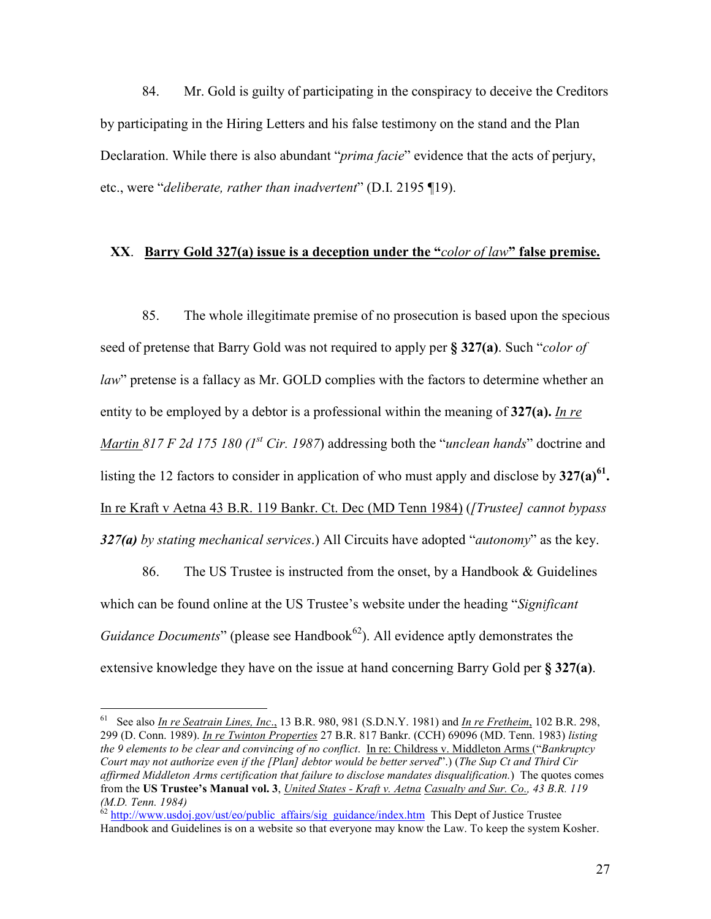84. Mr. Gold is guilty of participating in the conspiracy to deceive the Creditors by participating in the Hiring Letters and his false testimony on the stand and the Plan Declaration. While there is also abundant "*prima facie*" evidence that the acts of perjury, etc., were "*deliberate, rather than inadvertent*" (D.I. 2195 ¶19).

## XX. <u>Barry Gold 327(a) issue is a deception under the "*color of law*" false premise.</u>

85. The whole illegitimate premise of no prosecution is based upon the specious seed of pretense that Barry Gold was not required to apply per **§ 327(a)**. Such "*color of law*" pretense is a fallacy as Mr. GOLD complies with the factors to determine whether an entity to be employed by a debtor is a professional within the meaning of **327(a).** *<u>In re Martin</u> 817 F 2d 175 180 (1st Cir. 1987*) addressing both the "*unclean hands*" doctrine and listing the 12 factors to consider in application of who must apply and disclose by **327(a)[61].** <u>In re Kraft v Aetna 43 B.R. 119 Bankr. Ct. Dec (MD Tenn 1984)</u> (*[Trustee] cannot bypass **327(a)** by stating mechanical services*.) All Circuits have adopted "*autonomy*" as the key.

86. The US Trustee is instructed from the onset, by a Handbook & Guidelines which can be found online at the US Trustee's website under the heading "*Significant Guidance Documents*" (please see Handbook[62]). All evidence aptly demonstrates the extensive knowledge they have on the issue at hand concerning Barry Gold per **§ 327(a)**.

---

[61] See also *<u>In re Seatrain Lines, Inc.</u>*, 13 B.R. 980, 981 (S.D.N.Y. 1981) and *<u>In re Fretheim</u>*, 102 B.R. 298, 299 (D. Conn. 1989). *<u>In re Twinton Properties</u>* 27 B.R. 817 Bankr. (CCH) 69096 (MD. Tenn. 1983) *listing the 9 elements to be clear and convincing of no conflict*. <u>In re: Childress v. Middleton Arms</u> ("*Bankruptcy Court may not authorize even if the [Plan] debtor would be better served*".) (*The Sup Ct and Third Cir affirmed Middleton Arms certification that failure to disclose mandates disqualification.*) The quotes comes from the **US Trustee's Manual vol. 3**, *<u>United States - Kraft v. Aetna</u> <u>Casualty and Sur. Co.</u>, 43 B.R. 119 (M.D. Tenn. 1984)*

[62] http://www.usdoj.gov/ust/eo/public_affairs/sig_guidance/index.htm This Dept of Justice Trustee Handbook and Guidelines is on a website so that everyone may know the Law. To keep the system Kosher.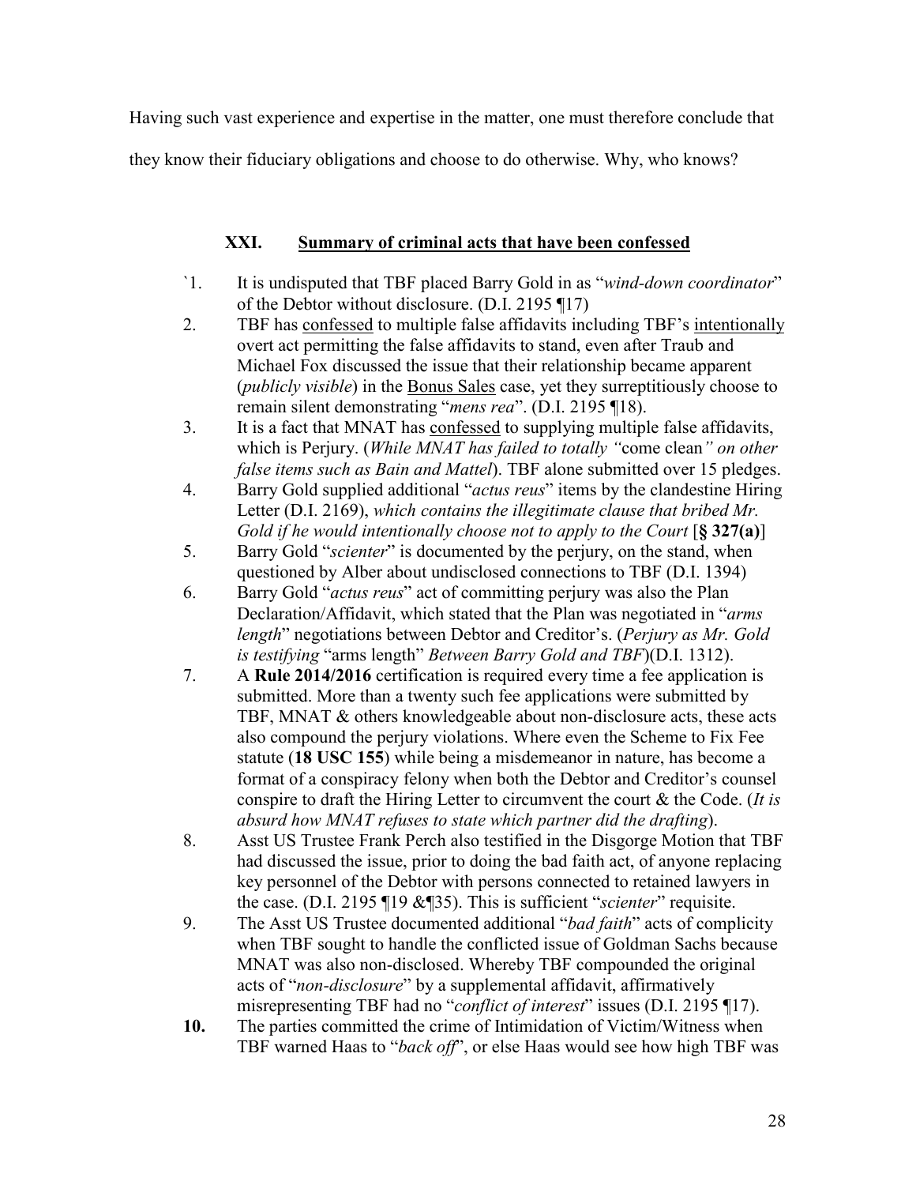Having such vast experience and expertise in the matter, one must therefore conclude that they know their fiduciary obligations and choose to do otherwise. Why, who knows?

### XXI. Summary of criminal acts that have been confessed

`1. It is undisputed that TBF placed Barry Gold in as "*wind-down coordinator*" of the Debtor without disclosure. (D.I. 2195 ¶17)

2. TBF has <u>confessed</u> to multiple false affidavits including TBF's <u>intentionally</u> overt act permitting the false affidavits to stand, even after Traub and Michael Fox discussed the issue that their relationship became apparent (*publicly visible*) in the <u>Bonus Sales</u> case, yet they surreptitiously choose to remain silent demonstrating "*mens rea*". (D.I. 2195 ¶18).

3. It is a fact that MNAT has <u>confessed</u> to supplying multiple false affidavits, which is Perjury. (*While MNAT has failed to totally "*come clean*" on other false items such as Bain and Mattel*). TBF alone submitted over 15 pledges.

4. Barry Gold supplied additional "*actus reus*" items by the clandestine Hiring Letter (D.I. 2169), *which contains the illegitimate clause that bribed Mr. Gold if he would intentionally choose not to apply to the Court* [**§ 327(a)**]

5. Barry Gold "*scienter*" is documented by the perjury, on the stand, when questioned by Alber about undisclosed connections to TBF (D.I. 1394)

6. Barry Gold "*actus reus*" act of committing perjury was also the Plan Declaration/Affidavit, which stated that the Plan was negotiated in "*arms length*" negotiations between Debtor and Creditor's. (*Perjury as Mr. Gold is testifying* "arms length" *Between Barry Gold and TBF*)(D.I. 1312).

7. A **Rule 2014/2016** certification is required every time a fee application is submitted. More than a twenty such fee applications were submitted by TBF, MNAT & others knowledgeable about non-disclosure acts, these acts also compound the perjury violations. Where even the Scheme to Fix Fee statute (**18 USC 155**) while being a misdemeanor in nature, has become a format of a conspiracy felony when both the Debtor and Creditor's counsel conspire to draft the Hiring Letter to circumvent the court & the Code. (*It is absurd how MNAT refuses to state which partner did the drafting*).

8. Asst US Trustee Frank Perch also testified in the Disgorge Motion that TBF had discussed the issue, prior to doing the bad faith act, of anyone replacing key personnel of the Debtor with persons connected to retained lawyers in the case. (D.I. 2195 ¶19 &¶35). This is sufficient "*scienter*" requisite.

9. The Asst US Trustee documented additional "*bad faith*" acts of complicity when TBF sought to handle the conflicted issue of Goldman Sachs because MNAT was also non-disclosed. Whereby TBF compounded the original acts of "*non-disclosure*" by a supplemental affidavit, affirmatively misrepresenting TBF had no "*conflict of interest*" issues (D.I. 2195 ¶17).

**10.** The parties committed the crime of Intimidation of Victim/Witness when TBF warned Haas to "*back off*", or else Haas would see how high TBF was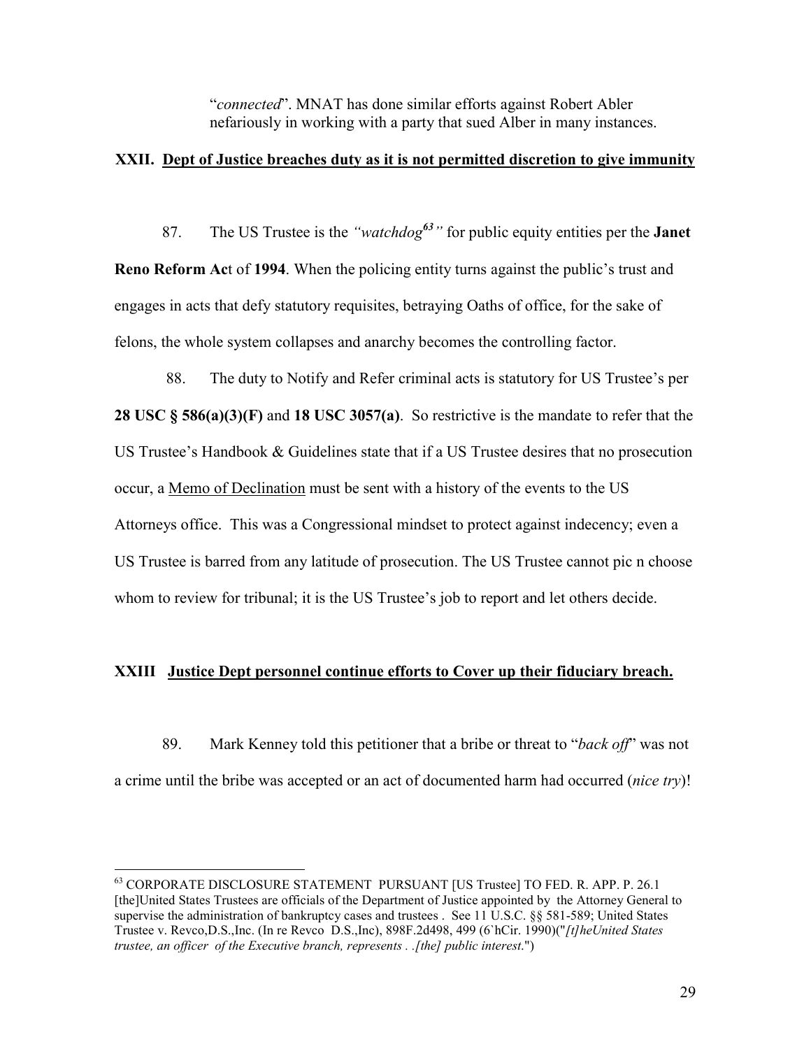"*connected*". MNAT has done similar efforts against Robert Abler nefariously in working with a party that sued Alber in many instances.

## XXII. Dept of Justice breaches duty as it is not permitted discretion to give immunity

87. The US Trustee is the *"watchdog*[63]*"* for public equity entities per the **Janet Reno Reform Ac**t of **1994**. When the policing entity turns against the public's trust and engages in acts that defy statutory requisites, betraying Oaths of office, for the sake of felons, the whole system collapses and anarchy becomes the controlling factor.

88. The duty to Notify and Refer criminal acts is statutory for US Trustee's per **28 USC § 586(a)(3)(F)** and **18 USC 3057(a)**. So restrictive is the mandate to refer that the US Trustee's Handbook & Guidelines state that if a US Trustee desires that no prosecution occur, a <u>Memo of Declination</u> must be sent with a history of the events to the US Attorneys office. This was a Congressional mindset to protect against indecency; even a US Trustee is barred from any latitude of prosecution. The US Trustee cannot pic n choose whom to review for tribunal; it is the US Trustee's job to report and let others decide.

## XXIII Justice Dept personnel continue efforts to Cover up their fiduciary breach.

89. Mark Kenney told this petitioner that a bribe or threat to "*back off*" was not a crime until the bribe was accepted or an act of documented harm had occurred (*nice try*)!

---

[63] CORPORATE DISCLOSURE STATEMENT PURSUANT [US Trustee] TO FED. R. APP. P. 26.1 [the]United States Trustees are officials of the Department of Justice appointed by the Attorney General to supervise the administration of bankruptcy cases and trustees . See 11 U.S.C. §§ 581-589; United States Trustee v. Revco,D.S.,Inc. (In re Revco D.S.,Inc), 898F.2d498, 499 (6`hCir. 1990)("*[t]heUnited States trustee, an officer of the Executive branch, represents . .[the] public interest.*")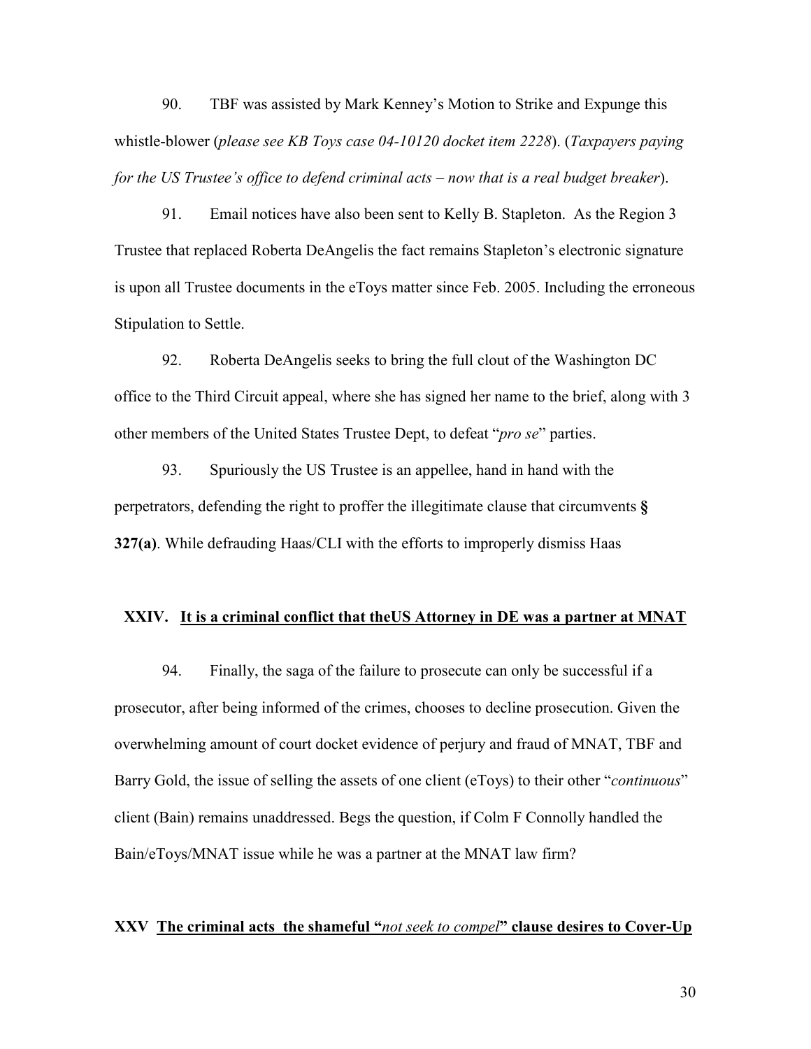90. TBF was assisted by Mark Kenney's Motion to Strike and Expunge this whistle-blower (*please see KB Toys case 04-10120 docket item 2228*). (*Taxpayers paying for the US Trustee's office to defend criminal acts – now that is a real budget breaker*).

91. Email notices have also been sent to Kelly B. Stapleton. As the Region 3 Trustee that replaced Roberta DeAngelis the fact remains Stapleton's electronic signature is upon all Trustee documents in the eToys matter since Feb. 2005. Including the erroneous Stipulation to Settle.

92. Roberta DeAngelis seeks to bring the full clout of the Washington DC office to the Third Circuit appeal, where she has signed her name to the brief, along with 3 other members of the United States Trustee Dept, to defeat "*pro se*" parties.

93. Spuriously the US Trustee is an appellee, hand in hand with the perpetrators, defending the right to proffer the illegitimate clause that circumvents **§ 327(a)**. While defrauding Haas/CLI with the efforts to improperly dismiss Haas

## XXIV. It is a criminal conflict that theUS Attorney in DE was a partner at MNAT

94. Finally, the saga of the failure to prosecute can only be successful if a prosecutor, after being informed of the crimes, chooses to decline prosecution. Given the overwhelming amount of court docket evidence of perjury and fraud of MNAT, TBF and Barry Gold, the issue of selling the assets of one client (eToys) to their other "*continuous*" client (Bain) remains unaddressed. Begs the question, if Colm F Connolly handled the Bain/eToys/MNAT issue while he was a partner at the MNAT law firm?

## XXV The criminal acts the shameful "*not seek to compel*" clause desires to Cover-Up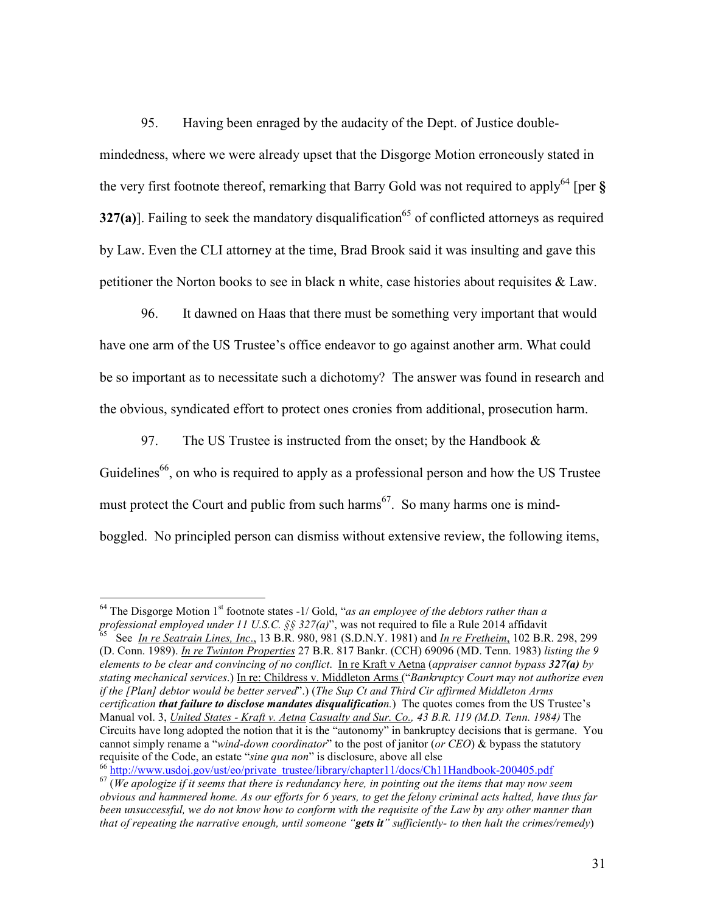95. Having been enraged by the audacity of the Dept. of Justice double-mindedness, where we were already upset that the Disgorge Motion erroneously stated in the very first footnote thereof, remarking that Barry Gold was not required to apply[64] [per **§ 327(a)**]. Failing to seek the mandatory disqualification[65] of conflicted attorneys as required by Law. Even the CLI attorney at the time, Brad Brook said it was insulting and gave this petitioner the Norton books to see in black n white, case histories about requisites & Law.

96. It dawned on Haas that there must be something very important that would have one arm of the US Trustee's office endeavor to go against another arm. What could be so important as to necessitate such a dichotomy? The answer was found in research and the obvious, syndicated effort to protect ones cronies from additional, prosecution harm.

97. The US Trustee is instructed from the onset; by the Handbook & Guidelines[66], on who is required to apply as a professional person and how the US Trustee must protect the Court and public from such harms[67]. So many harms one is mind-boggled. No principled person can dismiss without extensive review, the following items,

---

[64] The Disgorge Motion 1st footnote states -1/ Gold, "*as an employee of the debtors rather than a professional employed under 11 U.S.C. §§ 327(a)*", was not required to file a Rule 2014 affidavit

[65] See *In re Seatrain Lines, Inc.*, 13 B.R. 980, 981 (S.D.N.Y. 1981) and *In re Fretheim*, 102 B.R. 298, 299 (D. Conn. 1989). *In re Twinton Properties* 27 B.R. 817 Bankr. (CCH) 69096 (MD. Tenn. 1983) *listing the 9 elements to be clear and convincing of no conflict*. In re Kraft v Aetna (*appraiser cannot bypass **327(a)** by stating mechanical services*.) In re: Childress v. Middleton Arms ("*Bankruptcy Court may not authorize even if the [Plan] debtor would be better served*".) (*The Sup Ct and Third Cir affirmed Middleton Arms certification **that failure to disclose mandates disqualification**.*) The quotes comes from the US Trustee's Manual vol. 3, *United States - Kraft v. Aetna Casualty and Sur. Co., 43 B.R. 119 (M.D. Tenn. 1984)* The Circuits have long adopted the notion that it is the "autonomy" in bankruptcy decisions that is germane. You cannot simply rename a "*wind-down coordinator*" to the post of janitor (*or CEO*) & bypass the statutory requisite of the Code, an estate "*sine qua non*" is disclosure, above all else

[66] http://www.usdoj.gov/ust/eo/private_trustee/library/chapter11/docs/Ch11Handbook-200405.pdf

[67] (*We apologize if it seems that there is redundancy here, in pointing out the items that may now seem obvious and hammered home. As our efforts for 6 years, to get the felony criminal acts halted, have thus far been unsuccessful, we do not know how to conform with the requisite of the Law by any other manner than that of repeating the narrative enough, until someone "**gets it**" sufficiently- to then halt the crimes/remedy*)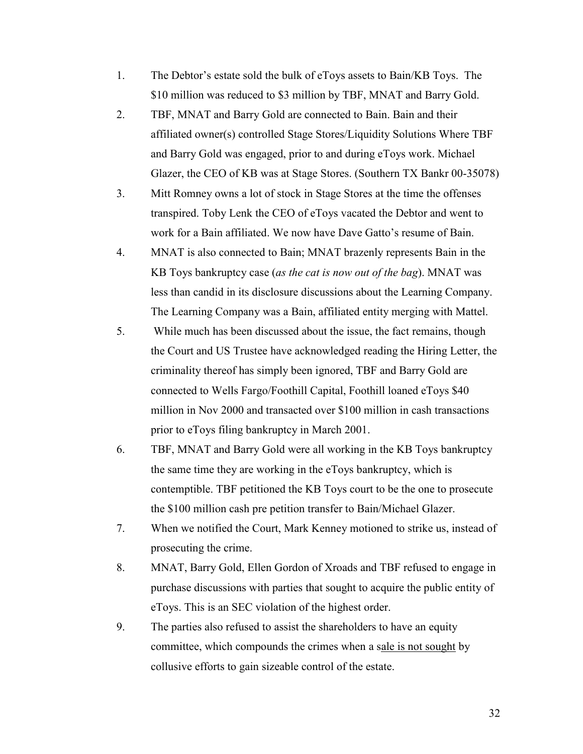1. The Debtor's estate sold the bulk of eToys assets to Bain/KB Toys. The $10 million was reduced to $3 million by TBF, MNAT and Barry Gold.
2. TBF, MNAT and Barry Gold are connected to Bain. Bain and their affiliated owner(s) controlled Stage Stores/Liquidity Solutions Where TBF and Barry Gold was engaged, prior to and during eToys work. Michael Glazer, the CEO of KB was at Stage Stores. (Southern TX Bankr 00-35078)
3. Mitt Romney owns a lot of stock in Stage Stores at the time the offenses transpired. Toby Lenk the CEO of eToys vacated the Debtor and went to work for a Bain affiliated. We now have Dave Gatto's resume of Bain.
4. MNAT is also connected to Bain; MNAT brazenly represents Bain in the KB Toys bankruptcy case (*as the cat is now out of the bag*). MNAT was less than candid in its disclosure discussions about the Learning Company. The Learning Company was a Bain, affiliated entity merging with Mattel.
5. While much has been discussed about the issue, the fact remains, though the Court and US Trustee have acknowledged reading the Hiring Letter, the criminality thereof has simply been ignored, TBF and Barry Gold are connected to Wells Fargo/Foothill Capital, Foothill loaned eToys $40 million in Nov 2000 and transacted over $100 million in cash transactions prior to eToys filing bankruptcy in March 2001.
6. TBF, MNAT and Barry Gold were all working in the KB Toys bankruptcy the same time they are working in the eToys bankruptcy, which is contemptible. TBF petitioned the KB Toys court to be the one to prosecute the $100 million cash pre petition transfer to Bain/Michael Glazer.
7. When we notified the Court, Mark Kenney motioned to strike us, instead of prosecuting the crime.
8. MNAT, Barry Gold, Ellen Gordon of Xroads and TBF refused to engage in purchase discussions with parties that sought to acquire the public entity of eToys. This is an SEC violation of the highest order.
9. The parties also refused to assist the shareholders to have an equity committee, which compounds the crimes when a s<u>ale is not sought</u> by collusive efforts to gain sizeable control of the estate.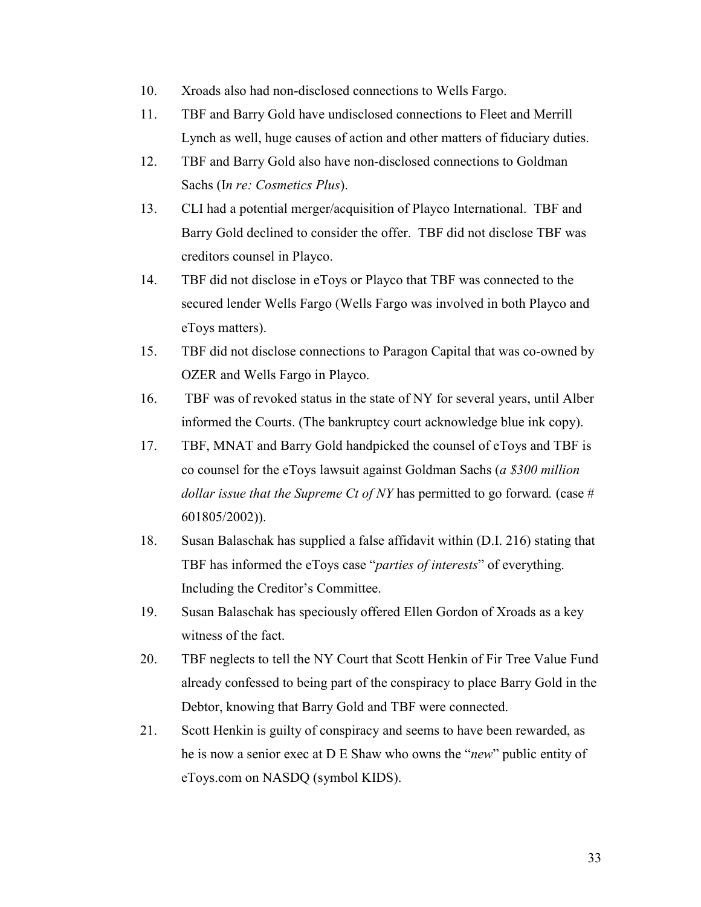10. Xroads also had non-disclosed connections to Wells Fargo.
11. TBF and Barry Gold have undisclosed connections to Fleet and Merrill Lynch as well, huge causes of action and other matters of fiduciary duties.
12. TBF and Barry Gold also have non-disclosed connections to Goldman Sachs (I*n re: Cosmetics Plus*).
13. CLI had a potential merger/acquisition of Playco International. TBF and Barry Gold declined to consider the offer. TBF did not disclose TBF was creditors counsel in Playco.
14. TBF did not disclose in eToys or Playco that TBF was connected to the secured lender Wells Fargo (Wells Fargo was involved in both Playco and eToys matters).
15. TBF did not disclose connections to Paragon Capital that was co-owned by OZER and Wells Fargo in Playco.
16. TBF was of revoked status in the state of NY for several years, until Alber informed the Courts. (The bankruptcy court acknowledge blue ink copy).
17. TBF, MNAT and Barry Gold handpicked the counsel of eToys and TBF is co counsel for the eToys lawsuit against Goldman Sachs (*a $300 million dollar issue that the Supreme Ct of NY* has permitted to go forward*.* (case # 601805/2002)).
18. Susan Balaschak has supplied a false affidavit within (D.I. 216) stating that TBF has informed the eToys case "*parties of interests*" of everything. Including the Creditor's Committee.
19. Susan Balaschak has speciously offered Ellen Gordon of Xroads as a key witness of the fact.
20. TBF neglects to tell the NY Court that Scott Henkin of Fir Tree Value Fund already confessed to being part of the conspiracy to place Barry Gold in the Debtor, knowing that Barry Gold and TBF were connected.
21. Scott Henkin is guilty of conspiracy and seems to have been rewarded, as he is now a senior exec at D E Shaw who owns the "*new*" public entity of eToys.com on NASDQ (symbol KIDS).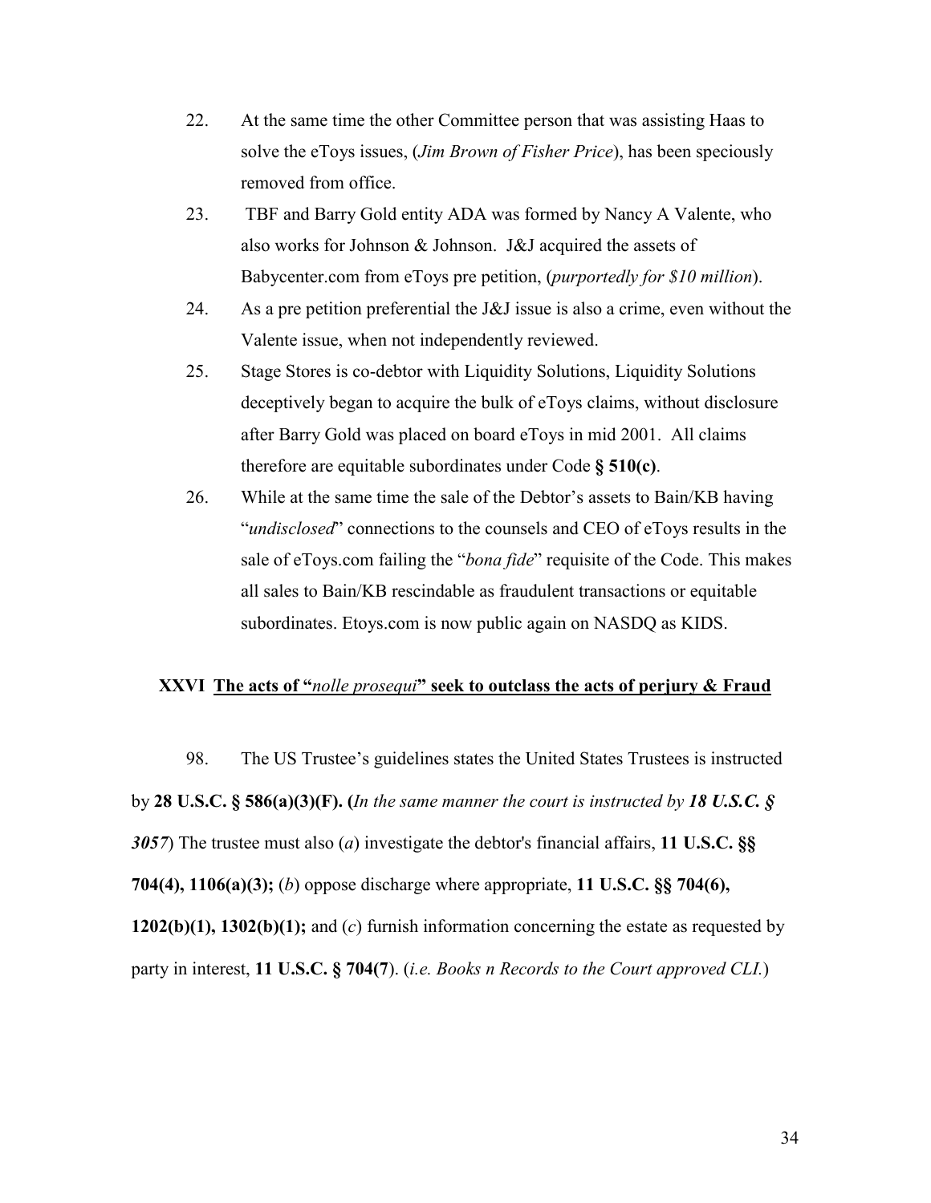22. At the same time the other Committee person that was assisting Haas to solve the eToys issues, (*Jim Brown of Fisher Price*), has been speciously removed from office.
23. TBF and Barry Gold entity ADA was formed by Nancy A Valente, who also works for Johnson & Johnson. J&J acquired the assets of Babycenter.com from eToys pre petition, (*purportedly for $10 million*).
24. As a pre petition preferential the J&J issue is also a crime, even without the Valente issue, when not independently reviewed.
25. Stage Stores is co-debtor with Liquidity Solutions, Liquidity Solutions deceptively began to acquire the bulk of eToys claims, without disclosure after Barry Gold was placed on board eToys in mid 2001. All claims therefore are equitable subordinates under Code **§ 510(c)**.
26. While at the same time the sale of the Debtor's assets to Bain/KB having "*undisclosed*" connections to the counsels and CEO of eToys results in the sale of eToys.com failing the "*bona fide*" requisite of the Code. This makes all sales to Bain/KB rescindable as fraudulent transactions or equitable subordinates. Etoys.com is now public again on NASDQ as KIDS.

## XXVI <u>The acts of "*nolle prosequi*" seek to outclass the acts of perjury & Fraud</u>

98. The US Trustee's guidelines states the United States Trustees is instructed by **28 U.S.C. § 586(a)(3)(F). (***In the same manner the court is instructed by* ***18 U.S.C. § 3057***) The trustee must also (*a*) investigate the debtor's financial affairs, **11 U.S.C. §§ 704(4), 1106(a)(3);** (*b*) oppose discharge where appropriate, **11 U.S.C. §§ 704(6), 1202(b)(1), 1302(b)(1);** and (*c*) furnish information concerning the estate as requested by party in interest, **11 U.S.C. § 704(7**). (*i.e. Books n Records to the Court approved CLI.*)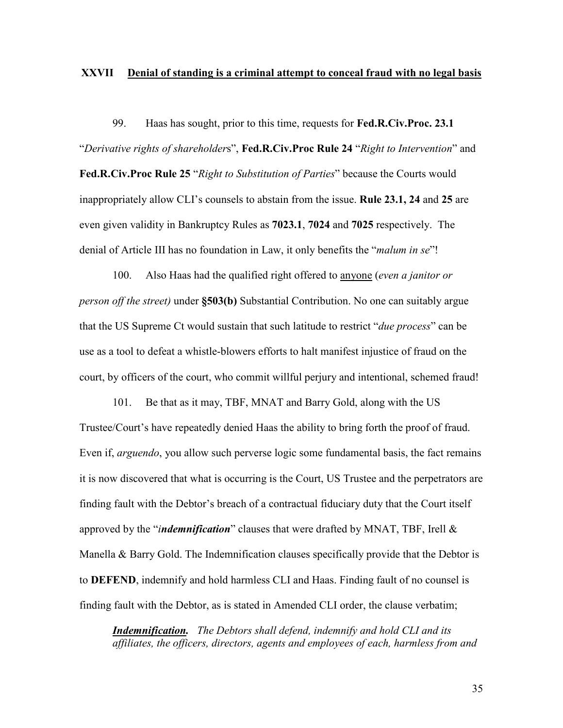## XXVII Denial of standing is a criminal attempt to conceal fraud with no legal basis

99. Haas has sought, prior to this time, requests for **Fed.R.Civ.Proc. 23.1** "*Derivative rights of shareholder*s", **Fed.R.Civ.Proc Rule 24** "*Right to Intervention*" and **Fed.R.Civ.Proc Rule 25** "*Right to Substitution of Parties*" because the Courts would inappropriately allow CLI's counsels to abstain from the issue. **Rule 23.1, 24** and **25** are even given validity in Bankruptcy Rules as **7023.1**, **7024** and **7025** respectively. The denial of Article III has no foundation in Law, it only benefits the "*malum in se*"!

100. Also Haas had the qualified right offered to anyone (*even a janitor or person off the street)* under **§503(b)** Substantial Contribution. No one can suitably argue that the US Supreme Ct would sustain that such latitude to restrict "*due process*" can be use as a tool to defeat a whistle-blowers efforts to halt manifest injustice of fraud on the court, by officers of the court, who commit willful perjury and intentional, schemed fraud!

101. Be that as it may, TBF, MNAT and Barry Gold, along with the US Trustee/Court's have repeatedly denied Haas the ability to bring forth the proof of fraud. Even if, *arguendo*, you allow such perverse logic some fundamental basis, the fact remains it is now discovered that what is occurring is the Court, US Trustee and the perpetrators are finding fault with the Debtor's breach of a contractual fiduciary duty that the Court itself approved by the "***indemnification***" clauses that were drafted by MNAT, TBF, Irell & Manella & Barry Gold. The Indemnification clauses specifically provide that the Debtor is to **DEFEND**, indemnify and hold harmless CLI and Haas. Finding fault of no counsel is finding fault with the Debtor, as is stated in Amended CLI order, the clause verbatim;

> ***Indemnification.*** *The Debtors shall defend, indemnify and hold CLI and its affiliates, the officers, directors, agents and employees of each, harmless from and*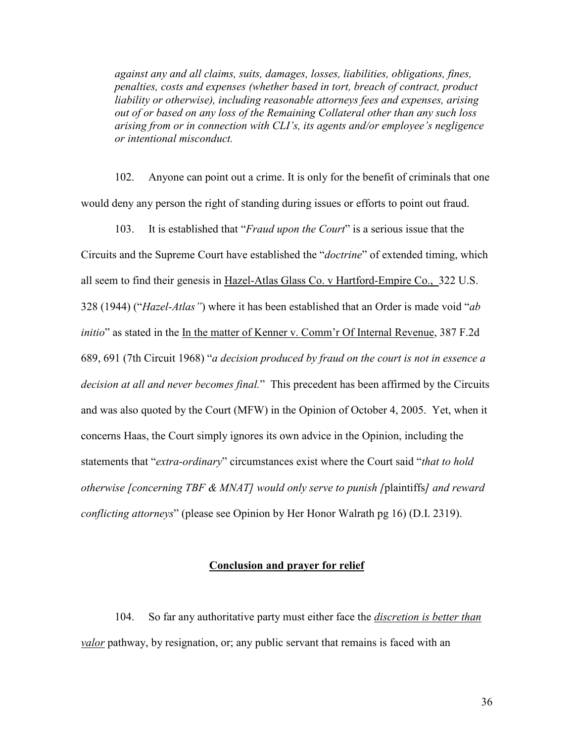*against any and all claims, suits, damages, losses, liabilities, obligations, fines, penalties, costs and expenses (whether based in tort, breach of contract, product liability or otherwise), including reasonable attorneys fees and expenses, arising out of or based on any loss of the Remaining Collateral other than any such loss arising from or in connection with CLI's, its agents and/or employee's negligence or intentional misconduct.*

102. Anyone can point out a crime. It is only for the benefit of criminals that one would deny any person the right of standing during issues or efforts to point out fraud.

103. It is established that "*Fraud upon the Court*" is a serious issue that the Circuits and the Supreme Court have established the "*doctrine*" of extended timing, which all seem to find their genesis in Hazel-Atlas Glass Co. v Hartford-Empire Co., 322 U.S. 328 (1944) ("*Hazel-Atlas"*) where it has been established that an Order is made void "*ab initio*" as stated in the In the matter of Kenner v. Comm'r Of Internal Revenue, 387 F.2d 689, 691 (7th Circuit 1968) "*a decision produced by fraud on the court is not in essence a decision at all and never becomes final.*" This precedent has been affirmed by the Circuits and was also quoted by the Court (MFW) in the Opinion of October 4, 2005. Yet, when it concerns Haas, the Court simply ignores its own advice in the Opinion, including the statements that "*extra-ordinary*" circumstances exist where the Court said "*that to hold otherwise [concerning TBF & MNAT] would only serve to punish [*plaintiffs*] and reward conflicting attorneys*" (please see Opinion by Her Honor Walrath pg 16) (D.I. 2319).

## Conclusion and prayer for relief

104. So far any authoritative party must either face the discretion is better than valor pathway, by resignation, or; any public servant that remains is faced with an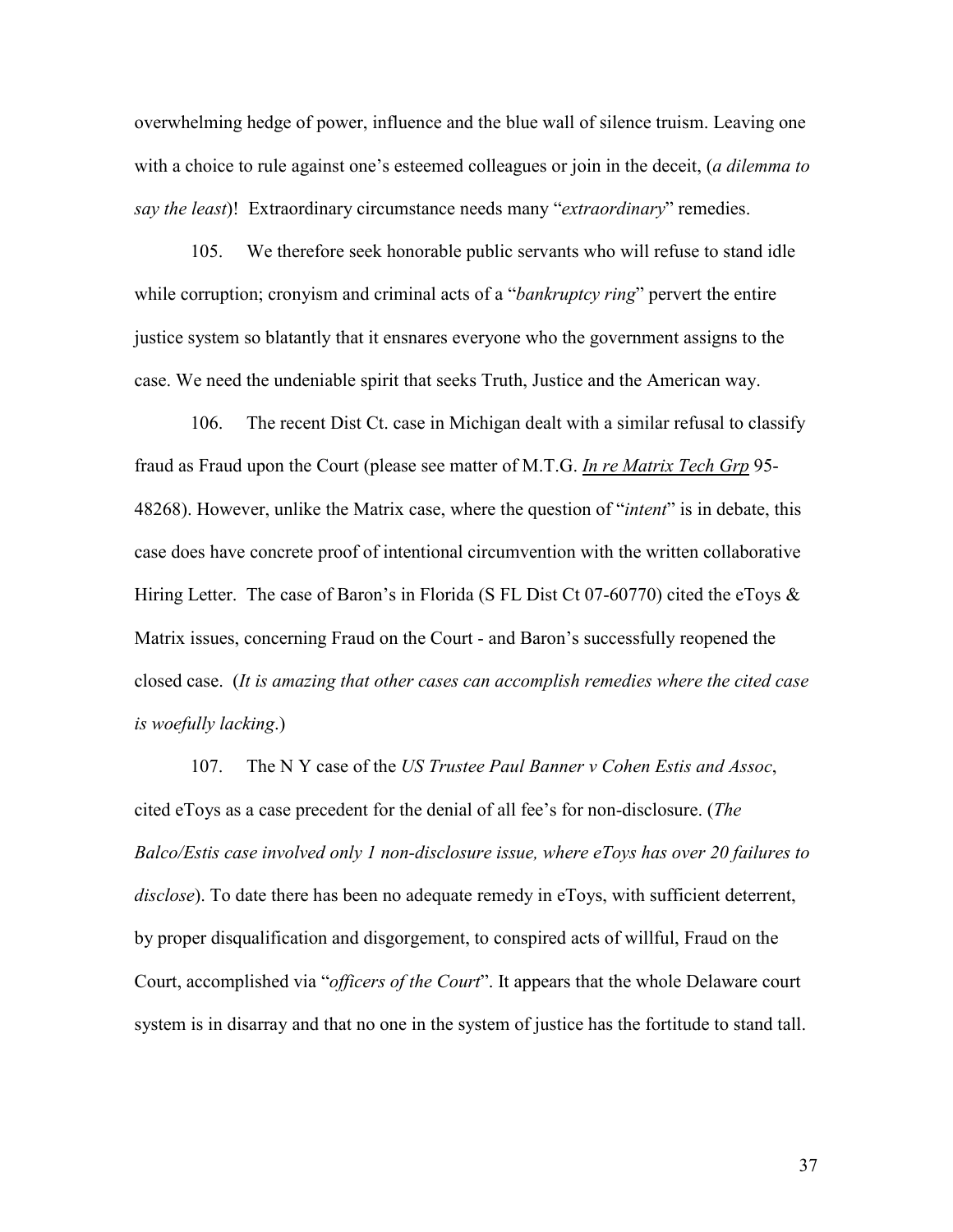overwhelming hedge of power, influence and the blue wall of silence truism. Leaving one with a choice to rule against one's esteemed colleagues or join in the deceit, (*a dilemma to say the least*)! Extraordinary circumstance needs many "*extraordinary*" remedies.

105. We therefore seek honorable public servants who will refuse to stand idle while corruption; cronyism and criminal acts of a "*bankruptcy ring*" pervert the entire justice system so blatantly that it ensnares everyone who the government assigns to the case. We need the undeniable spirit that seeks Truth, Justice and the American way.

106. The recent Dist Ct. case in Michigan dealt with a similar refusal to classify fraud as Fraud upon the Court (please see matter of M.T.G. *In re Matrix Tech Grp* 95-48268). However, unlike the Matrix case, where the question of "*intent*" is in debate, this case does have concrete proof of intentional circumvention with the written collaborative Hiring Letter. The case of Baron's in Florida (S FL Dist Ct 07-60770) cited the eToys & Matrix issues, concerning Fraud on the Court - and Baron's successfully reopened the closed case. (*It is amazing that other cases can accomplish remedies where the cited case is woefully lacking*.)

107. The N Y case of the *US Trustee Paul Banner v Cohen Estis and Assoc*, cited eToys as a case precedent for the denial of all fee's for non-disclosure. (*The Balco/Estis case involved only 1 non-disclosure issue, where eToys has over 20 failures to disclose*). To date there has been no adequate remedy in eToys, with sufficient deterrent, by proper disqualification and disgorgement, to conspired acts of willful, Fraud on the Court, accomplished via "*officers of the Court*". It appears that the whole Delaware court system is in disarray and that no one in the system of justice has the fortitude to stand tall.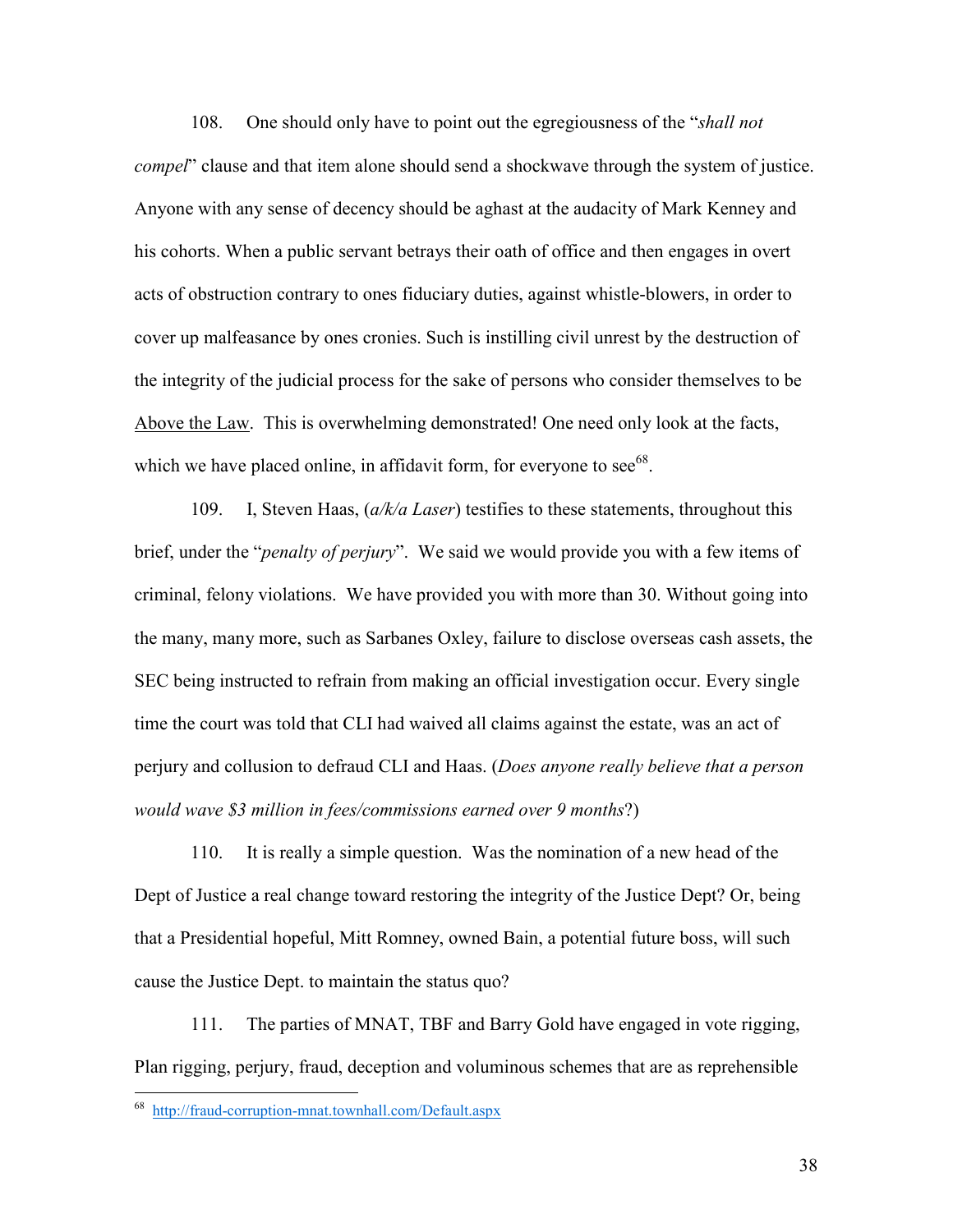108. One should only have to point out the egregiousness of the "*shall not compel*" clause and that item alone should send a shockwave through the system of justice. Anyone with any sense of decency should be aghast at the audacity of Mark Kenney and his cohorts. When a public servant betrays their oath of office and then engages in overt acts of obstruction contrary to ones fiduciary duties, against whistle-blowers, in order to cover up malfeasance by ones cronies. Such is instilling civil unrest by the destruction of the integrity of the judicial process for the sake of persons who consider themselves to be <u>Above the Law</u>. This is overwhelming demonstrated! One need only look at the facts, which we have placed online, in affidavit form, for everyone to see[68].

109. I, Steven Haas, (*a/k/a Laser*) testifies to these statements, throughout this brief, under the "*penalty of perjury*". We said we would provide you with a few items of criminal, felony violations. We have provided you with more than 30. Without going into the many, many more, such as Sarbanes Oxley, failure to disclose overseas cash assets, the SEC being instructed to refrain from making an official investigation occur. Every single time the court was told that CLI had waived all claims against the estate, was an act of perjury and collusion to defraud CLI and Haas. (*Does anyone really believe that a person would wave $3 million in fees/commissions earned over 9 months*?)

110. It is really a simple question. Was the nomination of a new head of the Dept of Justice a real change toward restoring the integrity of the Justice Dept? Or, being that a Presidential hopeful, Mitt Romney, owned Bain, a potential future boss, will such cause the Justice Dept. to maintain the status quo?

111. The parties of MNAT, TBF and Barry Gold have engaged in vote rigging, Plan rigging, perjury, fraud, deception and voluminous schemes that are as reprehensible

---

[68] http://fraud-corruption-mnat.townhall.com/Default.aspx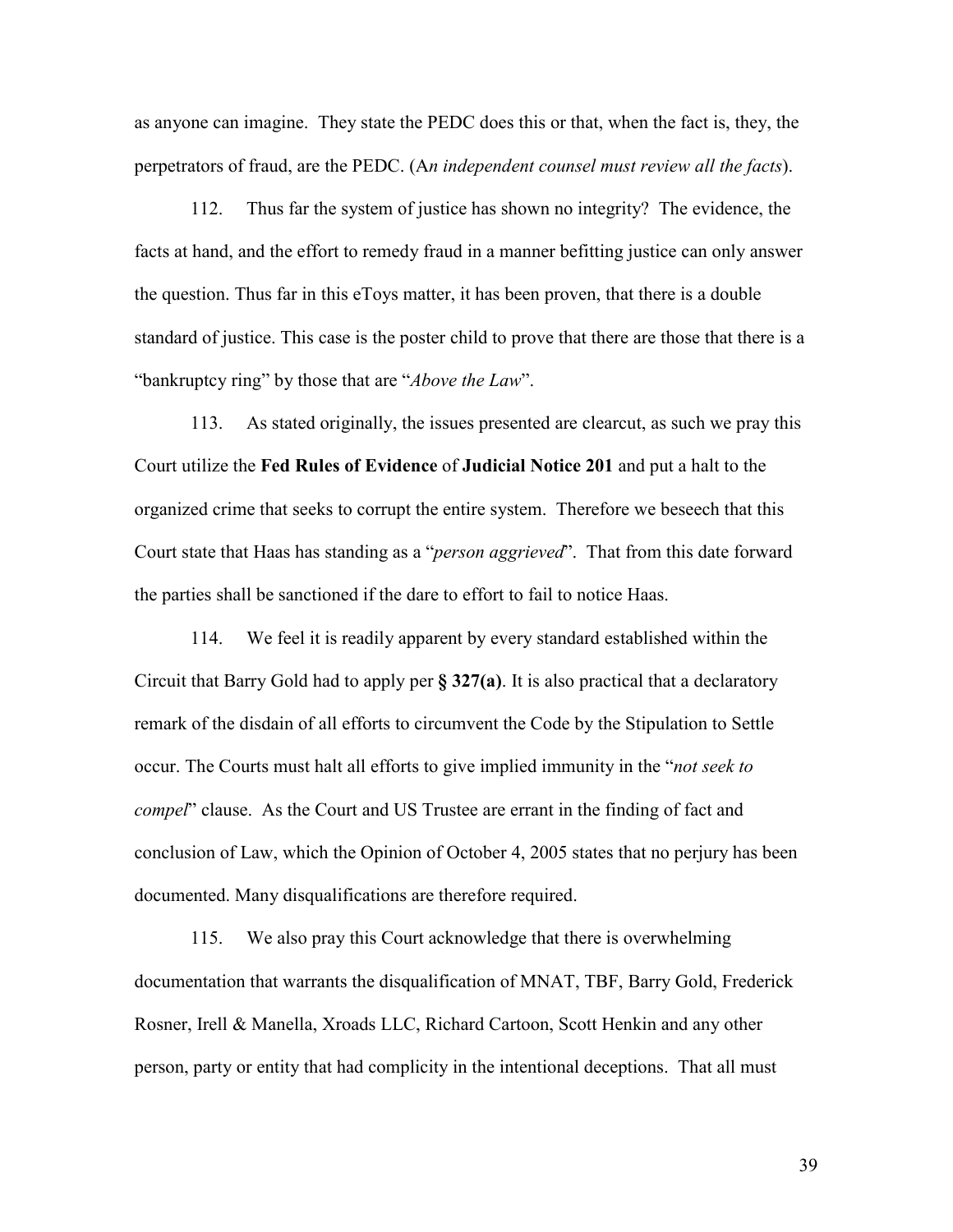as anyone can imagine. They state the PEDC does this or that, when the fact is, they, the perpetrators of fraud, are the PEDC. (A*n independent counsel must review all the facts*).

112. Thus far the system of justice has shown no integrity? The evidence, the facts at hand, and the effort to remedy fraud in a manner befitting justice can only answer the question. Thus far in this eToys matter, it has been proven, that there is a double standard of justice. This case is the poster child to prove that there are those that there is a "bankruptcy ring" by those that are "*Above the Law*".

113. As stated originally, the issues presented are clearcut, as such we pray this Court utilize the **Fed Rules of Evidence** of **Judicial Notice 201** and put a halt to the organized crime that seeks to corrupt the entire system. Therefore we beseech that this Court state that Haas has standing as a "*person aggrieved*". That from this date forward the parties shall be sanctioned if the dare to effort to fail to notice Haas.

114. We feel it is readily apparent by every standard established within the Circuit that Barry Gold had to apply per **§ 327(a)**. It is also practical that a declaratory remark of the disdain of all efforts to circumvent the Code by the Stipulation to Settle occur. The Courts must halt all efforts to give implied immunity in the "*not seek to compel*" clause. As the Court and US Trustee are errant in the finding of fact and conclusion of Law, which the Opinion of October 4, 2005 states that no perjury has been documented. Many disqualifications are therefore required.

115. We also pray this Court acknowledge that there is overwhelming documentation that warrants the disqualification of MNAT, TBF, Barry Gold, Frederick Rosner, Irell & Manella, Xroads LLC, Richard Cartoon, Scott Henkin and any other person, party or entity that had complicity in the intentional deceptions. That all must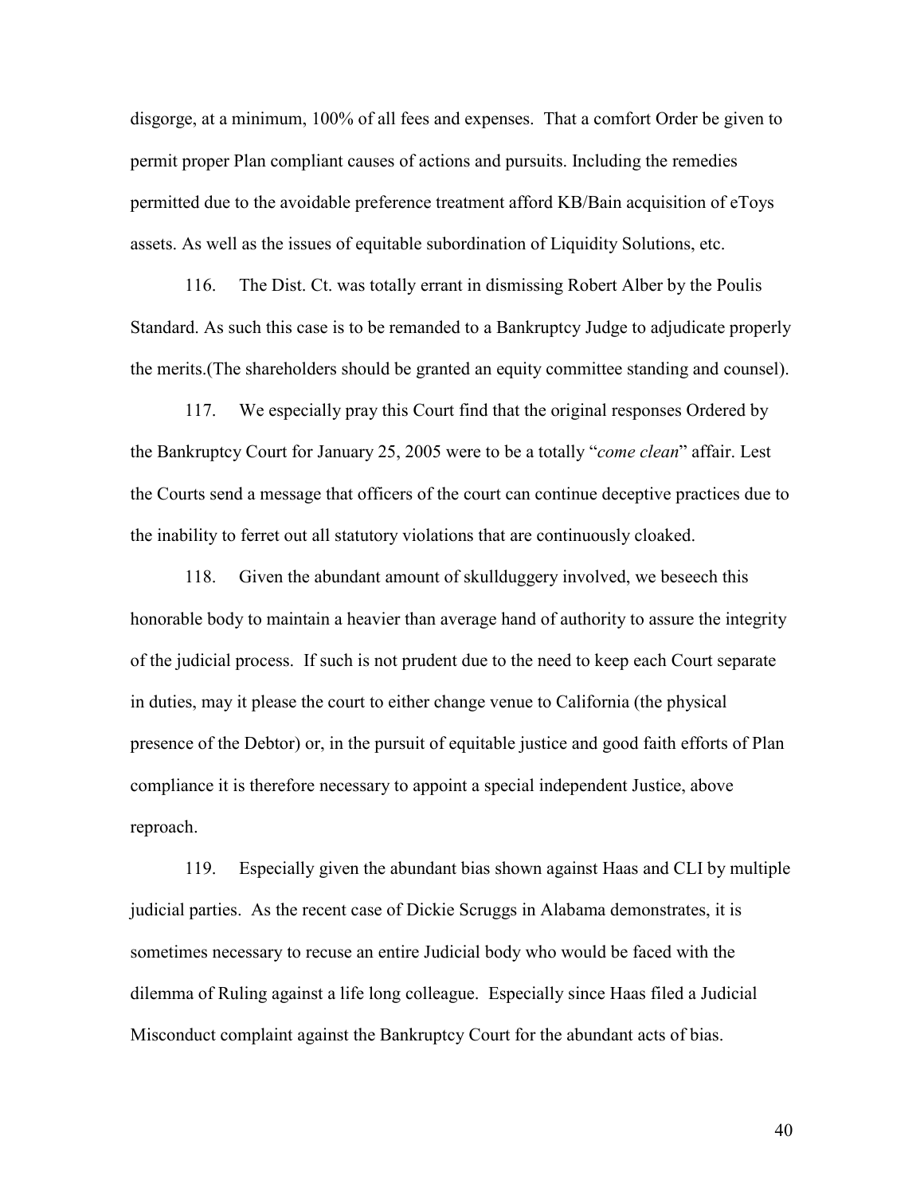disgorge, at a minimum, 100% of all fees and expenses. That a comfort Order be given to permit proper Plan compliant causes of actions and pursuits. Including the remedies permitted due to the avoidable preference treatment afford KB/Bain acquisition of eToys assets. As well as the issues of equitable subordination of Liquidity Solutions, etc.

116. The Dist. Ct. was totally errant in dismissing Robert Alber by the Poulis Standard. As such this case is to be remanded to a Bankruptcy Judge to adjudicate properly the merits.(The shareholders should be granted an equity committee standing and counsel).

117. We especially pray this Court find that the original responses Ordered by the Bankruptcy Court for January 25, 2005 were to be a totally "*come clean*" affair. Lest the Courts send a message that officers of the court can continue deceptive practices due to the inability to ferret out all statutory violations that are continuously cloaked.

118. Given the abundant amount of skullduggery involved, we beseech this honorable body to maintain a heavier than average hand of authority to assure the integrity of the judicial process. If such is not prudent due to the need to keep each Court separate in duties, may it please the court to either change venue to California (the physical presence of the Debtor) or, in the pursuit of equitable justice and good faith efforts of Plan compliance it is therefore necessary to appoint a special independent Justice, above reproach.

119. Especially given the abundant bias shown against Haas and CLI by multiple judicial parties. As the recent case of Dickie Scruggs in Alabama demonstrates, it is sometimes necessary to recuse an entire Judicial body who would be faced with the dilemma of Ruling against a life long colleague. Especially since Haas filed a Judicial Misconduct complaint against the Bankruptcy Court for the abundant acts of bias.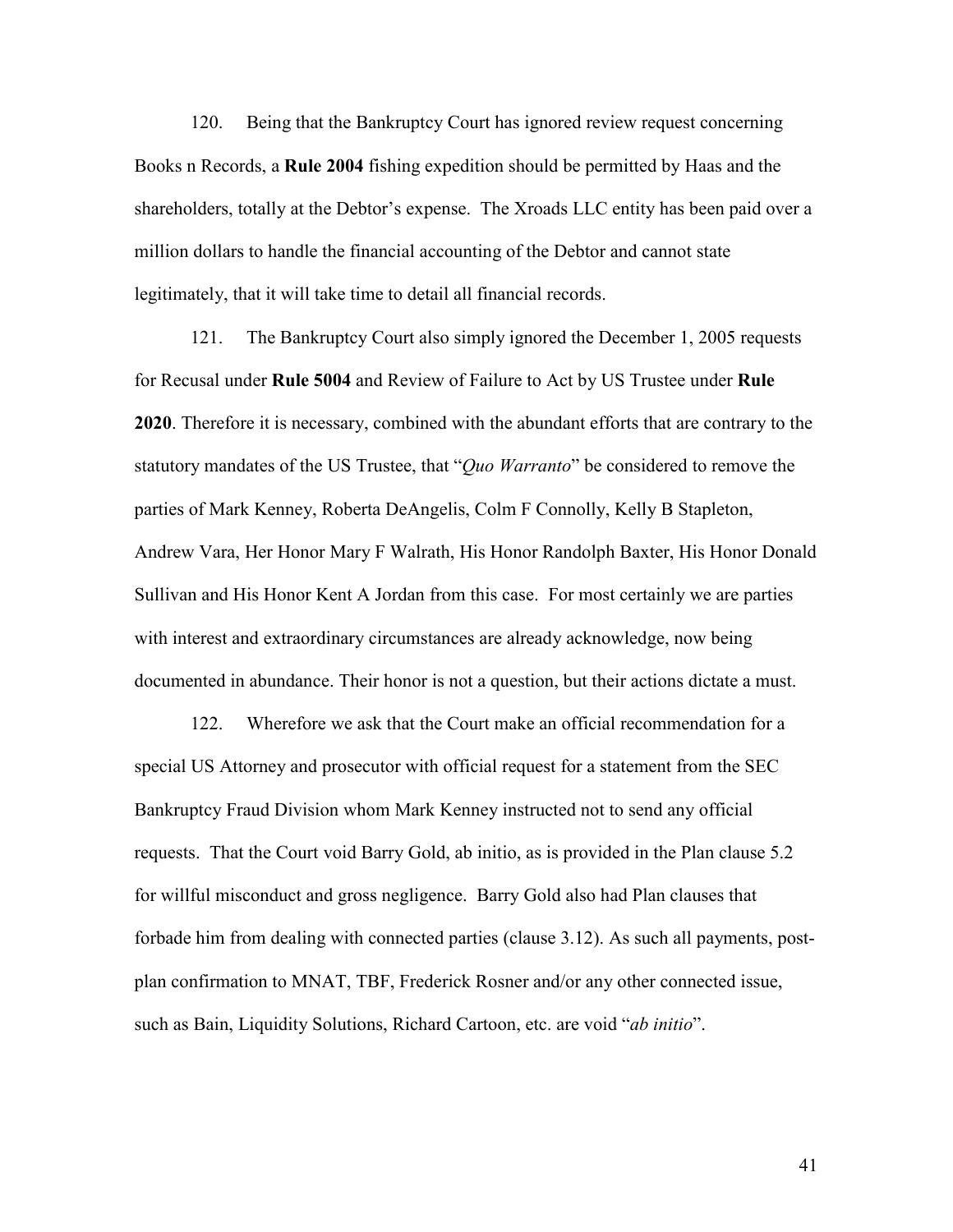120. Being that the Bankruptcy Court has ignored review request concerning Books n Records, a **Rule 2004** fishing expedition should be permitted by Haas and the shareholders, totally at the Debtor's expense. The Xroads LLC entity has been paid over a million dollars to handle the financial accounting of the Debtor and cannot state legitimately, that it will take time to detail all financial records.

121. The Bankruptcy Court also simply ignored the December 1, 2005 requests for Recusal under **Rule 5004** and Review of Failure to Act by US Trustee under **Rule 2020**. Therefore it is necessary, combined with the abundant efforts that are contrary to the statutory mandates of the US Trustee, that "*Quo Warranto*" be considered to remove the parties of Mark Kenney, Roberta DeAngelis, Colm F Connolly, Kelly B Stapleton, Andrew Vara, Her Honor Mary F Walrath, His Honor Randolph Baxter, His Honor Donald Sullivan and His Honor Kent A Jordan from this case. For most certainly we are parties with interest and extraordinary circumstances are already acknowledge, now being documented in abundance. Their honor is not a question, but their actions dictate a must.

122. Wherefore we ask that the Court make an official recommendation for a special US Attorney and prosecutor with official request for a statement from the SEC Bankruptcy Fraud Division whom Mark Kenney instructed not to send any official requests. That the Court void Barry Gold, ab initio, as is provided in the Plan clause 5.2 for willful misconduct and gross negligence. Barry Gold also had Plan clauses that forbade him from dealing with connected parties (clause 3.12). As such all payments, post-plan confirmation to MNAT, TBF, Frederick Rosner and/or any other connected issue, such as Bain, Liquidity Solutions, Richard Cartoon, etc. are void "*ab initio*".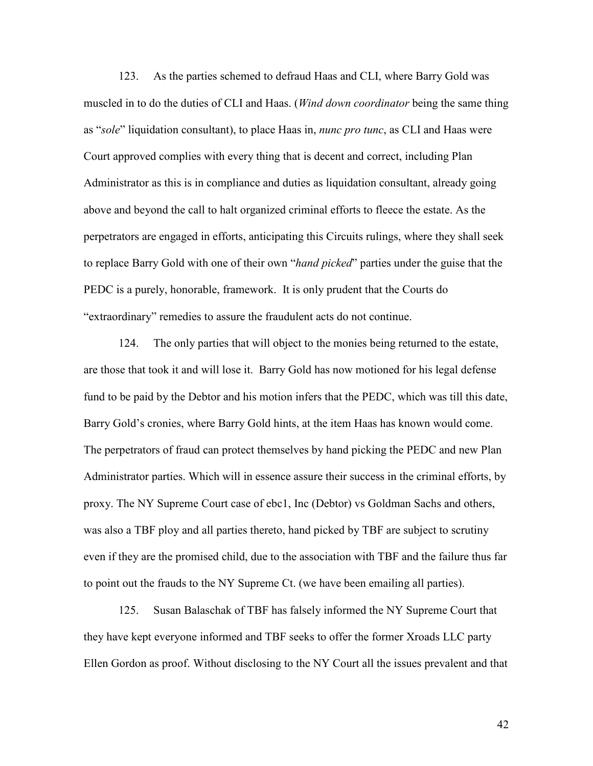123. As the parties schemed to defraud Haas and CLI, where Barry Gold was muscled in to do the duties of CLI and Haas. (*Wind down coordinator* being the same thing as "*sole*" liquidation consultant), to place Haas in, *nunc pro tunc*, as CLI and Haas were Court approved complies with every thing that is decent and correct, including Plan Administrator as this is in compliance and duties as liquidation consultant, already going above and beyond the call to halt organized criminal efforts to fleece the estate. As the perpetrators are engaged in efforts, anticipating this Circuits rulings, where they shall seek to replace Barry Gold with one of their own "*hand picked*" parties under the guise that the PEDC is a purely, honorable, framework. It is only prudent that the Courts do "extraordinary" remedies to assure the fraudulent acts do not continue.

124. The only parties that will object to the monies being returned to the estate, are those that took it and will lose it. Barry Gold has now motioned for his legal defense fund to be paid by the Debtor and his motion infers that the PEDC, which was till this date, Barry Gold's cronies, where Barry Gold hints, at the item Haas has known would come. The perpetrators of fraud can protect themselves by hand picking the PEDC and new Plan Administrator parties. Which will in essence assure their success in the criminal efforts, by proxy. The NY Supreme Court case of ebc1, Inc (Debtor) vs Goldman Sachs and others, was also a TBF ploy and all parties thereto, hand picked by TBF are subject to scrutiny even if they are the promised child, due to the association with TBF and the failure thus far to point out the frauds to the NY Supreme Ct. (we have been emailing all parties).

125. Susan Balaschak of TBF has falsely informed the NY Supreme Court that they have kept everyone informed and TBF seeks to offer the former Xroads LLC party Ellen Gordon as proof. Without disclosing to the NY Court all the issues prevalent and that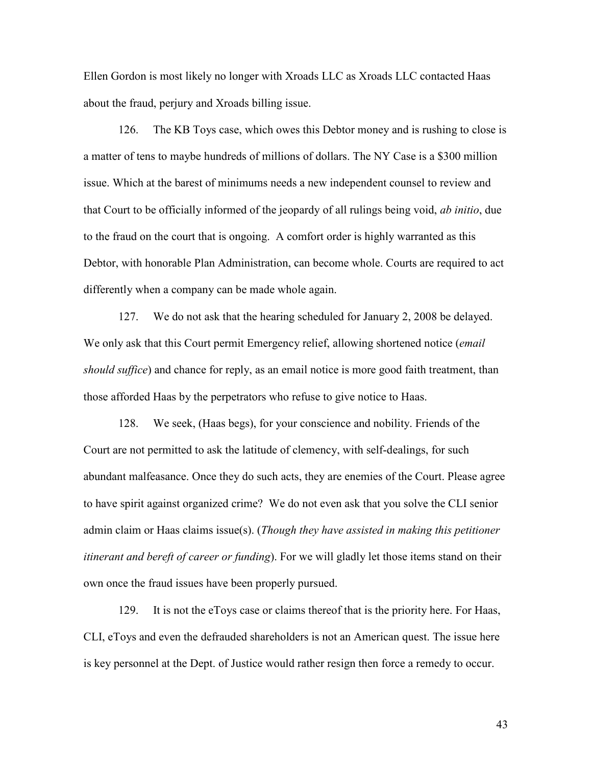Ellen Gordon is most likely no longer with Xroads LLC as Xroads LLC contacted Haas about the fraud, perjury and Xroads billing issue.

126. The KB Toys case, which owes this Debtor money and is rushing to close is a matter of tens to maybe hundreds of millions of dollars. The NY Case is a $300 million issue. Which at the barest of minimums needs a new independent counsel to review and that Court to be officially informed of the jeopardy of all rulings being void, *ab initio*, due to the fraud on the court that is ongoing. A comfort order is highly warranted as this Debtor, with honorable Plan Administration, can become whole. Courts are required to act differently when a company can be made whole again.

127. We do not ask that the hearing scheduled for January 2, 2008 be delayed. We only ask that this Court permit Emergency relief, allowing shortened notice (*email should suffice*) and chance for reply, as an email notice is more good faith treatment, than those afforded Haas by the perpetrators who refuse to give notice to Haas.

128. We seek, (Haas begs), for your conscience and nobility. Friends of the Court are not permitted to ask the latitude of clemency, with self-dealings, for such abundant malfeasance. Once they do such acts, they are enemies of the Court. Please agree to have spirit against organized crime? We do not even ask that you solve the CLI senior admin claim or Haas claims issue(s). (*Though they have assisted in making this petitioner itinerant and bereft of career or funding*). For we will gladly let those items stand on their own once the fraud issues have been properly pursued.

129. It is not the eToys case or claims thereof that is the priority here. For Haas, CLI, eToys and even the defrauded shareholders is not an American quest. The issue here is key personnel at the Dept. of Justice would rather resign then force a remedy to occur.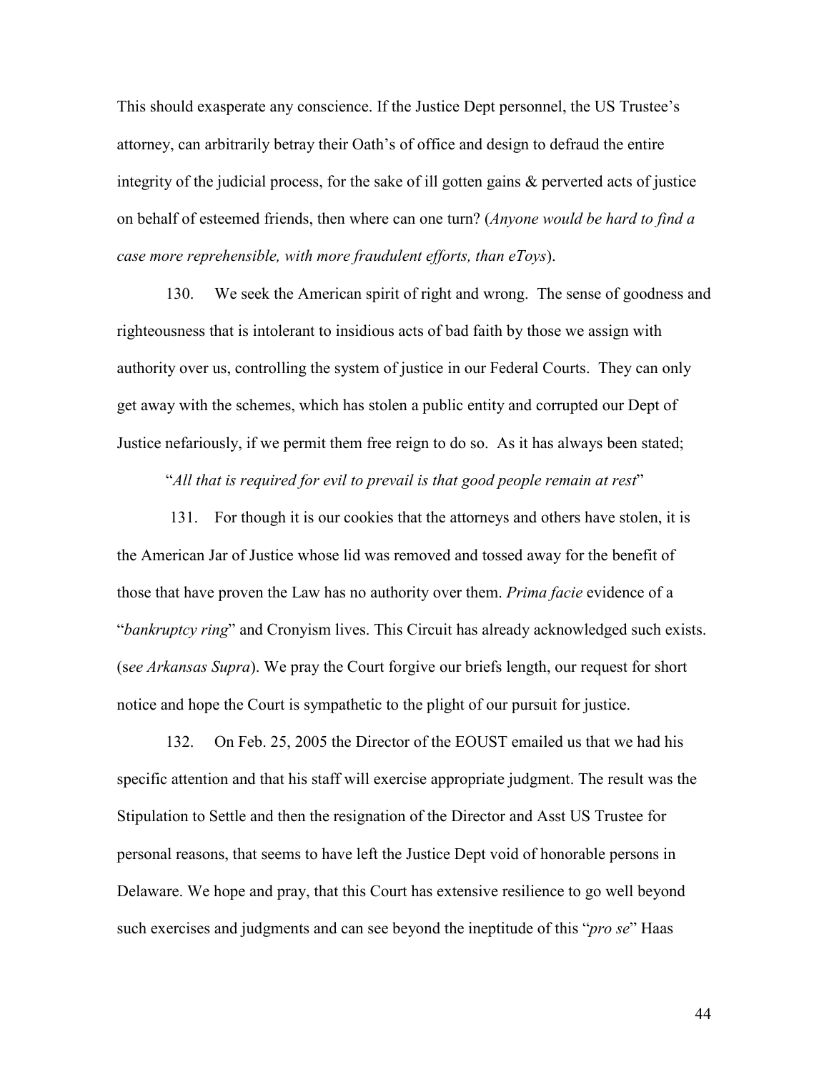This should exasperate any conscience. If the Justice Dept personnel, the US Trustee's attorney, can arbitrarily betray their Oath's of office and design to defraud the entire integrity of the judicial process, for the sake of ill gotten gains & perverted acts of justice on behalf of esteemed friends, then where can one turn? (*Anyone would be hard to find a case more reprehensible, with more fraudulent efforts, than eToys*).

130. We seek the American spirit of right and wrong. The sense of goodness and righteousness that is intolerant to insidious acts of bad faith by those we assign with authority over us, controlling the system of justice in our Federal Courts. They can only get away with the schemes, which has stolen a public entity and corrupted our Dept of Justice nefariously, if we permit them free reign to do so. As it has always been stated;

"*All that is required for evil to prevail is that good people remain at rest*"

131. For though it is our cookies that the attorneys and others have stolen, it is the American Jar of Justice whose lid was removed and tossed away for the benefit of those that have proven the Law has no authority over them. *Prima facie* evidence of a "*bankruptcy ring*" and Cronyism lives. This Circuit has already acknowledged such exists. (s*ee Arkansas Supra*). We pray the Court forgive our briefs length, our request for short notice and hope the Court is sympathetic to the plight of our pursuit for justice.

132. On Feb. 25, 2005 the Director of the EOUST emailed us that we had his specific attention and that his staff will exercise appropriate judgment. The result was the Stipulation to Settle and then the resignation of the Director and Asst US Trustee for personal reasons, that seems to have left the Justice Dept void of honorable persons in Delaware. We hope and pray, that this Court has extensive resilience to go well beyond such exercises and judgments and can see beyond the ineptitude of this "*pro se*" Haas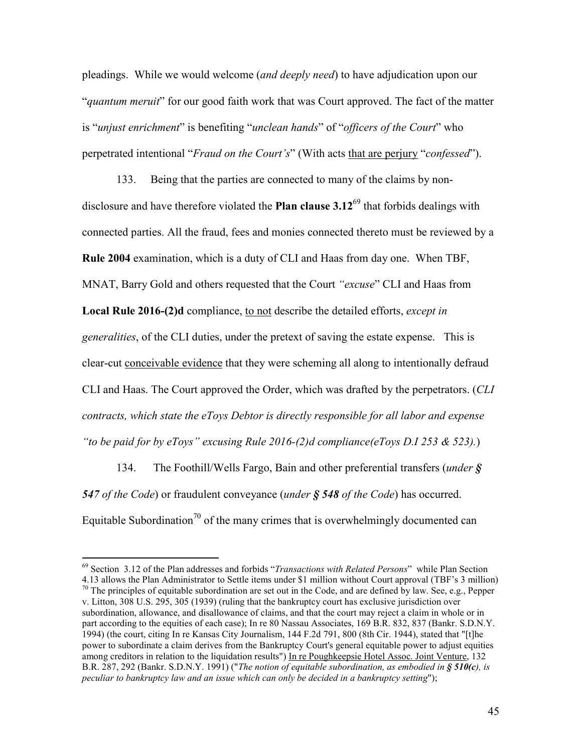pleadings. While we would welcome (*and deeply need*) to have adjudication upon our "*quantum meruit*" for our good faith work that was Court approved. The fact of the matter is "*unjust enrichment*" is benefiting "*unclean hands*" of "*officers of the Court*" who perpetrated intentional "*Fraud on the Court's*" (With acts <u>that are perjury</u> "*confessed*").

133. Being that the parties are connected to many of the claims by non-disclosure and have therefore violated the **Plan clause 3.12**[69] that forbids dealings with connected parties. All the fraud, fees and monies connected thereto must be reviewed by a **Rule 2004** examination, which is a duty of CLI and Haas from day one. When TBF, MNAT, Barry Gold and others requested that the Court *"excuse*" CLI and Haas from **Local Rule 2016-(2)d** compliance, <u>to not</u> describe the detailed efforts, *except in generalities*, of the CLI duties, under the pretext of saving the estate expense. This is clear-cut <u>conceivable evidence</u> that they were scheming all along to intentionally defraud CLI and Haas. The Court approved the Order, which was drafted by the perpetrators. (*CLI contracts, which state the eToys Debtor is directly responsible for all labor and expense "to be paid for by eToys" excusing Rule 2016-(2)d compliance(eToys D.I 253 & 523).*)

134. The Foothill/Wells Fargo, Bain and other preferential transfers (*under **§ 547** of the Code*) or fraudulent conveyance (*under **§ 548** of the Code*) has occurred. Equitable Subordination[70] of the many crimes that is overwhelmingly documented can

---

[69] Section 3.12 of the Plan addresses and forbids "*Transactions with Related Persons*" while Plan Section 4.13 allows the Plan Administrator to Settle items under $1 million without Court approval (TBF's 3 million)

[70] The principles of equitable subordination are set out in the Code, and are defined by law. See, e.g., Pepper v. Litton, 308 U.S. 295, 305 (1939) (ruling that the bankruptcy court has exclusive jurisdiction over subordination, allowance, and disallowance of claims, and that the court may reject a claim in whole or in part according to the equities of each case); In re 80 Nassau Associates, 169 B.R. 832, 837 (Bankr. S.D.N.Y. 1994) (the court, citing In re Kansas City Journalism, 144 F.2d 791, 800 (8th Cir. 1944), stated that "[t]he power to subordinate a claim derives from the Bankruptcy Court's general equitable power to adjust equities among creditors in relation to the liquidation results") <u>In re Poughkeepsie Hotel Assoc. Joint Venture</u>, 132 B.R. 287, 292 (Bankr. S.D.N.Y. 1991) ("*The notion of equitable subordination, as embodied in **§ 510(c)**, is peculiar to bankruptcy law and an issue which can only be decided in a bankruptcy setting*");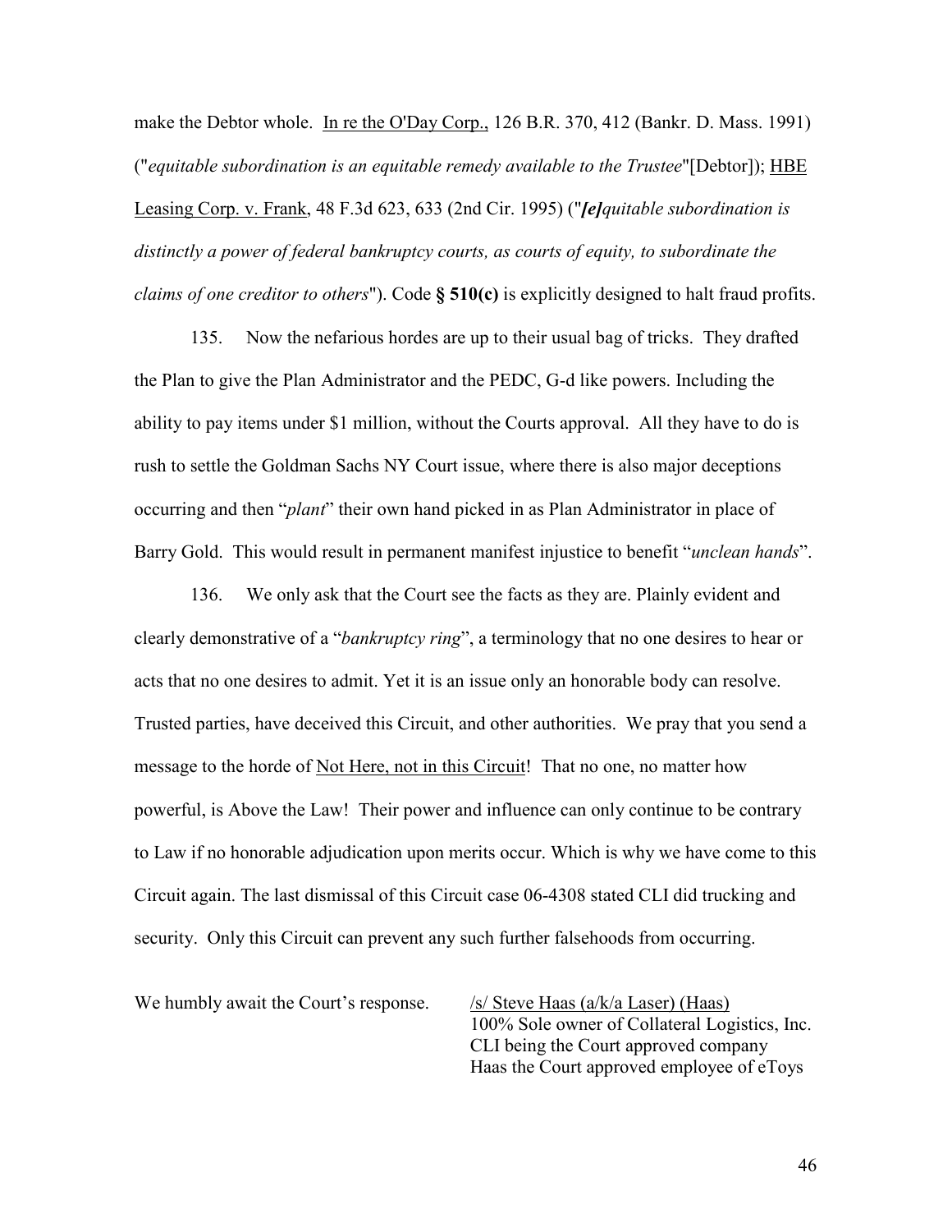make the Debtor whole. In re the O'Day Corp., 126 B.R. 370, 412 (Bankr. D. Mass. 1991) ("*equitable subordination is an equitable remedy available to the Trustee*"[Debtor]); HBE Leasing Corp. v. Frank, 48 F.3d 623, 633 (2nd Cir. 1995) ("***[e]****quitable subordination is distinctly a power of federal bankruptcy courts, as courts of equity, to subordinate the claims of one creditor to others*"). Code **§ 510(c)** is explicitly designed to halt fraud profits.

135. Now the nefarious hordes are up to their usual bag of tricks. They drafted the Plan to give the Plan Administrator and the PEDC, G-d like powers. Including the ability to pay items under $1 million, without the Courts approval. All they have to do is rush to settle the Goldman Sachs NY Court issue, where there is also major deceptions occurring and then "*plant*" their own hand picked in as Plan Administrator in place of Barry Gold. This would result in permanent manifest injustice to benefit "*unclean hands*".

136. We only ask that the Court see the facts as they are. Plainly evident and clearly demonstrative of a "*bankruptcy ring*", a terminology that no one desires to hear or acts that no one desires to admit. Yet it is an issue only an honorable body can resolve. Trusted parties, have deceived this Circuit, and other authorities. We pray that you send a message to the horde of Not Here, not in this Circuit! That no one, no matter how powerful, is Above the Law! Their power and influence can only continue to be contrary to Law if no honorable adjudication upon merits occur. Which is why we have come to this Circuit again. The last dismissal of this Circuit case 06-4308 stated CLI did trucking and security. Only this Circuit can prevent any such further falsehoods from occurring.

We humbly await the Court's response.

/s/ Steve Haas (a/k/a Laser) (Haas)
100% Sole owner of Collateral Logistics, Inc.
CLI being the Court approved company
Haas the Court approved employee of eToys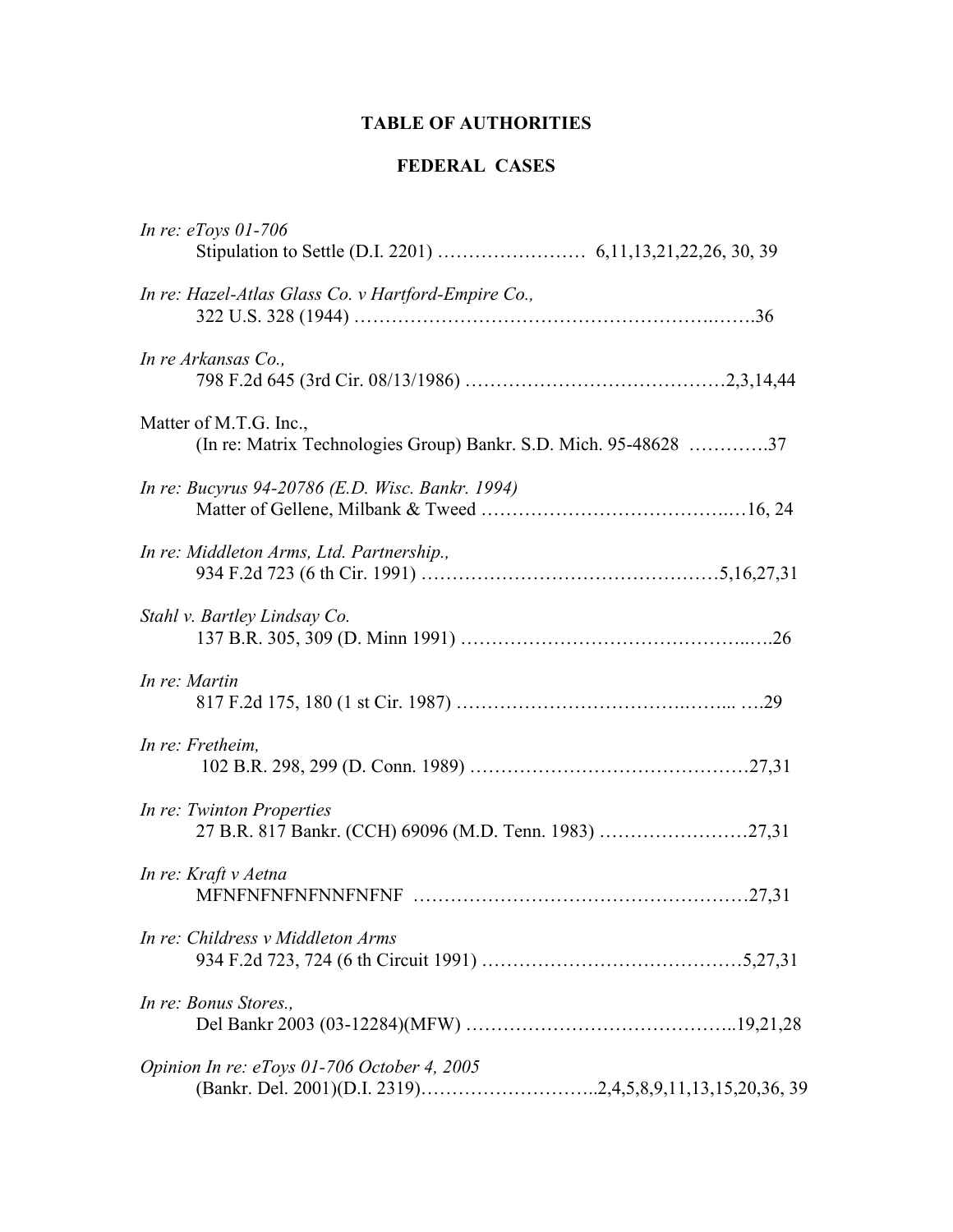## TABLE OF AUTHORITIES

### FEDERAL CASES

*In re: eToys 01-706*
Stipulation to Settle (D.I. 2201) …………………… 6,11,13,21,22,26, 30, 39

*In re: Hazel-Atlas Glass Co. v Hartford-Empire Co.,*
322 U.S. 328 (1944) ……………………………………………….…….36

*In re Arkansas Co.,*
798 F.2d 645 (3rd Cir. 08/13/1986) …………………………………2,3,14,44

Matter of M.T.G. Inc.,
(In re: Matrix Technologies Group) Bankr. S.D. Mich. 95-48628 ………….37

*In re: Bucyrus 94-20786 (E.D. Wisc. Bankr. 1994)*
Matter of Gellene, Milbank & Tweed ……………………………….…16, 24

*In re: Middleton Arms, Ltd. Partnership.,*
934 F.2d 723 (6 th Cir. 1991) ………………………………………5,16,27,31

*Stahl v. Bartley Lindsay Co.*
137 B.R. 305, 309 (D. Minn 1991) ……………………………………..….26

*In re: Martin*
817 F.2d 175, 180 (1 st Cir. 1987) ……………………………….……... ….29

*In re: Fretheim,*
102 B.R. 298, 299 (D. Conn. 1989) ……………………………………27,31

*In re: Twinton Properties*
27 B.R. 817 Bankr. (CCH) 69096 (M.D. Tenn. 1983) ……………………27,31

*In re: Kraft v Aetna*
MFNFNFNFNFNNFNFNF ……………………………………………27,31

*In re: Childress v Middleton Arms*
934 F.2d 723, 724 (6 th Circuit 1991) …………………………………5,27,31

*In re: Bonus Stores.,*
Del Bankr 2003 (03-12284)(MFW) ……………………………………..19,21,28

*Opinion In re: eToys 01-706 October 4, 2005*
(Bankr. Del. 2001)(D.I. 2319)………………………..2,4,5,8,9,11,13,15,20,36, 39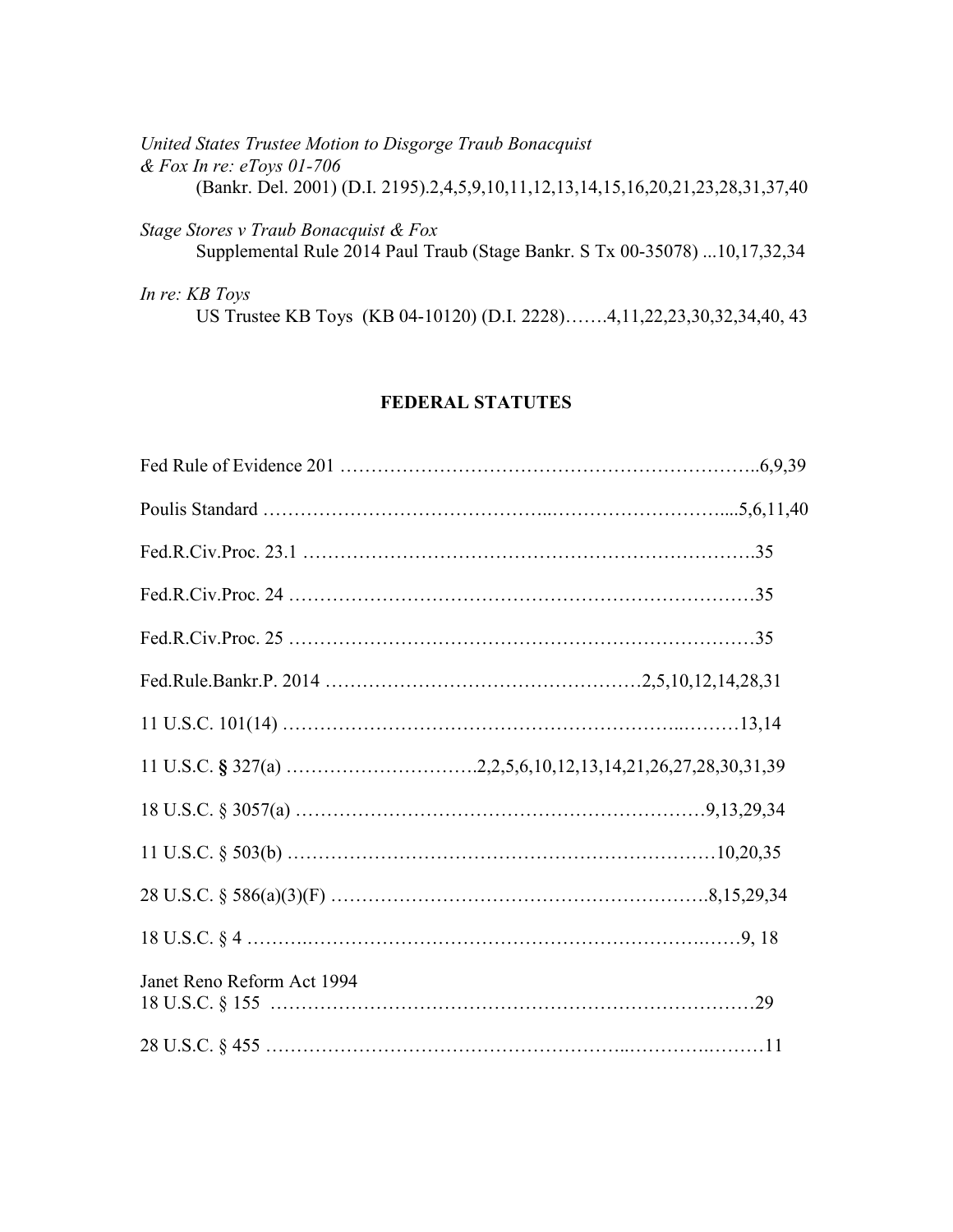*United States Trustee Motion to Disgorge Traub Bonacquist & Fox In re: eToys 01-706*
(Bankr. Del. 2001) (D.I. 2195).2,4,5,9,10,11,12,13,14,15,16,20,21,23,28,31,37,40

*Stage Stores v Traub Bonacquist & Fox*
Supplemental Rule 2014 Paul Traub (Stage Bankr. S Tx 00-35078) ...10,17,32,34

*In re: KB Toys*
US Trustee KB Toys (KB 04-10120) (D.I. 2228)…….4,11,22,23,30,32,34,40, 43

**FEDERAL STATUTES**

Fed Rule of Evidence 201 …………………………………………………………..6,9,39

Poulis Standard ……………………………………..………………………....5,6,11,40

Fed.R.Civ.Proc. 23.1 ……………………………………………………………….35

Fed.R.Civ.Proc. 24 …………………………………………………………………35

Fed.R.Civ.Proc. 25 …………………………………………………………………35

Fed.Rule.Bankr.P. 2014 ………………………………………….2,5,10,12,14,28,31

11 U.S.C. 101(14) ……………………………………………………..………13,14

11 U.S.C. **§** 327(a) …………………………2,2,5,6,10,12,13,14,21,26,27,28,30,31,39

18 U.S.C. § 3057(a) ………………………………………………………9,13,29,34

11 U.S.C. § 503(b) …………………………………………………………10,20,35

28 U.S.C. § 586(a)(3)(F) ……………………………………………………8,15,29,34

18 U.S.C. § 4 ………..……………………………………………………..……9, 18

Janet Reno Reform Act 1994
18 U.S.C. § 155 ……………………………………………………………………29

28 U.S.C. § 455 ………………………………………………...…………..………11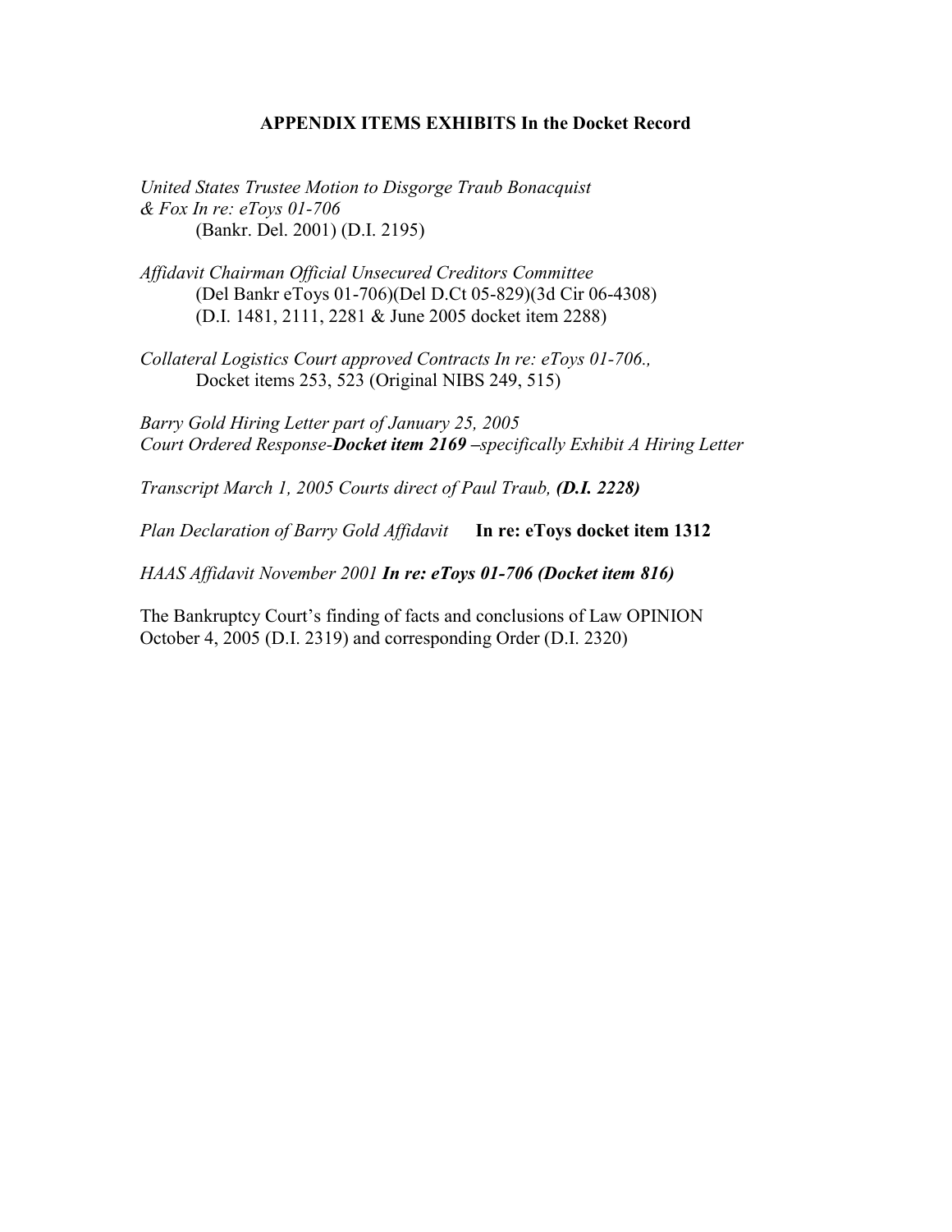**APPENDIX ITEMS EXHIBITS In the Docket Record**

*United States Trustee Motion to Disgorge Traub Bonacquist & Fox In re: eToys 01-706*
(Bankr. Del. 2001) (D.I. 2195)

*Affidavit Chairman Official Unsecured Creditors Committee*
(Del Bankr eToys 01-706)(Del D.Ct 05-829)(3d Cir 06-4308)
(D.I. 1481, 2111, 2281 & June 2005 docket item 2288)

*Collateral Logistics Court approved Contracts In re: eToys 01-706.,*
Docket items 253, 523 (Original NIBS 249, 515)

*Barry Gold Hiring Letter part of January 25, 2005*
*Court Ordered Response-**Docket item 2169** –specifically Exhibit A Hiring Letter*

*Transcript March 1, 2005 Courts direct of Paul Traub, **(D.I. 2228)***

*Plan Declaration of Barry Gold Affidavit* **In re: eToys docket item 1312**

*HAAS Affidavit November 2001 **In re: eToys 01-706 (Docket item 816)***

The Bankruptcy Court's finding of facts and conclusions of Law OPINION October 4, 2005 (D.I. 2319) and corresponding Order (D.I. 2320)